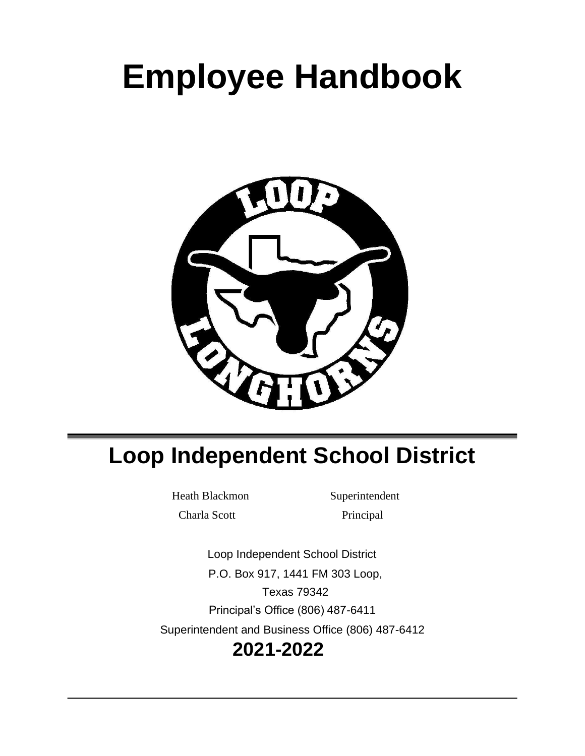# Employee Handbook

## Loop Independent School District

Heath Blackmon Superintendent

Charla Scott Principal

Loop Independent School District

P.O. Box 917, 1441 FM 303 Loop,

Texas 79342

Principal's Office (806) 487-6411

Superintendent and Business Office (806) 487-6412

**2021-2022**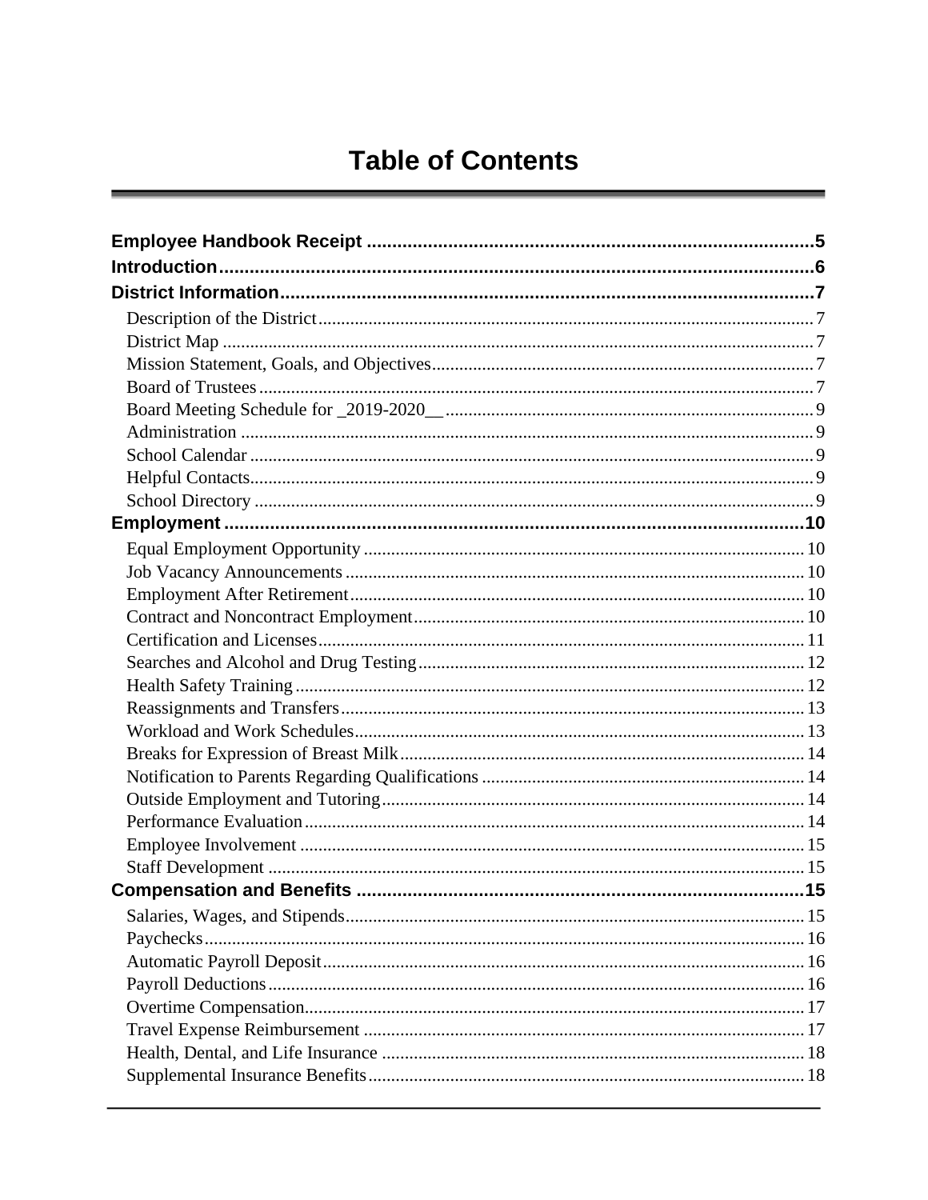# Table of Contents

**Employee Handbook Receipt** .......................................................................................... **5**

**Introduction** .......................................................................................................................... **6**

**District Information** ............................................................................................................ **7**

- Description of the District ........................................................................................ 7
- District Map ................................................................................................................ 7
- Mission Statement, Goals, and Objectives .............................................................. 7
- Board of Trustees ........................................................................................................ 7
- Board Meeting Schedule for _2019-2020__ ............................................................ 9
- Administration ............................................................................................................ 9
- School Calendar .......................................................................................................... 9
- Helpful Contacts .......................................................................................................... 9
- School Directory .......................................................................................................... 9

**Employment** ......................................................................................................................... **10**

- Equal Employment Opportunity .............................................................................. 10
- Job Vacancy Announcements .................................................................................... 10
- Employment After Retirement .................................................................................. 10
- Contract and Noncontract Employment .................................................................. 10
- Certification and Licenses ......................................................................................... 11
- Searches and Alcohol and Drug Testing ................................................................... 12
- Health Safety Training .............................................................................................. 12
- Reassignments and Transfers ................................................................................... 13
- Workload and Work Schedules ................................................................................. 13
- Breaks for Expression of Breast Milk ....................................................................... 14
- Notification to Parents Regarding Qualifications .................................................. 14
- Outside Employment and Tutoring .......................................................................... 14
- Performance Evaluation ............................................................................................ 14
- Employee Involvement .............................................................................................. 15
- Staff Development ..................................................................................................... 15

**Compensation and Benefits** ............................................................................................ **15**

- Salaries, Wages, and Stipends ................................................................................... 15
- Paychecks ..................................................................................................................... 16
- Automatic Payroll Deposit ......................................................................................... 16
- Payroll Deductions ..................................................................................................... 16
- Overtime Compensation ............................................................................................ 17
- Travel Expense Reimbursement ............................................................................... 17
- Health, Dental, and Life Insurance .......................................................................... 18
- Supplemental Insurance Benefits .............................................................................. 18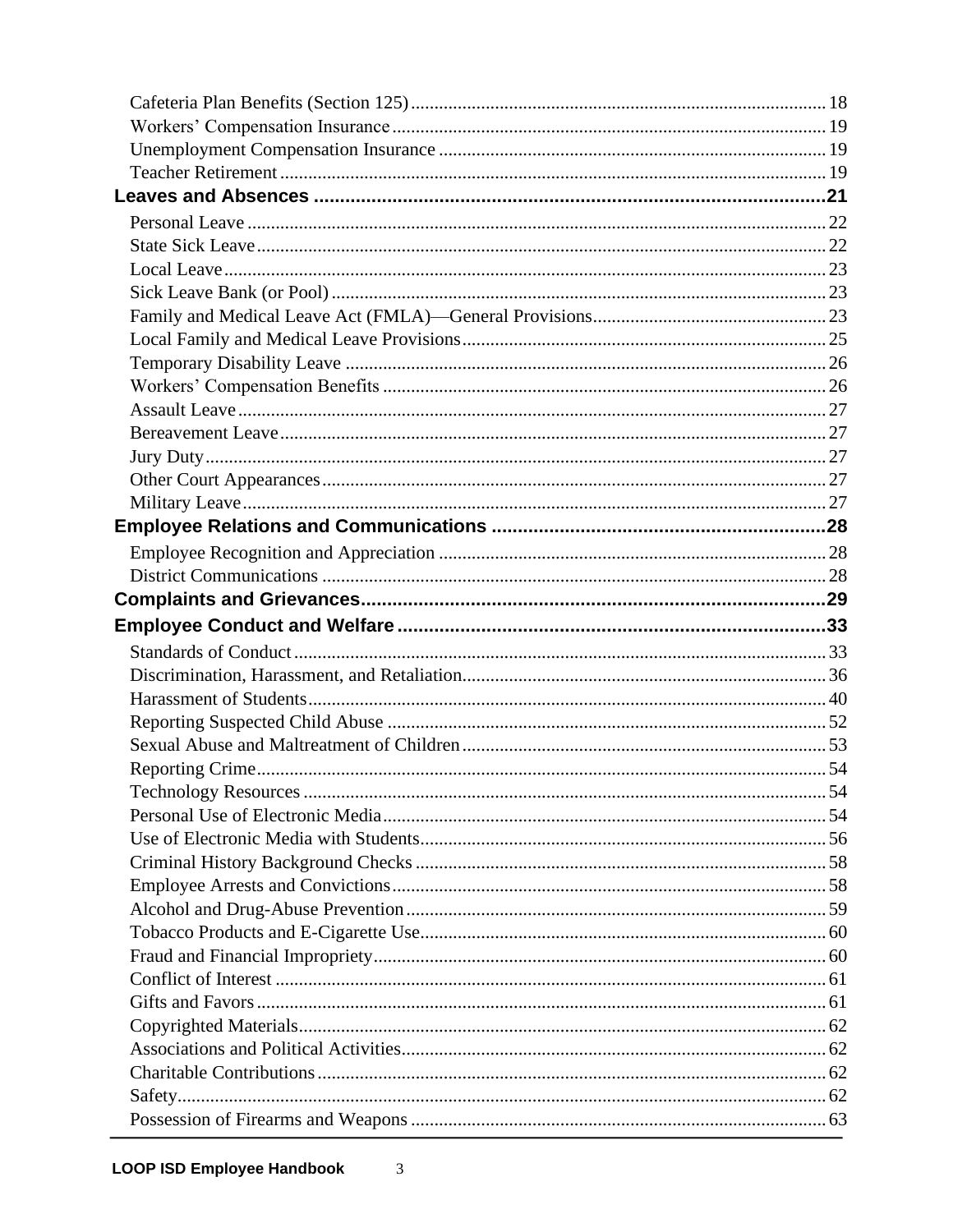Cafeteria Plan Benefits (Section 125) ........ 18
Workers' Compensation Insurance ........ 19
Unemployment Compensation Insurance ........ 19
Teacher Retirement ........ 19

**Leaves and Absences ........ 21**

Personal Leave ........ 22
State Sick Leave ........ 22
Local Leave ........ 23
Sick Leave Bank (or Pool) ........ 23
Family and Medical Leave Act (FMLA)—General Provisions ........ 23
Local Family and Medical Leave Provisions ........ 25
Temporary Disability Leave ........ 26
Workers' Compensation Benefits ........ 26
Assault Leave ........ 27
Bereavement Leave ........ 27
Jury Duty ........ 27
Other Court Appearances ........ 27
Military Leave ........ 27

**Employee Relations and Communications ........ 28**

Employee Recognition and Appreciation ........ 28
District Communications ........ 28

**Complaints and Grievances ........ 29**

**Employee Conduct and Welfare ........ 33**

Standards of Conduct ........ 33
Discrimination, Harassment, and Retaliation ........ 36
Harassment of Students ........ 40
Reporting Suspected Child Abuse ........ 52
Sexual Abuse and Maltreatment of Children ........ 53
Reporting Crime ........ 54
Technology Resources ........ 54
Personal Use of Electronic Media ........ 54
Use of Electronic Media with Students ........ 56
Criminal History Background Checks ........ 58
Employee Arrests and Convictions ........ 58
Alcohol and Drug-Abuse Prevention ........ 59
Tobacco Products and E-Cigarette Use ........ 60
Fraud and Financial Impropriety ........ 60
Conflict of Interest ........ 61
Gifts and Favors ........ 61
Copyrighted Materials ........ 62
Associations and Political Activities ........ 62
Charitable Contributions ........ 62
Safety ........ 62
Possession of Firearms and Weapons ........ 63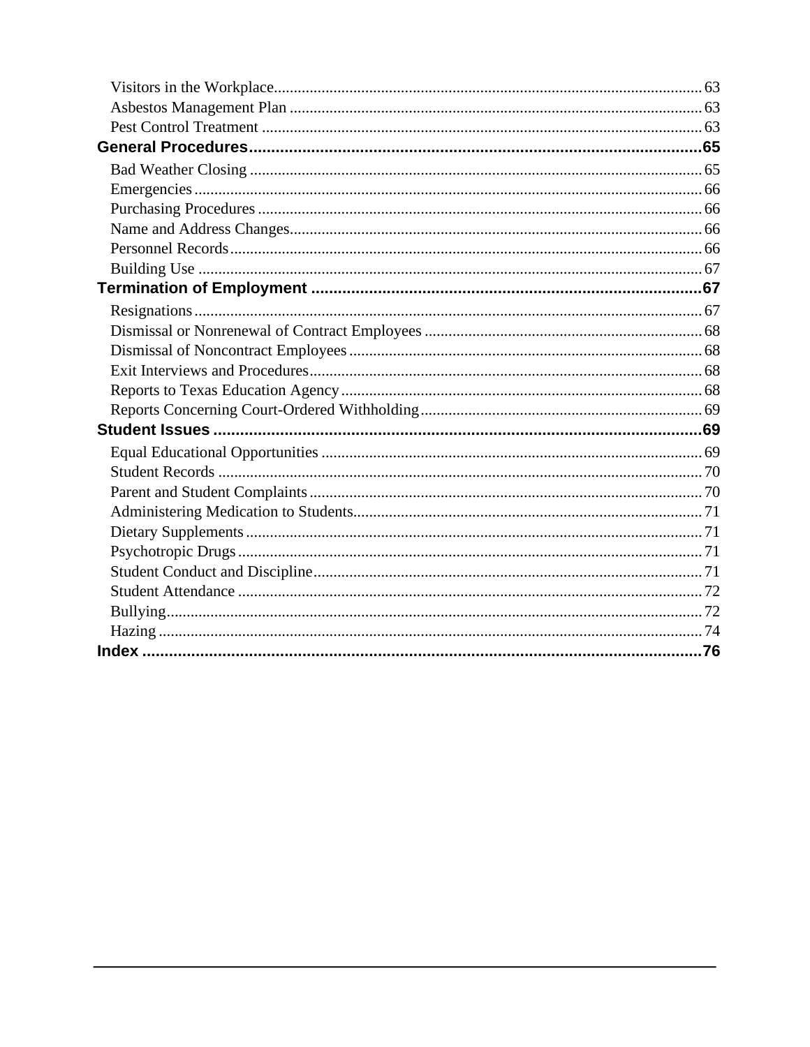Visitors in the Workplace........................................................................................................ 63
Asbestos Management Plan ..................................................................................................... 63
Pest Control Treatment ........................................................................................................... 63

**General Procedures.........................................................................................................65**

Bad Weather Closing ............................................................................................................... 65
Emergencies............................................................................................................................. 66
Purchasing Procedures ............................................................................................................. 66
Name and Address Changes..................................................................................................... 66
Personnel Records.................................................................................................................... 66
Building Use ............................................................................................................................ 67

**Termination of Employment ............................................................................................67**

Resignations............................................................................................................................. 67
Dismissal or Nonrenewal of Contract Employees .................................................................... 68
Dismissal of Noncontract Employees ....................................................................................... 68
Exit Interviews and Procedures................................................................................................ 68
Reports to Texas Education Agency ......................................................................................... 68
Reports Concerning Court-Ordered Withholding..................................................................... 69

**Student Issues .....................................................................................................................69**

Equal Educational Opportunities .............................................................................................. 69
Student Records ....................................................................................................................... 70
Parent and Student Complaints ................................................................................................. 70
Administering Medication to Students...................................................................................... 71
Dietary Supplements................................................................................................................ 71
Psychotropic Drugs.................................................................................................................. 71
Student Conduct and Discipline................................................................................................ 71
Student Attendance .................................................................................................................. 72
Bullying.................................................................................................................................... 72
Hazing ...................................................................................................................................... 74

**Index ....................................................................................................................................76**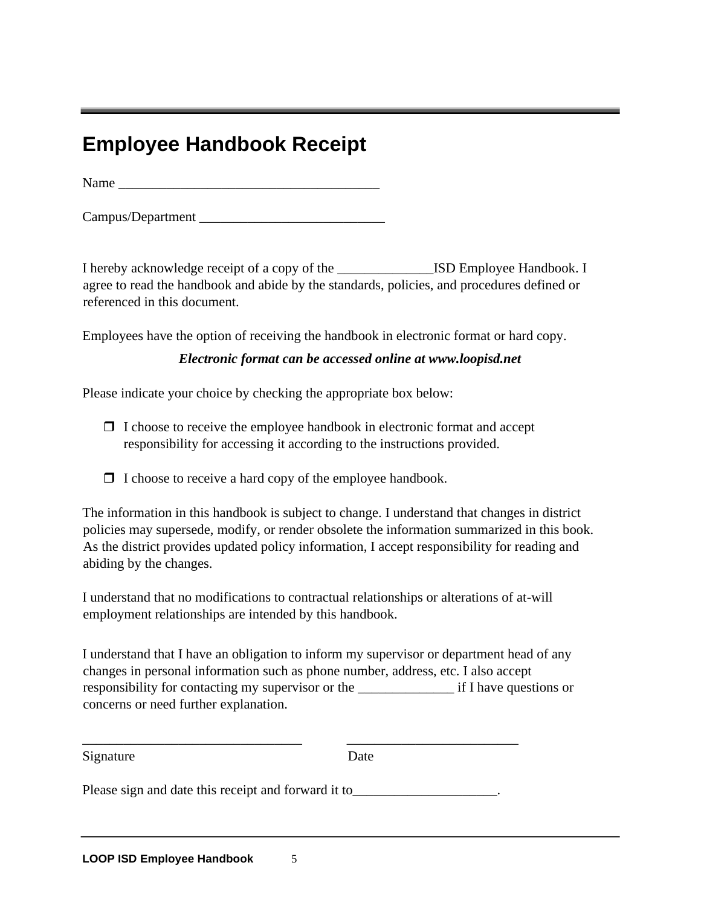# Employee Handbook Receipt

Name ______________________________________

Campus/Department ___________________________

I hereby acknowledge receipt of a copy of the ______________ISD Employee Handbook. I agree to read the handbook and abide by the standards, policies, and procedures defined or referenced in this document.

Employees have the option of receiving the handbook in electronic format or hard copy.

***Electronic format can be accessed online at www.loopisd.net***

Please indicate your choice by checking the appropriate box below:

- ☐ I choose to receive the employee handbook in electronic format and accept responsibility for accessing it according to the instructions provided.
- ☐ I choose to receive a hard copy of the employee handbook.

The information in this handbook is subject to change. I understand that changes in district policies may supersede, modify, or render obsolete the information summarized in this book. As the district provides updated policy information, I accept responsibility for reading and abiding by the changes.

I understand that no modifications to contractual relationships or alterations of at-will employment relationships are intended by this handbook.

I understand that I have an obligation to inform my supervisor or department head of any changes in personal information such as phone number, address, etc. I also accept responsibility for contacting my supervisor or the ______________ if I have questions or concerns or need further explanation.

________________________________ _________________________

Signature Date

Please sign and date this receipt and forward it to_____________________.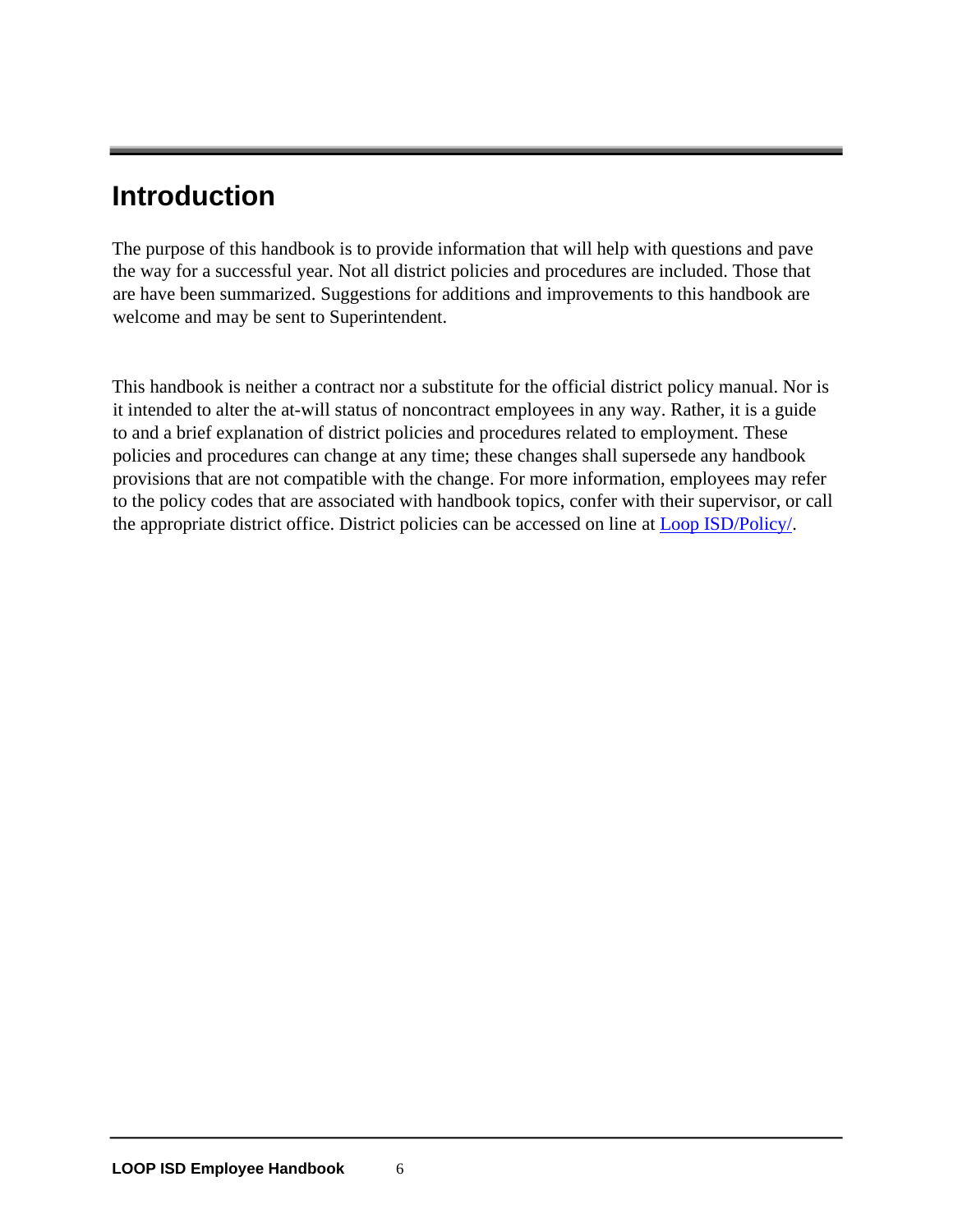# Introduction

The purpose of this handbook is to provide information that will help with questions and pave the way for a successful year. Not all district policies and procedures are included. Those that are have been summarized. Suggestions for additions and improvements to this handbook are welcome and may be sent to Superintendent.

This handbook is neither a contract nor a substitute for the official district policy manual. Nor is it intended to alter the at-will status of noncontract employees in any way. Rather, it is a guide to and a brief explanation of district policies and procedures related to employment. These policies and procedures can change at any time; these changes shall supersede any handbook provisions that are not compatible with the change. For more information, employees may refer to the policy codes that are associated with handbook topics, confer with their supervisor, or call the appropriate district office. District policies can be accessed on line at Loop ISD/Policy/.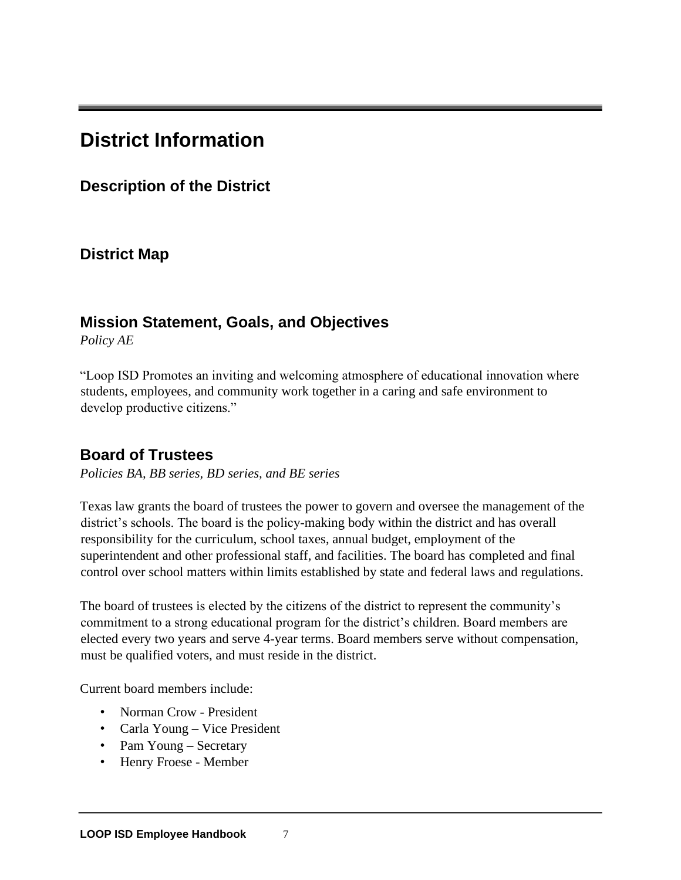# District Information

## Description of the District

## District Map

## Mission Statement, Goals, and Objectives

*Policy AE*

"Loop ISD Promotes an inviting and welcoming atmosphere of educational innovation where students, employees, and community work together in a caring and safe environment to develop productive citizens."

## Board of Trustees

*Policies BA, BB series, BD series, and BE series*

Texas law grants the board of trustees the power to govern and oversee the management of the district's schools. The board is the policy-making body within the district and has overall responsibility for the curriculum, school taxes, annual budget, employment of the superintendent and other professional staff, and facilities. The board has completed and final control over school matters within limits established by state and federal laws and regulations.

The board of trustees is elected by the citizens of the district to represent the community's commitment to a strong educational program for the district's children. Board members are elected every two years and serve 4-year terms. Board members serve without compensation, must be qualified voters, and must reside in the district.

Current board members include:

- Norman Crow - President
- Carla Young – Vice President
- Pam Young – Secretary
- Henry Froese - Member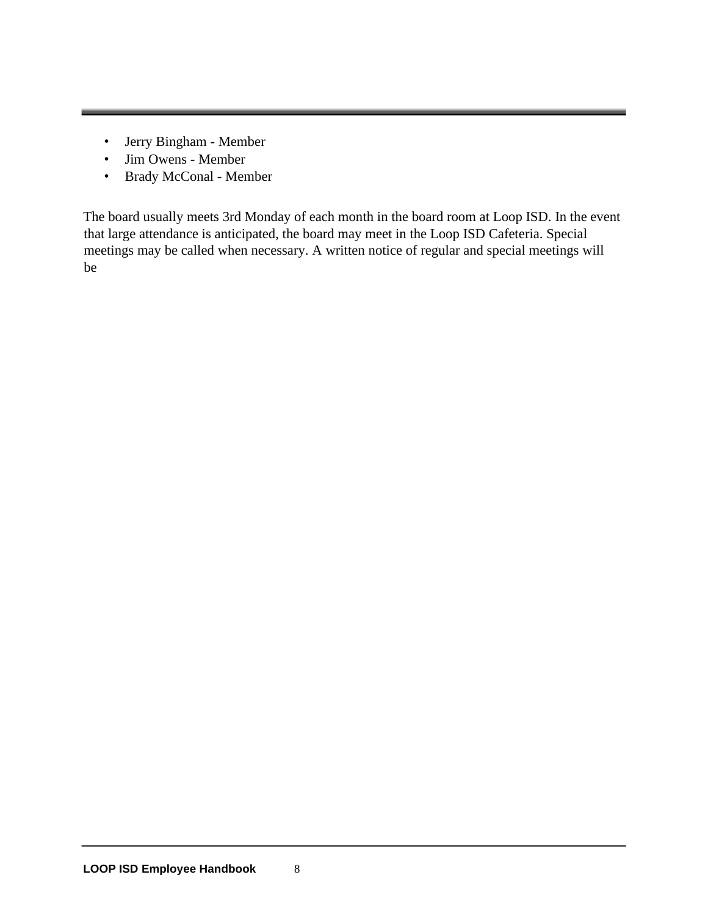- Jerry Bingham - Member
- Jim Owens - Member
- Brady McConal - Member

The board usually meets 3rd Monday of each month in the board room at Loop ISD. In the event that large attendance is anticipated, the board may meet in the Loop ISD Cafeteria. Special meetings may be called when necessary. A written notice of regular and special meetings will be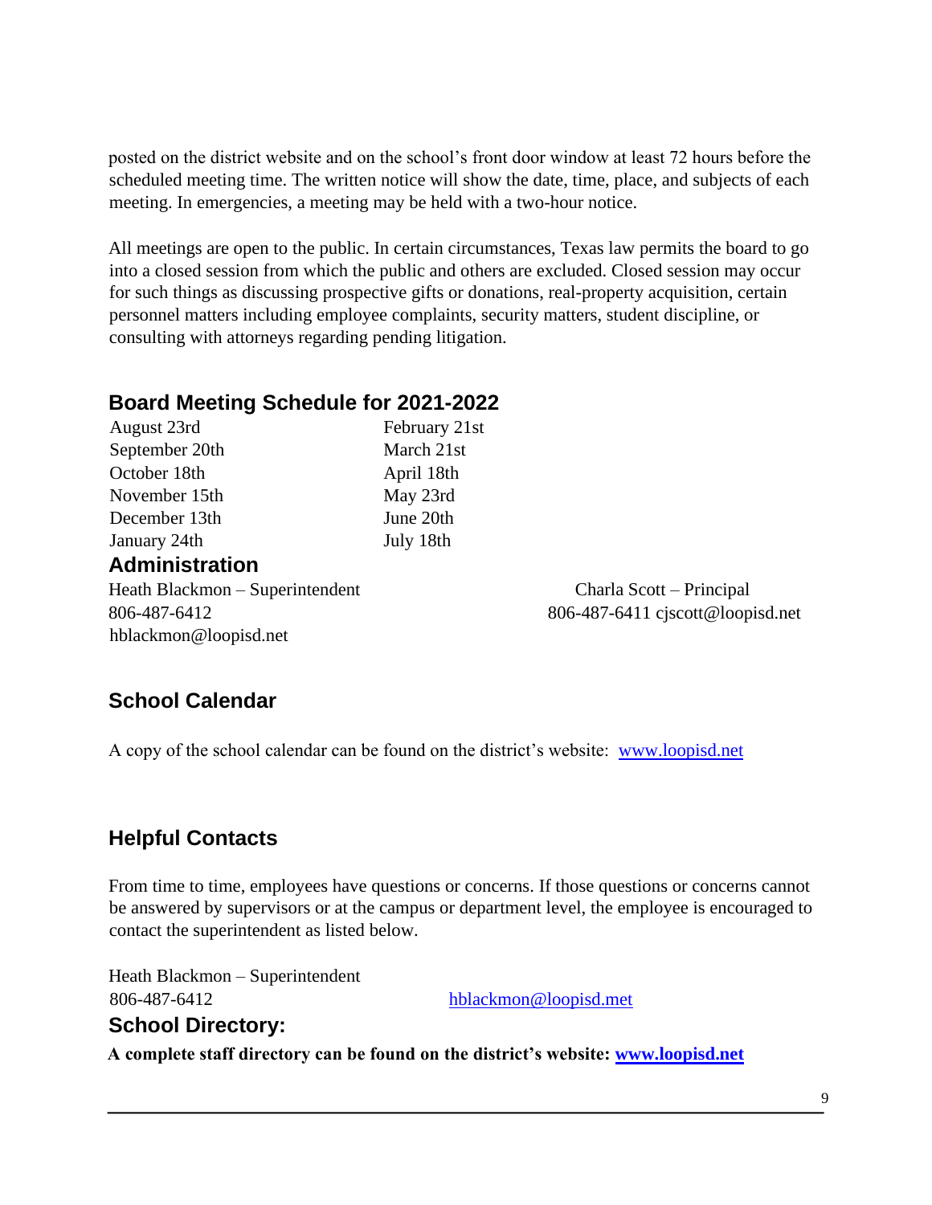posted on the district website and on the school's front door window at least 72 hours before the scheduled meeting time. The written notice will show the date, time, place, and subjects of each meeting. In emergencies, a meeting may be held with a two-hour notice.

All meetings are open to the public. In certain circumstances, Texas law permits the board to go into a closed session from which the public and others are excluded. Closed session may occur for such things as discussing prospective gifts or donations, real-property acquisition, certain personnel matters including employee complaints, security matters, student discipline, or consulting with attorneys regarding pending litigation.

## Board Meeting Schedule for 2021-2022

| | |
|---|---|
| August 23rd | February 21st |
| September 20th | March 21st |
| October 18th | April 18th |
| November 15th | May 23rd |
| December 13th | June 20th |
| January 24th | July 18th |

## Administration

Heath Blackmon – Superintendent
806-487-6412
hblackmon@loopisd.net

Charla Scott – Principal
806-487-6411 cjscott@loopisd.net

## School Calendar

A copy of the school calendar can be found on the district's website: [www.loopisd.net](www.loopisd.net)

## Helpful Contacts

From time to time, employees have questions or concerns. If those questions or concerns cannot be answered by supervisors or at the campus or department level, the employee is encouraged to contact the superintendent as listed below.

Heath Blackmon – Superintendent
806-487-6412 [hblackmon@loopisd.met](mailto:hblackmon@loopisd.met)

## School Directory:

**A complete staff directory can be found on the district's website: [www.loopisd.net](www.loopisd.net)**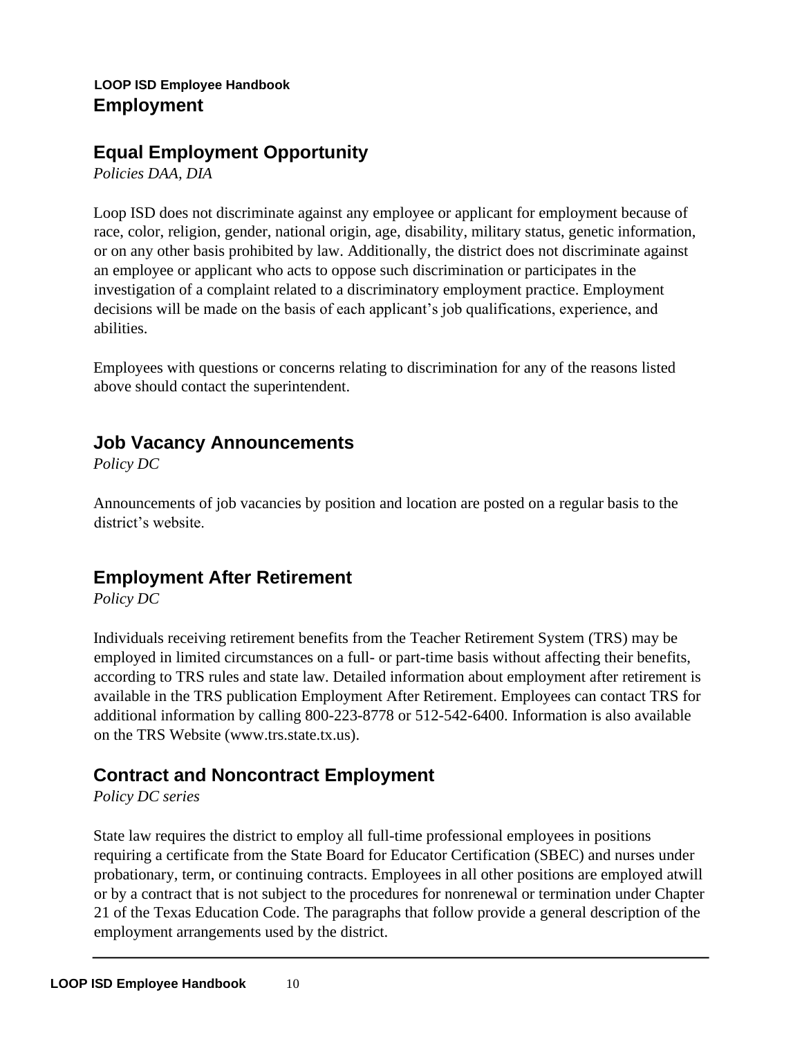# Employment

## Equal Employment Opportunity

*Policies DAA, DIA*

Loop ISD does not discriminate against any employee or applicant for employment because of race, color, religion, gender, national origin, age, disability, military status, genetic information, or on any other basis prohibited by law. Additionally, the district does not discriminate against an employee or applicant who acts to oppose such discrimination or participates in the investigation of a complaint related to a discriminatory employment practice. Employment decisions will be made on the basis of each applicant's job qualifications, experience, and abilities.

Employees with questions or concerns relating to discrimination for any of the reasons listed above should contact the superintendent.

## Job Vacancy Announcements

*Policy DC*

Announcements of job vacancies by position and location are posted on a regular basis to the district's website.

## Employment After Retirement

*Policy DC*

Individuals receiving retirement benefits from the Teacher Retirement System (TRS) may be employed in limited circumstances on a full- or part-time basis without affecting their benefits, according to TRS rules and state law. Detailed information about employment after retirement is available in the TRS publication Employment After Retirement. Employees can contact TRS for additional information by calling 800-223-8778 or 512-542-6400. Information is also available on the TRS Website (www.trs.state.tx.us).

## Contract and Noncontract Employment

*Policy DC series*

State law requires the district to employ all full-time professional employees in positions requiring a certificate from the State Board for Educator Certification (SBEC) and nurses under probationary, term, or continuing contracts. Employees in all other positions are employed atwill or by a contract that is not subject to the procedures for nonrenewal or termination under Chapter 21 of the Texas Education Code. The paragraphs that follow provide a general description of the employment arrangements used by the district.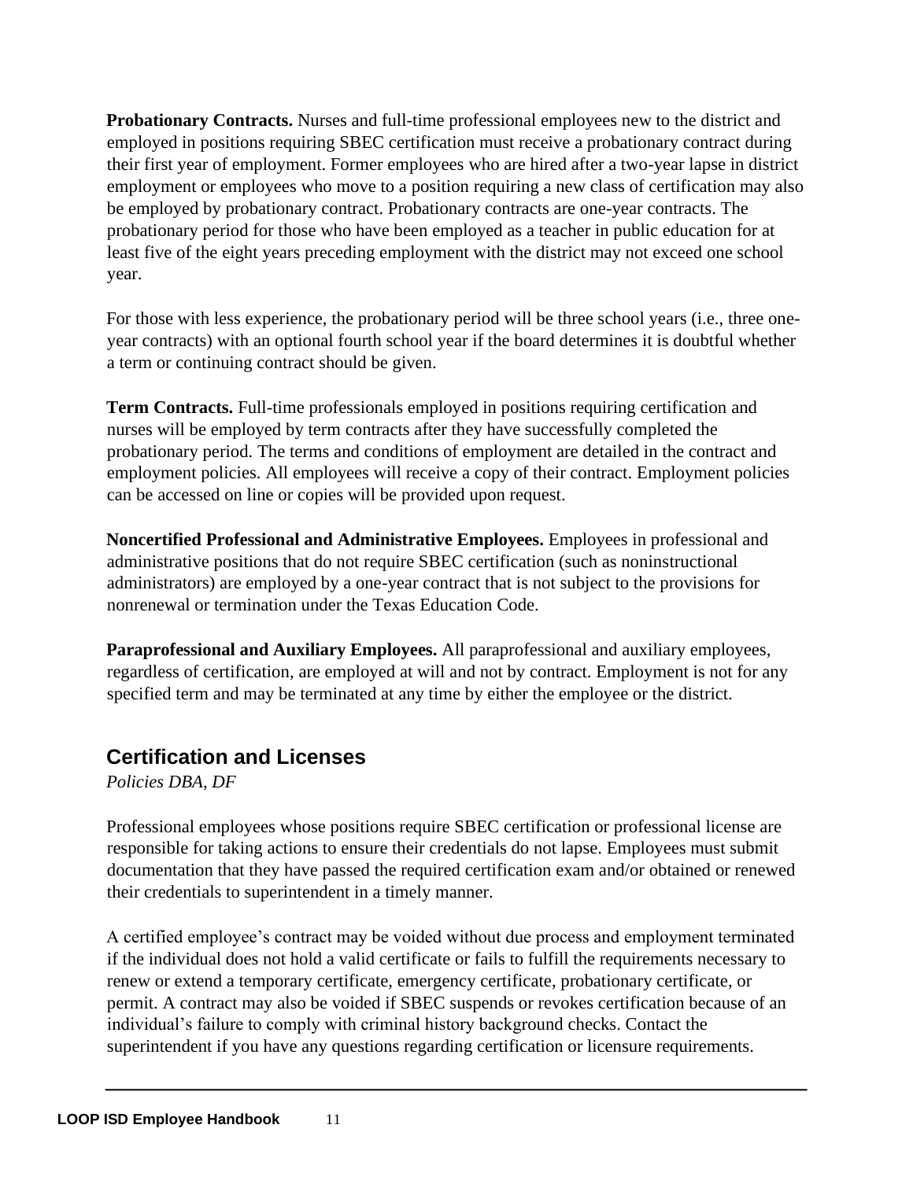**Probationary Contracts.** Nurses and full-time professional employees new to the district and employed in positions requiring SBEC certification must receive a probationary contract during their first year of employment. Former employees who are hired after a two-year lapse in district employment or employees who move to a position requiring a new class of certification may also be employed by probationary contract. Probationary contracts are one-year contracts. The probationary period for those who have been employed as a teacher in public education for at least five of the eight years preceding employment with the district may not exceed one school year.

For those with less experience, the probationary period will be three school years (i.e., three one-year contracts) with an optional fourth school year if the board determines it is doubtful whether a term or continuing contract should be given.

**Term Contracts.** Full-time professionals employed in positions requiring certification and nurses will be employed by term contracts after they have successfully completed the probationary period. The terms and conditions of employment are detailed in the contract and employment policies. All employees will receive a copy of their contract. Employment policies can be accessed on line or copies will be provided upon request.

**Noncertified Professional and Administrative Employees.** Employees in professional and administrative positions that do not require SBEC certification (such as noninstructional administrators) are employed by a one-year contract that is not subject to the provisions for nonrenewal or termination under the Texas Education Code.

**Paraprofessional and Auxiliary Employees.** All paraprofessional and auxiliary employees, regardless of certification, are employed at will and not by contract. Employment is not for any specified term and may be terminated at any time by either the employee or the district.

## Certification and Licenses

*Policies DBA, DF*

Professional employees whose positions require SBEC certification or professional license are responsible for taking actions to ensure their credentials do not lapse. Employees must submit documentation that they have passed the required certification exam and/or obtained or renewed their credentials to superintendent in a timely manner.

A certified employee's contract may be voided without due process and employment terminated if the individual does not hold a valid certificate or fails to fulfill the requirements necessary to renew or extend a temporary certificate, emergency certificate, probationary certificate, or permit. A contract may also be voided if SBEC suspends or revokes certification because of an individual's failure to comply with criminal history background checks. Contact the superintendent if you have any questions regarding certification or licensure requirements.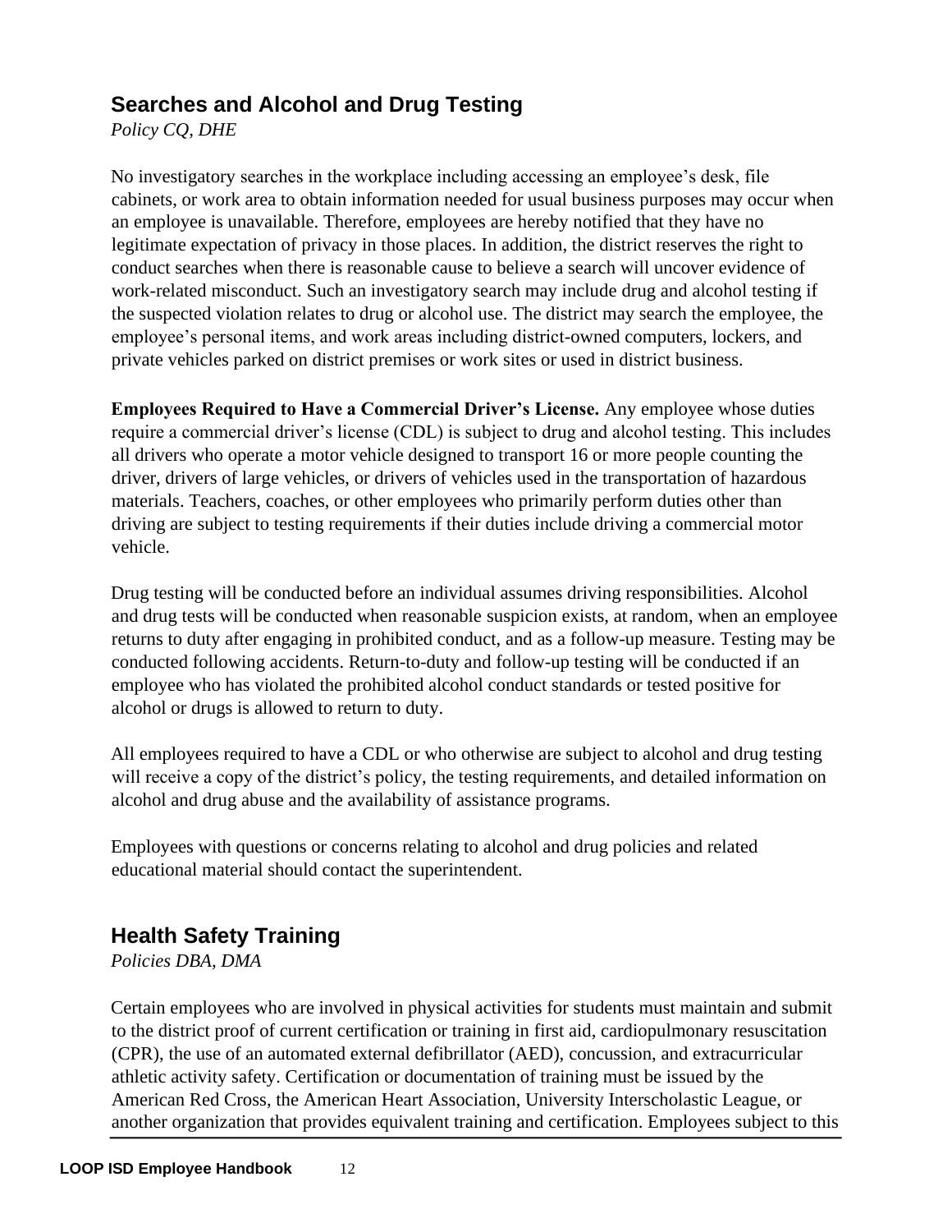## Searches and Alcohol and Drug Testing

*Policy CQ, DHE*

No investigatory searches in the workplace including accessing an employee's desk, file cabinets, or work area to obtain information needed for usual business purposes may occur when an employee is unavailable. Therefore, employees are hereby notified that they have no legitimate expectation of privacy in those places. In addition, the district reserves the right to conduct searches when there is reasonable cause to believe a search will uncover evidence of work-related misconduct. Such an investigatory search may include drug and alcohol testing if the suspected violation relates to drug or alcohol use. The district may search the employee, the employee's personal items, and work areas including district-owned computers, lockers, and private vehicles parked on district premises or work sites or used in district business.

**Employees Required to Have a Commercial Driver's License.** Any employee whose duties require a commercial driver's license (CDL) is subject to drug and alcohol testing. This includes all drivers who operate a motor vehicle designed to transport 16 or more people counting the driver, drivers of large vehicles, or drivers of vehicles used in the transportation of hazardous materials. Teachers, coaches, or other employees who primarily perform duties other than driving are subject to testing requirements if their duties include driving a commercial motor vehicle.

Drug testing will be conducted before an individual assumes driving responsibilities. Alcohol and drug tests will be conducted when reasonable suspicion exists, at random, when an employee returns to duty after engaging in prohibited conduct, and as a follow-up measure. Testing may be conducted following accidents. Return-to-duty and follow-up testing will be conducted if an employee who has violated the prohibited alcohol conduct standards or tested positive for alcohol or drugs is allowed to return to duty.

All employees required to have a CDL or who otherwise are subject to alcohol and drug testing will receive a copy of the district's policy, the testing requirements, and detailed information on alcohol and drug abuse and the availability of assistance programs.

Employees with questions or concerns relating to alcohol and drug policies and related educational material should contact the superintendent.

## Health Safety Training

*Policies DBA, DMA*

Certain employees who are involved in physical activities for students must maintain and submit to the district proof of current certification or training in first aid, cardiopulmonary resuscitation (CPR), the use of an automated external defibrillator (AED), concussion, and extracurricular athletic activity safety. Certification or documentation of training must be issued by the American Red Cross, the American Heart Association, University Interscholastic League, or another organization that provides equivalent training and certification. Employees subject to this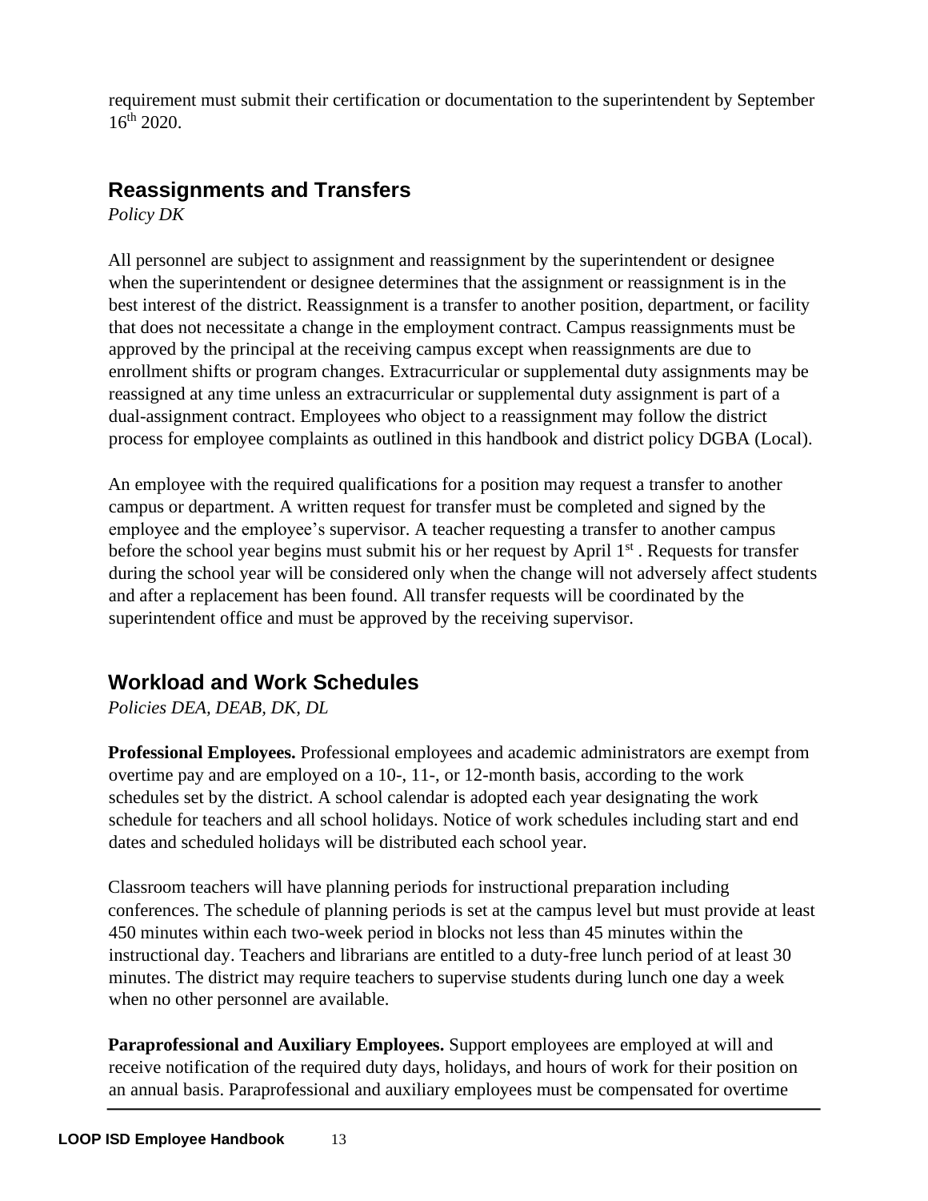requirement must submit their certification or documentation to the superintendent by September 16th 2020.

## Reassignments and Transfers

*Policy DK*

All personnel are subject to assignment and reassignment by the superintendent or designee when the superintendent or designee determines that the assignment or reassignment is in the best interest of the district. Reassignment is a transfer to another position, department, or facility that does not necessitate a change in the employment contract. Campus reassignments must be approved by the principal at the receiving campus except when reassignments are due to enrollment shifts or program changes. Extracurricular or supplemental duty assignments may be reassigned at any time unless an extracurricular or supplemental duty assignment is part of a dual-assignment contract. Employees who object to a reassignment may follow the district process for employee complaints as outlined in this handbook and district policy DGBA (Local).

An employee with the required qualifications for a position may request a transfer to another campus or department. A written request for transfer must be completed and signed by the employee and the employee's supervisor. A teacher requesting a transfer to another campus before the school year begins must submit his or her request by April 1st . Requests for transfer during the school year will be considered only when the change will not adversely affect students and after a replacement has been found. All transfer requests will be coordinated by the superintendent office and must be approved by the receiving supervisor.

## Workload and Work Schedules

*Policies DEA, DEAB, DK, DL*

**Professional Employees.** Professional employees and academic administrators are exempt from overtime pay and are employed on a 10-, 11-, or 12-month basis, according to the work schedules set by the district. A school calendar is adopted each year designating the work schedule for teachers and all school holidays. Notice of work schedules including start and end dates and scheduled holidays will be distributed each school year.

Classroom teachers will have planning periods for instructional preparation including conferences. The schedule of planning periods is set at the campus level but must provide at least 450 minutes within each two-week period in blocks not less than 45 minutes within the instructional day. Teachers and librarians are entitled to a duty-free lunch period of at least 30 minutes. The district may require teachers to supervise students during lunch one day a week when no other personnel are available.

**Paraprofessional and Auxiliary Employees.** Support employees are employed at will and receive notification of the required duty days, holidays, and hours of work for their position on an annual basis. Paraprofessional and auxiliary employees must be compensated for overtime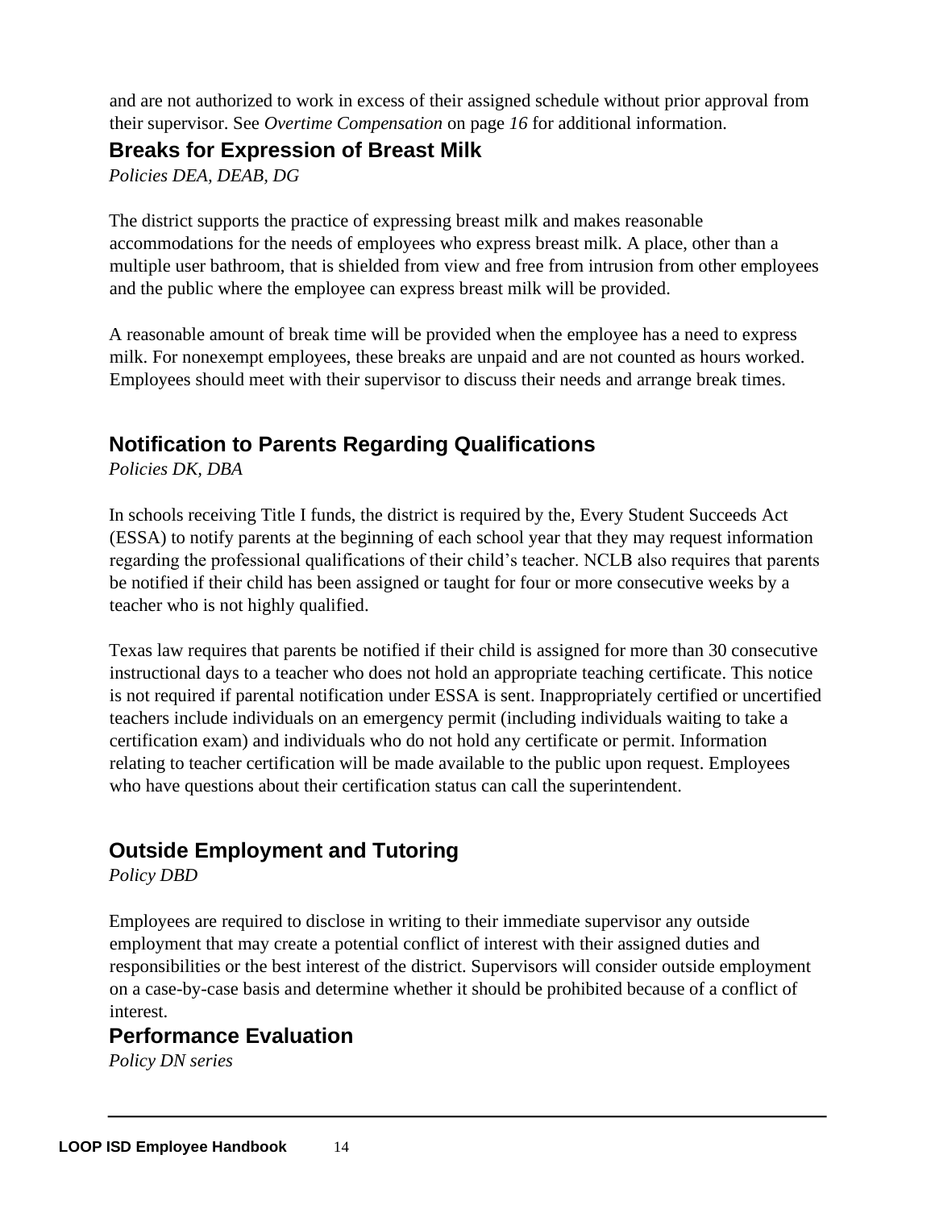and are not authorized to work in excess of their assigned schedule without prior approval from their supervisor. See *Overtime Compensation* on page *16* for additional information.

## Breaks for Expression of Breast Milk

*Policies DEA, DEAB, DG*

The district supports the practice of expressing breast milk and makes reasonable accommodations for the needs of employees who express breast milk. A place, other than a multiple user bathroom, that is shielded from view and free from intrusion from other employees and the public where the employee can express breast milk will be provided.

A reasonable amount of break time will be provided when the employee has a need to express milk. For nonexempt employees, these breaks are unpaid and are not counted as hours worked. Employees should meet with their supervisor to discuss their needs and arrange break times.

## Notification to Parents Regarding Qualifications

*Policies DK, DBA*

In schools receiving Title I funds, the district is required by the, Every Student Succeeds Act (ESSA) to notify parents at the beginning of each school year that they may request information regarding the professional qualifications of their child's teacher. NCLB also requires that parents be notified if their child has been assigned or taught for four or more consecutive weeks by a teacher who is not highly qualified.

Texas law requires that parents be notified if their child is assigned for more than 30 consecutive instructional days to a teacher who does not hold an appropriate teaching certificate. This notice is not required if parental notification under ESSA is sent. Inappropriately certified or uncertified teachers include individuals on an emergency permit (including individuals waiting to take a certification exam) and individuals who do not hold any certificate or permit. Information relating to teacher certification will be made available to the public upon request. Employees who have questions about their certification status can call the superintendent.

## Outside Employment and Tutoring

*Policy DBD*

Employees are required to disclose in writing to their immediate supervisor any outside employment that may create a potential conflict of interest with their assigned duties and responsibilities or the best interest of the district. Supervisors will consider outside employment on a case-by-case basis and determine whether it should be prohibited because of a conflict of interest.

## Performance Evaluation

*Policy DN series*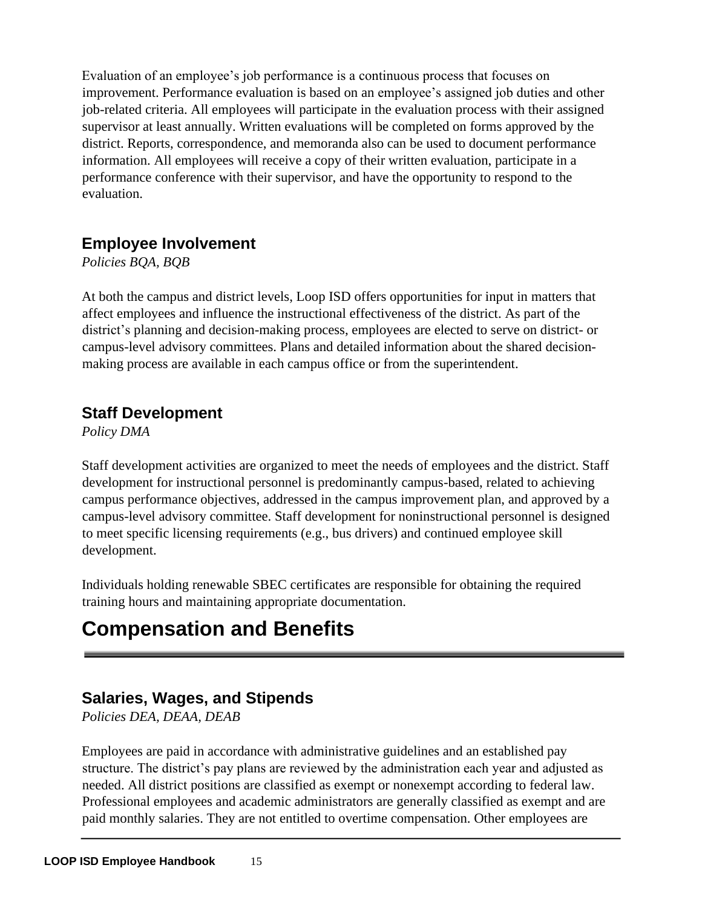Evaluation of an employee's job performance is a continuous process that focuses on improvement. Performance evaluation is based on an employee's assigned job duties and other job-related criteria. All employees will participate in the evaluation process with their assigned supervisor at least annually. Written evaluations will be completed on forms approved by the district. Reports, correspondence, and memoranda also can be used to document performance information. All employees will receive a copy of their written evaluation, participate in a performance conference with their supervisor, and have the opportunity to respond to the evaluation.

### Employee Involvement

*Policies BQA, BQB*

At both the campus and district levels, Loop ISD offers opportunities for input in matters that affect employees and influence the instructional effectiveness of the district. As part of the district's planning and decision-making process, employees are elected to serve on district- or campus-level advisory committees. Plans and detailed information about the shared decision-making process are available in each campus office or from the superintendent.

### Staff Development

*Policy DMA*

Staff development activities are organized to meet the needs of employees and the district. Staff development for instructional personnel is predominantly campus-based, related to achieving campus performance objectives, addressed in the campus improvement plan, and approved by a campus-level advisory committee. Staff development for noninstructional personnel is designed to meet specific licensing requirements (e.g., bus drivers) and continued employee skill development.

Individuals holding renewable SBEC certificates are responsible for obtaining the required training hours and maintaining appropriate documentation.

## Compensation and Benefits

### Salaries, Wages, and Stipends

*Policies DEA, DEAA, DEAB*

Employees are paid in accordance with administrative guidelines and an established pay structure. The district's pay plans are reviewed by the administration each year and adjusted as needed. All district positions are classified as exempt or nonexempt according to federal law. Professional employees and academic administrators are generally classified as exempt and are paid monthly salaries. They are not entitled to overtime compensation. Other employees are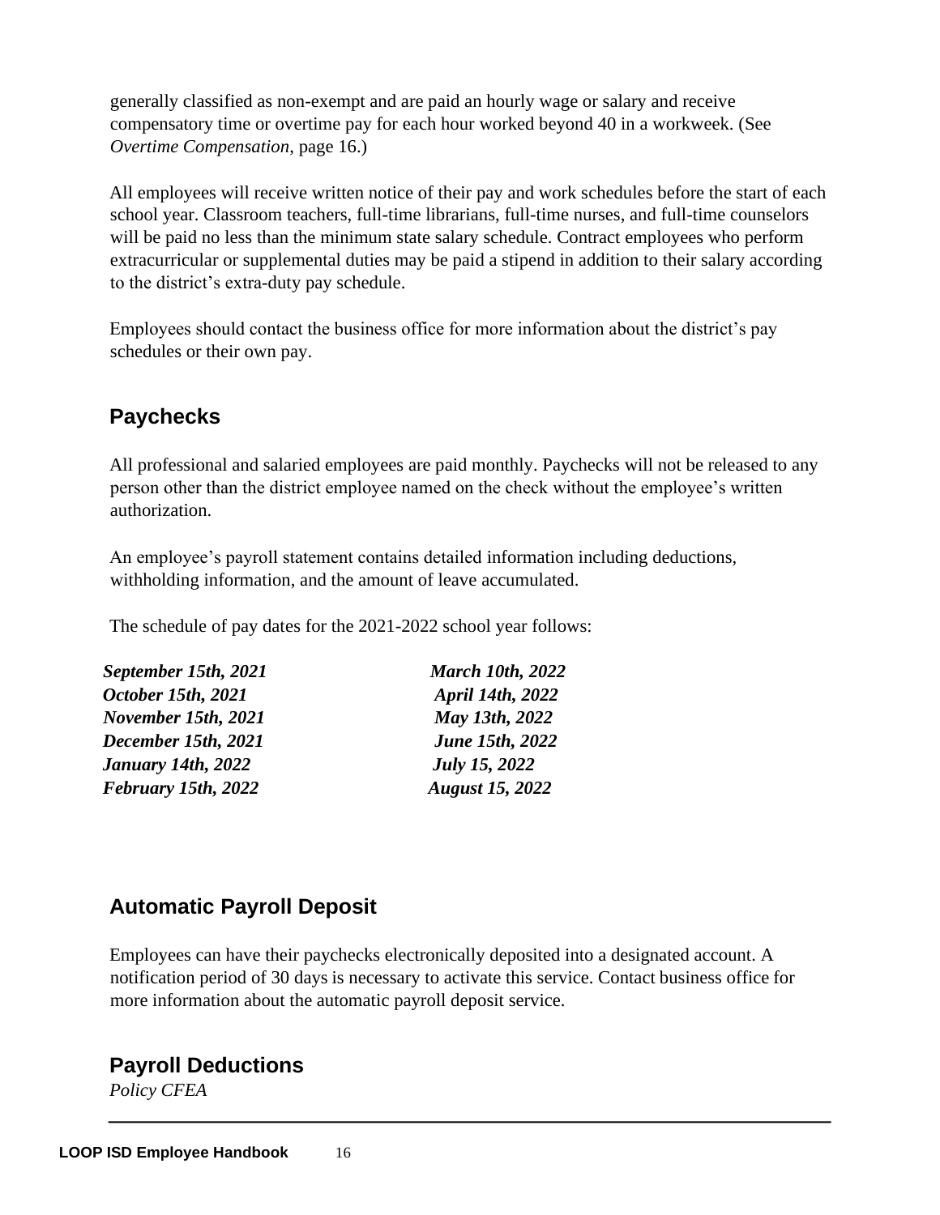generally classified as non-exempt and are paid an hourly wage or salary and receive compensatory time or overtime pay for each hour worked beyond 40 in a workweek. (See *Overtime Compensation*, page 16.)

All employees will receive written notice of their pay and work schedules before the start of each school year. Classroom teachers, full-time librarians, full-time nurses, and full-time counselors will be paid no less than the minimum state salary schedule. Contract employees who perform extracurricular or supplemental duties may be paid a stipend in addition to their salary according to the district's extra-duty pay schedule.

Employees should contact the business office for more information about the district's pay schedules or their own pay.

## Paychecks

All professional and salaried employees are paid monthly. Paychecks will not be released to any person other than the district employee named on the check without the employee's written authorization.

An employee's payroll statement contains detailed information including deductions, withholding information, and the amount of leave accumulated.

The schedule of pay dates for the 2021-2022 school year follows:

***September 15th, 2021***
***October 15th, 2021***
***November 15th, 2021***
***December 15th, 2021***
***January 14th, 2022***
***February 15th, 2022***
***March 10th, 2022***
***April 14th, 2022***
***May 13th, 2022***
***June 15th, 2022***
***July 15, 2022***
***August 15, 2022***

## Automatic Payroll Deposit

Employees can have their paychecks electronically deposited into a designated account. A notification period of 30 days is necessary to activate this service. Contact business office for more information about the automatic payroll deposit service.

## Payroll Deductions

*Policy CFEA*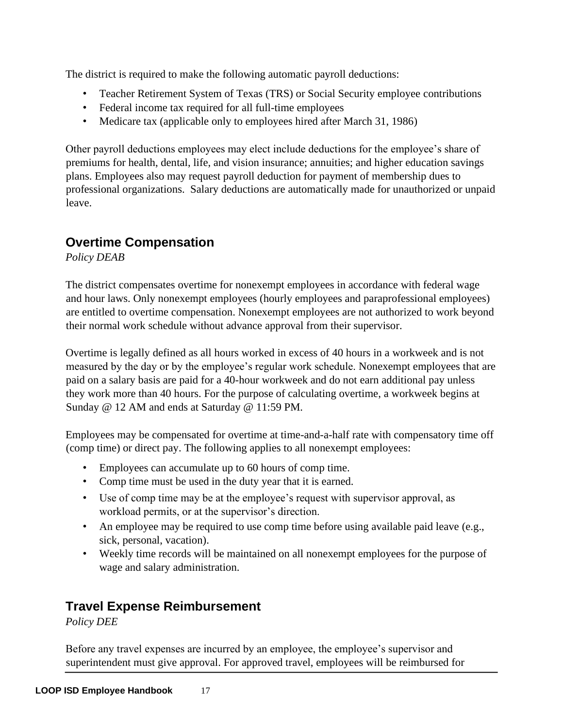The district is required to make the following automatic payroll deductions:

- Teacher Retirement System of Texas (TRS) or Social Security employee contributions
- Federal income tax required for all full-time employees
- Medicare tax (applicable only to employees hired after March 31, 1986)

Other payroll deductions employees may elect include deductions for the employee's share of premiums for health, dental, life, and vision insurance; annuities; and higher education savings plans. Employees also may request payroll deduction for payment of membership dues to professional organizations. Salary deductions are automatically made for unauthorized or unpaid leave.

## Overtime Compensation

*Policy DEAB*

The district compensates overtime for nonexempt employees in accordance with federal wage and hour laws. Only nonexempt employees (hourly employees and paraprofessional employees) are entitled to overtime compensation. Nonexempt employees are not authorized to work beyond their normal work schedule without advance approval from their supervisor.

Overtime is legally defined as all hours worked in excess of 40 hours in a workweek and is not measured by the day or by the employee's regular work schedule. Nonexempt employees that are paid on a salary basis are paid for a 40-hour workweek and do not earn additional pay unless they work more than 40 hours. For the purpose of calculating overtime, a workweek begins at Sunday @ 12 AM and ends at Saturday @ 11:59 PM.

Employees may be compensated for overtime at time-and-a-half rate with compensatory time off (comp time) or direct pay. The following applies to all nonexempt employees:

- Employees can accumulate up to 60 hours of comp time.
- Comp time must be used in the duty year that it is earned.
- Use of comp time may be at the employee's request with supervisor approval, as workload permits, or at the supervisor's direction.
- An employee may be required to use comp time before using available paid leave (e.g., sick, personal, vacation).
- Weekly time records will be maintained on all nonexempt employees for the purpose of wage and salary administration.

## Travel Expense Reimbursement

*Policy DEE*

Before any travel expenses are incurred by an employee, the employee's supervisor and superintendent must give approval. For approved travel, employees will be reimbursed for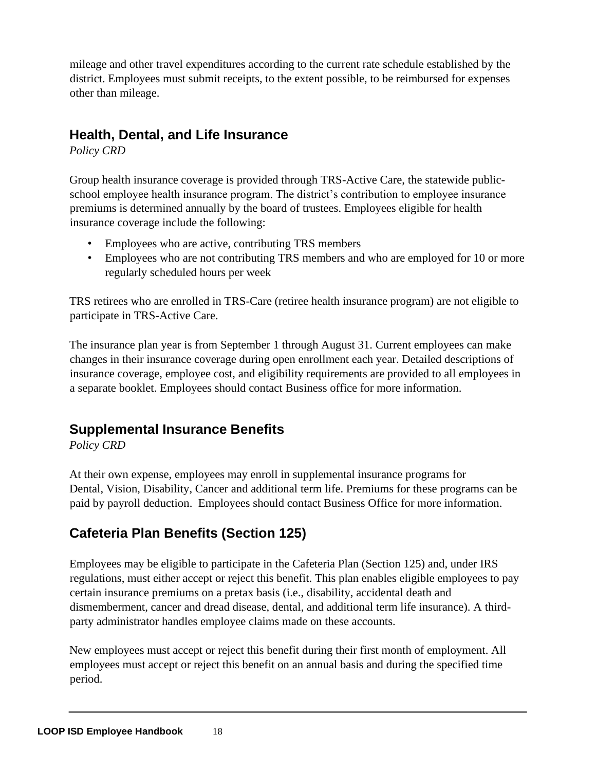mileage and other travel expenditures according to the current rate schedule established by the district. Employees must submit receipts, to the extent possible, to be reimbursed for expenses other than mileage.

## Health, Dental, and Life Insurance

*Policy CRD*

Group health insurance coverage is provided through TRS-Active Care, the statewide public-school employee health insurance program. The district's contribution to employee insurance premiums is determined annually by the board of trustees. Employees eligible for health insurance coverage include the following:

- Employees who are active, contributing TRS members
- Employees who are not contributing TRS members and who are employed for 10 or more regularly scheduled hours per week

TRS retirees who are enrolled in TRS-Care (retiree health insurance program) are not eligible to participate in TRS-Active Care.

The insurance plan year is from September 1 through August 31. Current employees can make changes in their insurance coverage during open enrollment each year. Detailed descriptions of insurance coverage, employee cost, and eligibility requirements are provided to all employees in a separate booklet. Employees should contact Business office for more information.

## Supplemental Insurance Benefits

*Policy CRD*

At their own expense, employees may enroll in supplemental insurance programs for Dental, Vision, Disability, Cancer and additional term life. Premiums for these programs can be paid by payroll deduction. Employees should contact Business Office for more information.

## Cafeteria Plan Benefits (Section 125)

Employees may be eligible to participate in the Cafeteria Plan (Section 125) and, under IRS regulations, must either accept or reject this benefit. This plan enables eligible employees to pay certain insurance premiums on a pretax basis (i.e., disability, accidental death and dismemberment, cancer and dread disease, dental, and additional term life insurance). A third-party administrator handles employee claims made on these accounts.

New employees must accept or reject this benefit during their first month of employment. All employees must accept or reject this benefit on an annual basis and during the specified time period.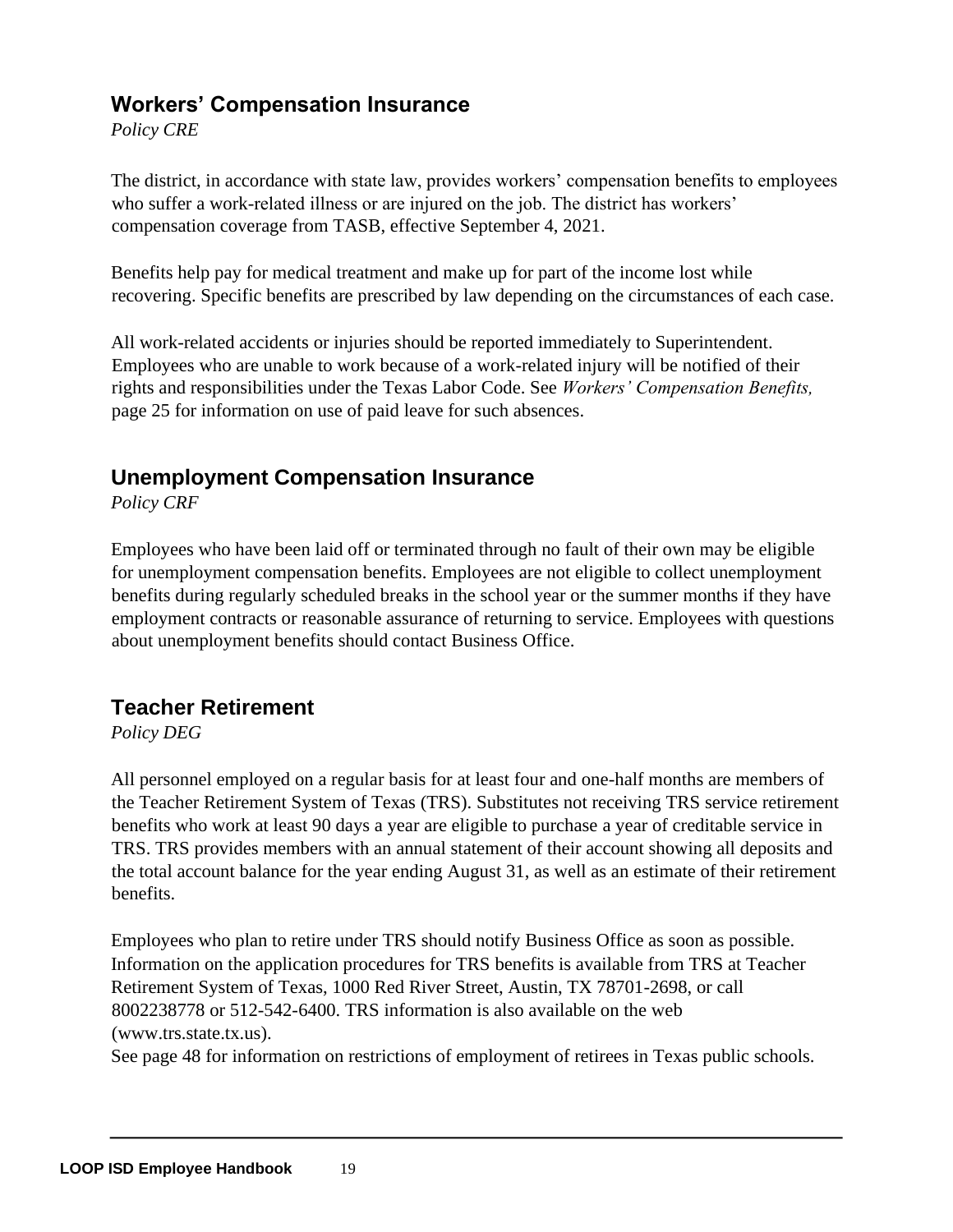## Workers' Compensation Insurance

*Policy CRE*

The district, in accordance with state law, provides workers' compensation benefits to employees who suffer a work-related illness or are injured on the job. The district has workers' compensation coverage from TASB, effective September 4, 2021.

Benefits help pay for medical treatment and make up for part of the income lost while recovering. Specific benefits are prescribed by law depending on the circumstances of each case.

All work-related accidents or injuries should be reported immediately to Superintendent. Employees who are unable to work because of a work-related injury will be notified of their rights and responsibilities under the Texas Labor Code. See *Workers' Compensation Benefits,* page 25 for information on use of paid leave for such absences.

## Unemployment Compensation Insurance

*Policy CRF*

Employees who have been laid off or terminated through no fault of their own may be eligible for unemployment compensation benefits. Employees are not eligible to collect unemployment benefits during regularly scheduled breaks in the school year or the summer months if they have employment contracts or reasonable assurance of returning to service. Employees with questions about unemployment benefits should contact Business Office.

## Teacher Retirement

*Policy DEG*

All personnel employed on a regular basis for at least four and one-half months are members of the Teacher Retirement System of Texas (TRS). Substitutes not receiving TRS service retirement benefits who work at least 90 days a year are eligible to purchase a year of creditable service in TRS. TRS provides members with an annual statement of their account showing all deposits and the total account balance for the year ending August 31, as well as an estimate of their retirement benefits.

Employees who plan to retire under TRS should notify Business Office as soon as possible. Information on the application procedures for TRS benefits is available from TRS at Teacher Retirement System of Texas, 1000 Red River Street, Austin, TX 78701-2698, or call 8002238778 or 512-542-6400. TRS information is also available on the web (www.trs.state.tx.us).
See page 48 for information on restrictions of employment of retirees in Texas public schools.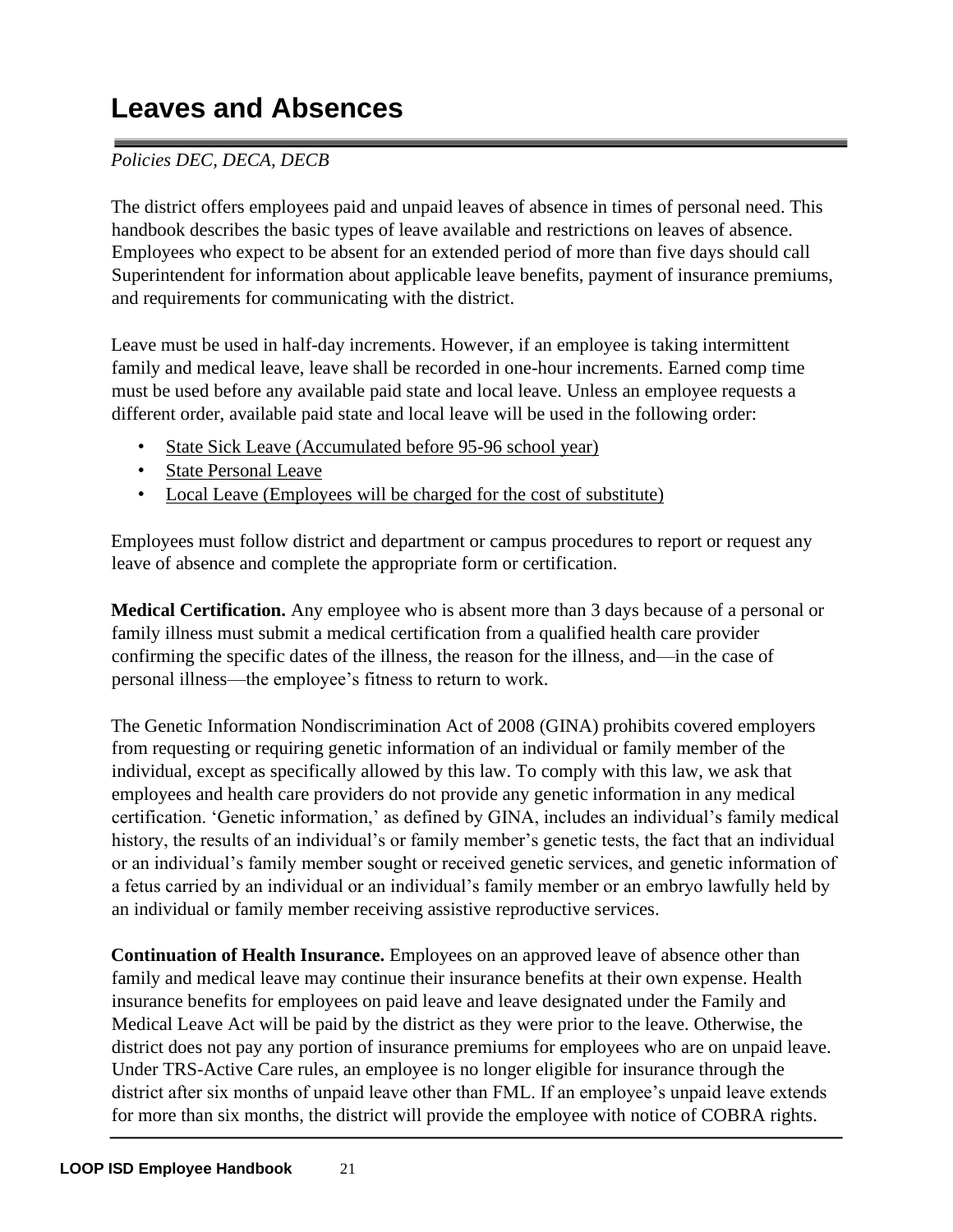# Leaves and Absences

*Policies DEC, DECA, DECB*

The district offers employees paid and unpaid leaves of absence in times of personal need. This handbook describes the basic types of leave available and restrictions on leaves of absence. Employees who expect to be absent for an extended period of more than five days should call Superintendent for information about applicable leave benefits, payment of insurance premiums, and requirements for communicating with the district.

Leave must be used in half-day increments. However, if an employee is taking intermittent family and medical leave, leave shall be recorded in one-hour increments. Earned comp time must be used before any available paid state and local leave. Unless an employee requests a different order, available paid state and local leave will be used in the following order:

- State Sick Leave (Accumulated before 95-96 school year)
- State Personal Leave
- Local Leave (Employees will be charged for the cost of substitute)

Employees must follow district and department or campus procedures to report or request any leave of absence and complete the appropriate form or certification.

**Medical Certification.** Any employee who is absent more than 3 days because of a personal or family illness must submit a medical certification from a qualified health care provider confirming the specific dates of the illness, the reason for the illness, and—in the case of personal illness—the employee's fitness to return to work.

The Genetic Information Nondiscrimination Act of 2008 (GINA) prohibits covered employers from requesting or requiring genetic information of an individual or family member of the individual, except as specifically allowed by this law. To comply with this law, we ask that employees and health care providers do not provide any genetic information in any medical certification. 'Genetic information,' as defined by GINA, includes an individual's family medical history, the results of an individual's or family member's genetic tests, the fact that an individual or an individual's family member sought or received genetic services, and genetic information of a fetus carried by an individual or an individual's family member or an embryo lawfully held by an individual or family member receiving assistive reproductive services.

**Continuation of Health Insurance.** Employees on an approved leave of absence other than family and medical leave may continue their insurance benefits at their own expense. Health insurance benefits for employees on paid leave and leave designated under the Family and Medical Leave Act will be paid by the district as they were prior to the leave. Otherwise, the district does not pay any portion of insurance premiums for employees who are on unpaid leave. Under TRS-Active Care rules, an employee is no longer eligible for insurance through the district after six months of unpaid leave other than FML. If an employee's unpaid leave extends for more than six months, the district will provide the employee with notice of COBRA rights.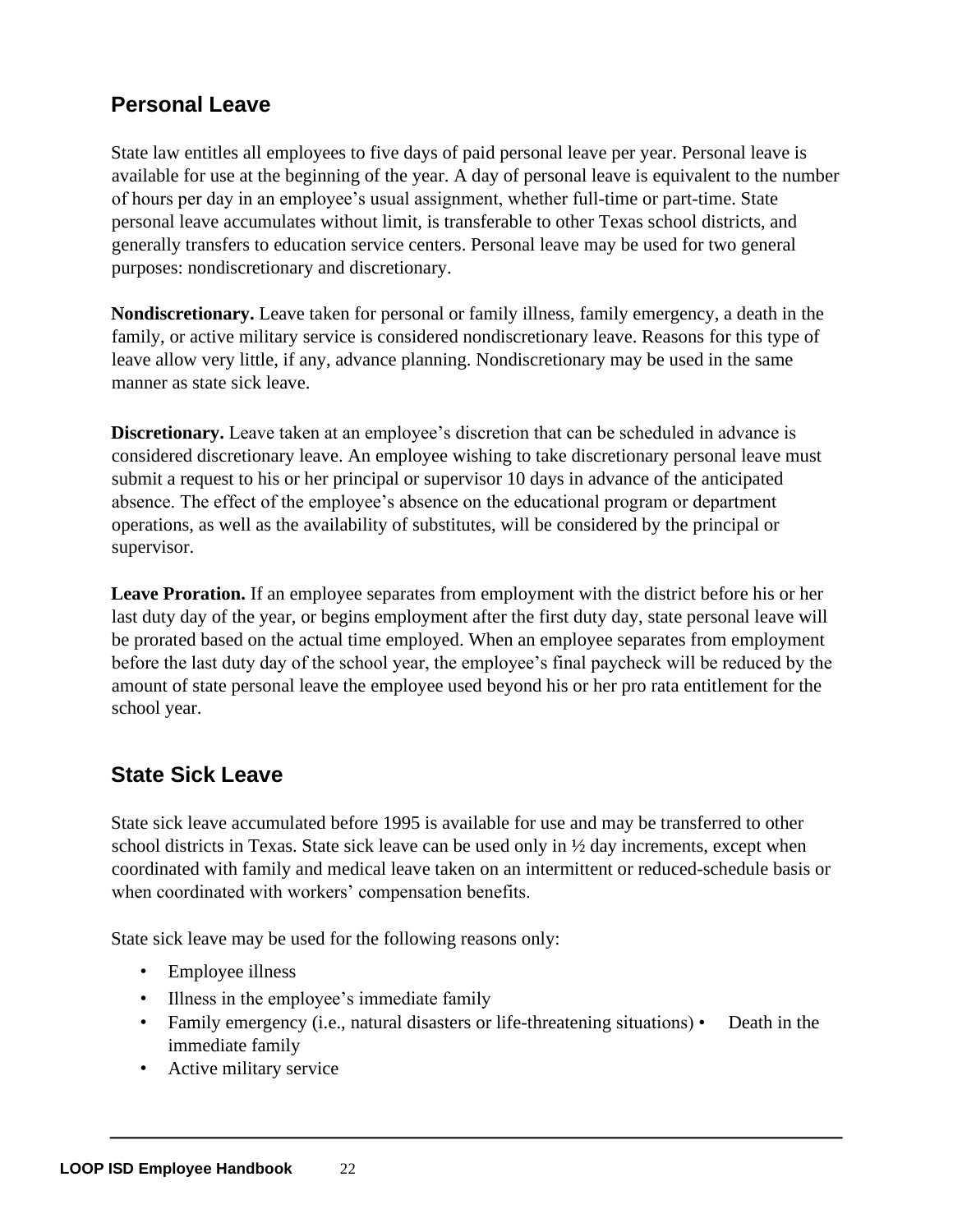## Personal Leave

State law entitles all employees to five days of paid personal leave per year. Personal leave is available for use at the beginning of the year. A day of personal leave is equivalent to the number of hours per day in an employee's usual assignment, whether full-time or part-time. State personal leave accumulates without limit, is transferable to other Texas school districts, and generally transfers to education service centers. Personal leave may be used for two general purposes: nondiscretionary and discretionary.

**Nondiscretionary.** Leave taken for personal or family illness, family emergency, a death in the family, or active military service is considered nondiscretionary leave. Reasons for this type of leave allow very little, if any, advance planning. Nondiscretionary may be used in the same manner as state sick leave.

**Discretionary.** Leave taken at an employee's discretion that can be scheduled in advance is considered discretionary leave. An employee wishing to take discretionary personal leave must submit a request to his or her principal or supervisor 10 days in advance of the anticipated absence. The effect of the employee's absence on the educational program or department operations, as well as the availability of substitutes, will be considered by the principal or supervisor.

**Leave Proration.** If an employee separates from employment with the district before his or her last duty day of the year, or begins employment after the first duty day, state personal leave will be prorated based on the actual time employed. When an employee separates from employment before the last duty day of the school year, the employee's final paycheck will be reduced by the amount of state personal leave the employee used beyond his or her pro rata entitlement for the school year.

## State Sick Leave

State sick leave accumulated before 1995 is available for use and may be transferred to other school districts in Texas. State sick leave can be used only in ½ day increments, except when coordinated with family and medical leave taken on an intermittent or reduced-schedule basis or when coordinated with workers' compensation benefits.

State sick leave may be used for the following reasons only:

- Employee illness
- Illness in the employee's immediate family
- Family emergency (i.e., natural disasters or life-threatening situations)
- Death in the immediate family
- Active military service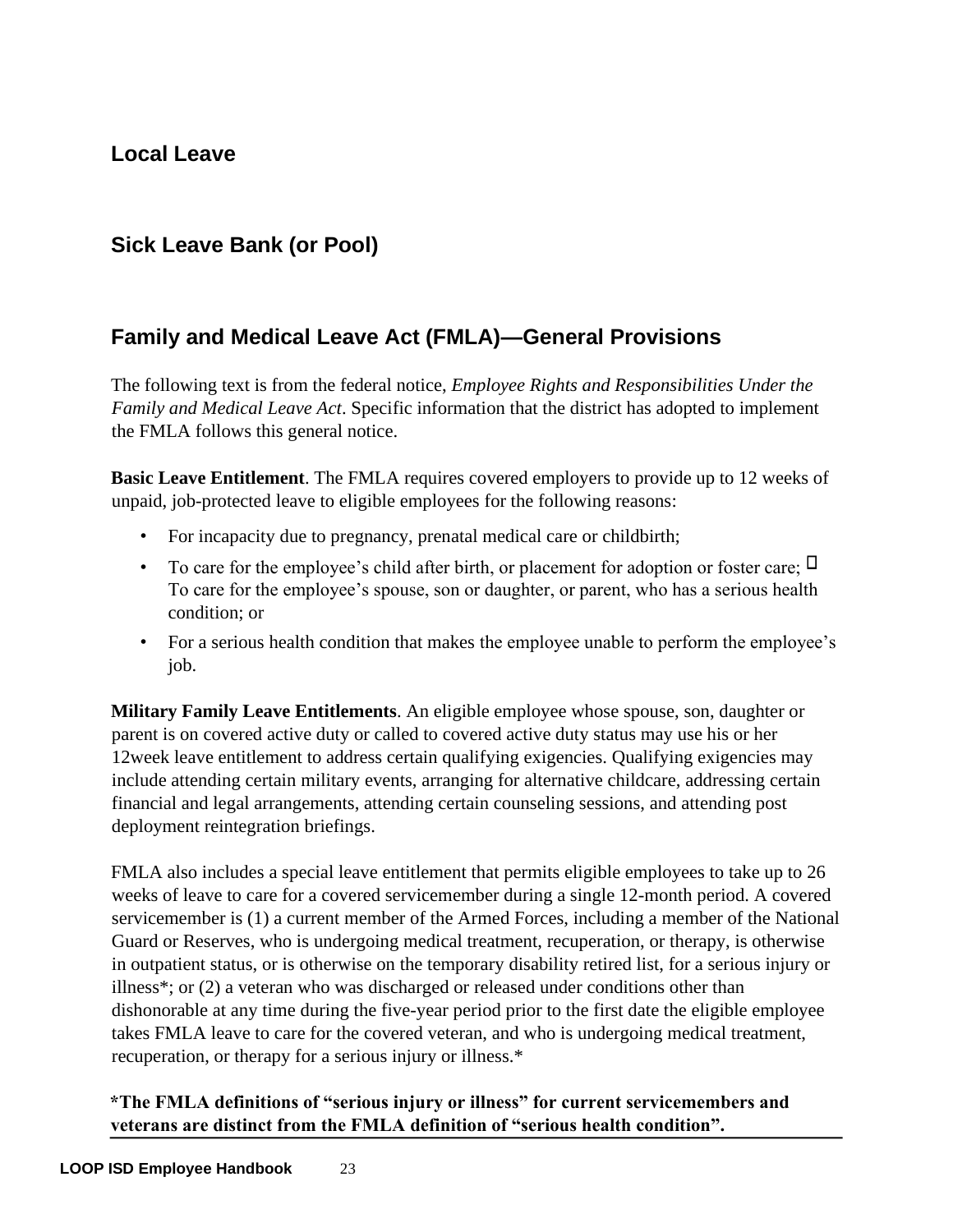## Local Leave

## Sick Leave Bank (or Pool)

## Family and Medical Leave Act (FMLA)—General Provisions

The following text is from the federal notice, *Employee Rights and Responsibilities Under the Family and Medical Leave Act*. Specific information that the district has adopted to implement the FMLA follows this general notice.

**Basic Leave Entitlement**. The FMLA requires covered employers to provide up to 12 weeks of unpaid, job-protected leave to eligible employees for the following reasons:

- For incapacity due to pregnancy, prenatal medical care or childbirth;
- To care for the employee's child after birth, or placement for adoption or foster care; 
- To care for the employee's spouse, son or daughter, or parent, who has a serious health condition; or
- For a serious health condition that makes the employee unable to perform the employee's job.

**Military Family Leave Entitlements**. An eligible employee whose spouse, son, daughter or parent is on covered active duty or called to covered active duty status may use his or her 12week leave entitlement to address certain qualifying exigencies. Qualifying exigencies may include attending certain military events, arranging for alternative childcare, addressing certain financial and legal arrangements, attending certain counseling sessions, and attending post deployment reintegration briefings.

FMLA also includes a special leave entitlement that permits eligible employees to take up to 26 weeks of leave to care for a covered servicemember during a single 12-month period. A covered servicemember is (1) a current member of the Armed Forces, including a member of the National Guard or Reserves, who is undergoing medical treatment, recuperation, or therapy, is otherwise in outpatient status, or is otherwise on the temporary disability retired list, for a serious injury or illness*; or (2) a veteran who was discharged or released under conditions other than dishonorable at any time during the five-year period prior to the first date the eligible employee takes FMLA leave to care for the covered veteran, and who is undergoing medical treatment, recuperation, or therapy for a serious injury or illness.*

**\*The FMLA definitions of "serious injury or illness" for current servicemembers and veterans are distinct from the FMLA definition of "serious health condition".**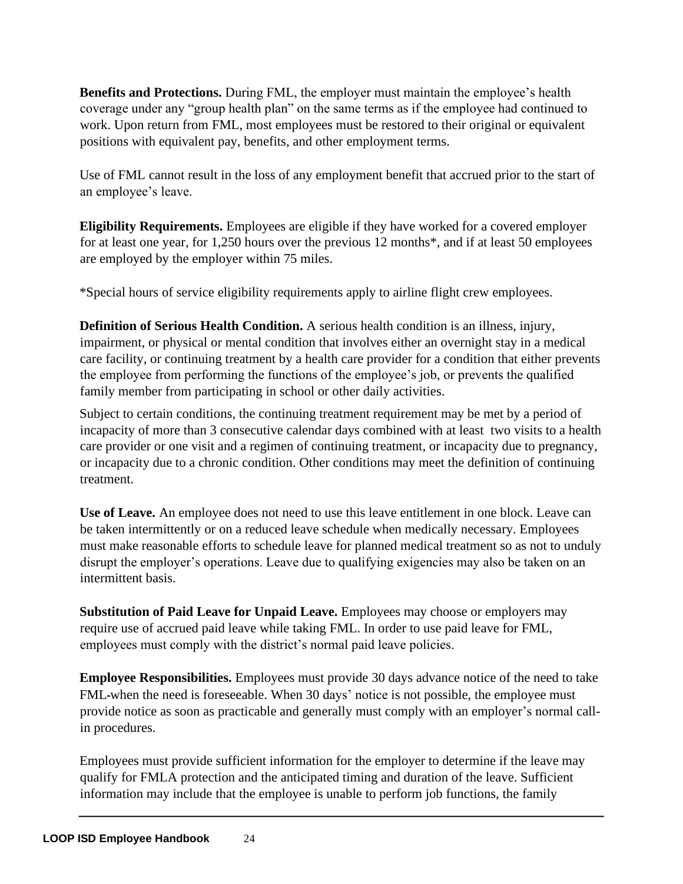**Benefits and Protections.** During FML, the employer must maintain the employee's health coverage under any "group health plan" on the same terms as if the employee had continued to work. Upon return from FML, most employees must be restored to their original or equivalent positions with equivalent pay, benefits, and other employment terms.

Use of FML cannot result in the loss of any employment benefit that accrued prior to the start of an employee's leave.

**Eligibility Requirements.** Employees are eligible if they have worked for a covered employer for at least one year, for 1,250 hours over the previous 12 months*, and if at least 50 employees are employed by the employer within 75 miles.

*Special hours of service eligibility requirements apply to airline flight crew employees.

**Definition of Serious Health Condition.** A serious health condition is an illness, injury, impairment, or physical or mental condition that involves either an overnight stay in a medical care facility, or continuing treatment by a health care provider for a condition that either prevents the employee from performing the functions of the employee's job, or prevents the qualified family member from participating in school or other daily activities.

Subject to certain conditions, the continuing treatment requirement may be met by a period of incapacity of more than 3 consecutive calendar days combined with at least two visits to a health care provider or one visit and a regimen of continuing treatment, or incapacity due to pregnancy, or incapacity due to a chronic condition. Other conditions may meet the definition of continuing treatment.

**Use of Leave.** An employee does not need to use this leave entitlement in one block. Leave can be taken intermittently or on a reduced leave schedule when medically necessary. Employees must make reasonable efforts to schedule leave for planned medical treatment so as not to unduly disrupt the employer's operations. Leave due to qualifying exigencies may also be taken on an intermittent basis.

**Substitution of Paid Leave for Unpaid Leave.** Employees may choose or employers may require use of accrued paid leave while taking FML. In order to use paid leave for FML, employees must comply with the district's normal paid leave policies.

**Employee Responsibilities.** Employees must provide 30 days advance notice of the need to take FML-when the need is foreseeable. When 30 days' notice is not possible, the employee must provide notice as soon as practicable and generally must comply with an employer's normal call-in procedures.

Employees must provide sufficient information for the employer to determine if the leave may qualify for FMLA protection and the anticipated timing and duration of the leave. Sufficient information may include that the employee is unable to perform job functions, the family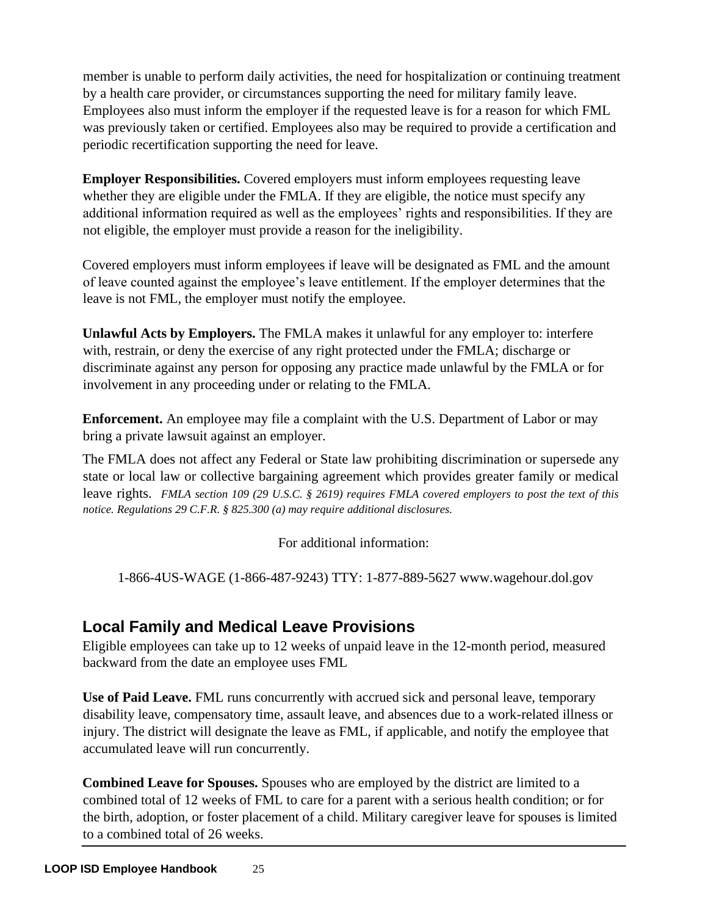member is unable to perform daily activities, the need for hospitalization or continuing treatment by a health care provider, or circumstances supporting the need for military family leave. Employees also must inform the employer if the requested leave is for a reason for which FML was previously taken or certified. Employees also may be required to provide a certification and periodic recertification supporting the need for leave.

**Employer Responsibilities.** Covered employers must inform employees requesting leave whether they are eligible under the FMLA. If they are eligible, the notice must specify any additional information required as well as the employees' rights and responsibilities. If they are not eligible, the employer must provide a reason for the ineligibility.

Covered employers must inform employees if leave will be designated as FML and the amount of leave counted against the employee's leave entitlement. If the employer determines that the leave is not FML, the employer must notify the employee.

**Unlawful Acts by Employers.** The FMLA makes it unlawful for any employer to: interfere with, restrain, or deny the exercise of any right protected under the FMLA; discharge or discriminate against any person for opposing any practice made unlawful by the FMLA or for involvement in any proceeding under or relating to the FMLA.

**Enforcement.** An employee may file a complaint with the U.S. Department of Labor or may bring a private lawsuit against an employer.

The FMLA does not affect any Federal or State law prohibiting discrimination or supersede any state or local law or collective bargaining agreement which provides greater family or medical leave rights. *FMLA section 109 (29 U.S.C. § 2619) requires FMLA covered employers to post the text of this notice. Regulations 29 C.F.R. § 825.300 (a) may require additional disclosures.*

For additional information:

1-866-4US-WAGE (1-866-487-9243) TTY: 1-877-889-5627 www.wagehour.dol.gov

## Local Family and Medical Leave Provisions

Eligible employees can take up to 12 weeks of unpaid leave in the 12-month period, measured backward from the date an employee uses FML

**Use of Paid Leave.** FML runs concurrently with accrued sick and personal leave, temporary disability leave, compensatory time, assault leave, and absences due to a work-related illness or injury. The district will designate the leave as FML, if applicable, and notify the employee that accumulated leave will run concurrently.

**Combined Leave for Spouses.** Spouses who are employed by the district are limited to a combined total of 12 weeks of FML to care for a parent with a serious health condition; or for the birth, adoption, or foster placement of a child. Military caregiver leave for spouses is limited to a combined total of 26 weeks.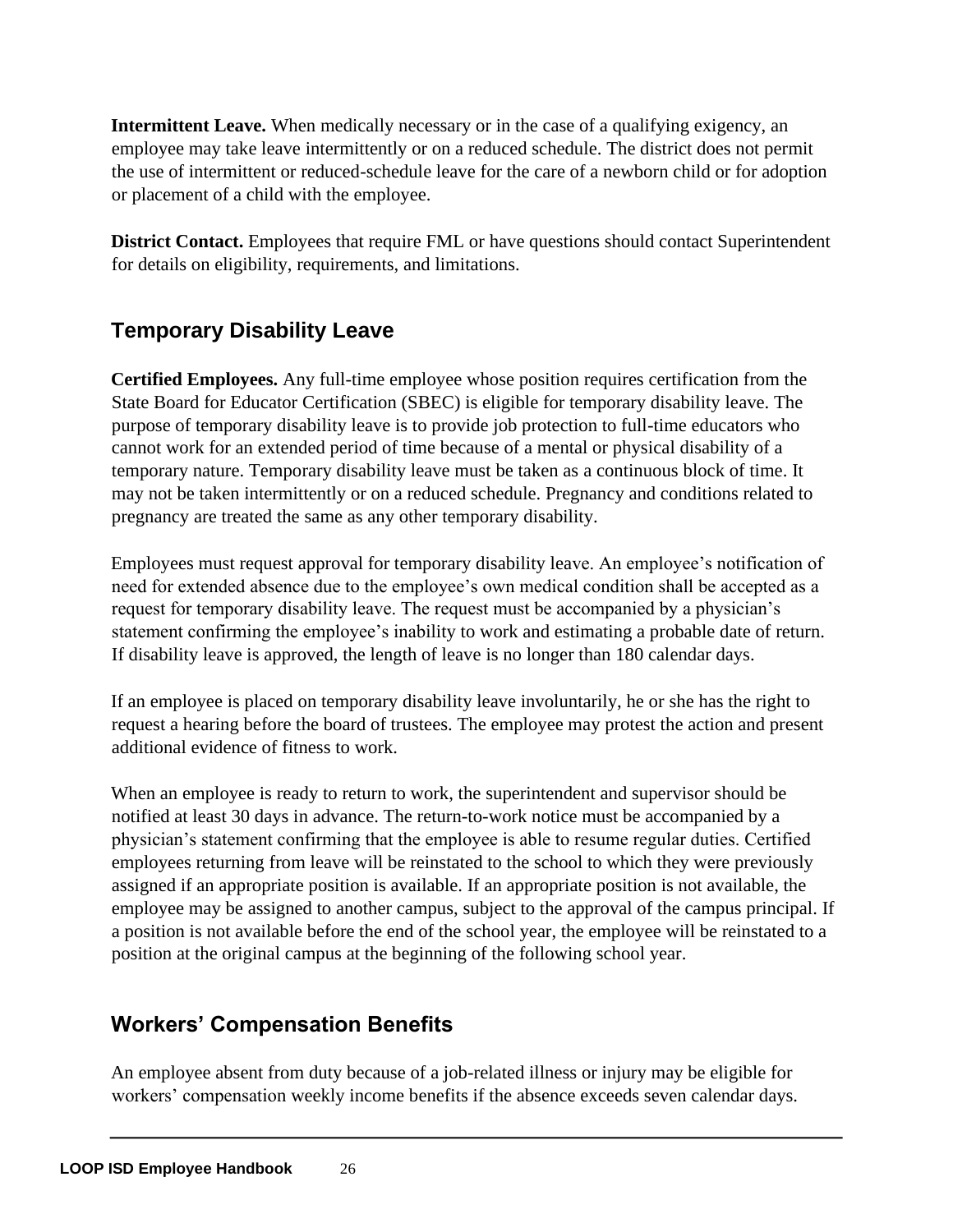**Intermittent Leave.** When medically necessary or in the case of a qualifying exigency, an employee may take leave intermittently or on a reduced schedule. The district does not permit the use of intermittent or reduced-schedule leave for the care of a newborn child or for adoption or placement of a child with the employee.

**District Contact.** Employees that require FML or have questions should contact Superintendent for details on eligibility, requirements, and limitations.

## Temporary Disability Leave

**Certified Employees.** Any full-time employee whose position requires certification from the State Board for Educator Certification (SBEC) is eligible for temporary disability leave. The purpose of temporary disability leave is to provide job protection to full-time educators who cannot work for an extended period of time because of a mental or physical disability of a temporary nature. Temporary disability leave must be taken as a continuous block of time. It may not be taken intermittently or on a reduced schedule. Pregnancy and conditions related to pregnancy are treated the same as any other temporary disability.

Employees must request approval for temporary disability leave. An employee's notification of need for extended absence due to the employee's own medical condition shall be accepted as a request for temporary disability leave. The request must be accompanied by a physician's statement confirming the employee's inability to work and estimating a probable date of return. If disability leave is approved, the length of leave is no longer than 180 calendar days.

If an employee is placed on temporary disability leave involuntarily, he or she has the right to request a hearing before the board of trustees. The employee may protest the action and present additional evidence of fitness to work.

When an employee is ready to return to work, the superintendent and supervisor should be notified at least 30 days in advance. The return-to-work notice must be accompanied by a physician's statement confirming that the employee is able to resume regular duties. Certified employees returning from leave will be reinstated to the school to which they were previously assigned if an appropriate position is available. If an appropriate position is not available, the employee may be assigned to another campus, subject to the approval of the campus principal. If a position is not available before the end of the school year, the employee will be reinstated to a position at the original campus at the beginning of the following school year.

## Workers' Compensation Benefits

An employee absent from duty because of a job-related illness or injury may be eligible for workers' compensation weekly income benefits if the absence exceeds seven calendar days.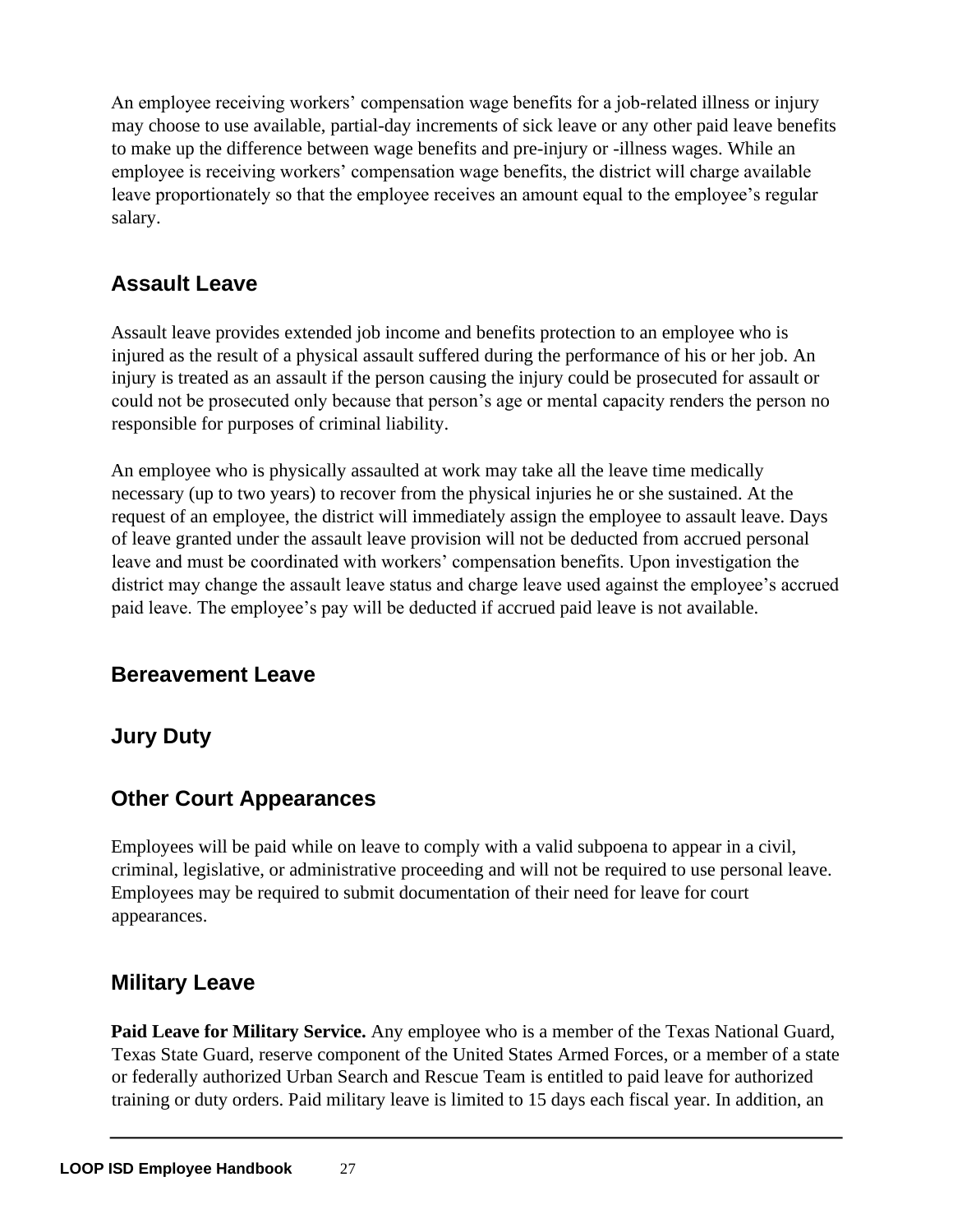An employee receiving workers' compensation wage benefits for a job-related illness or injury may choose to use available, partial-day increments of sick leave or any other paid leave benefits to make up the difference between wage benefits and pre-injury or -illness wages. While an employee is receiving workers' compensation wage benefits, the district will charge available leave proportionately so that the employee receives an amount equal to the employee's regular salary.

## Assault Leave

Assault leave provides extended job income and benefits protection to an employee who is injured as the result of a physical assault suffered during the performance of his or her job. An injury is treated as an assault if the person causing the injury could be prosecuted for assault or could not be prosecuted only because that person's age or mental capacity renders the person no responsible for purposes of criminal liability.

An employee who is physically assaulted at work may take all the leave time medically necessary (up to two years) to recover from the physical injuries he or she sustained. At the request of an employee, the district will immediately assign the employee to assault leave. Days of leave granted under the assault leave provision will not be deducted from accrued personal leave and must be coordinated with workers' compensation benefits. Upon investigation the district may change the assault leave status and charge leave used against the employee's accrued paid leave. The employee's pay will be deducted if accrued paid leave is not available.

## Bereavement Leave

## Jury Duty

## Other Court Appearances

Employees will be paid while on leave to comply with a valid subpoena to appear in a civil, criminal, legislative, or administrative proceeding and will not be required to use personal leave. Employees may be required to submit documentation of their need for leave for court appearances.

## Military Leave

**Paid Leave for Military Service.** Any employee who is a member of the Texas National Guard, Texas State Guard, reserve component of the United States Armed Forces, or a member of a state or federally authorized Urban Search and Rescue Team is entitled to paid leave for authorized training or duty orders. Paid military leave is limited to 15 days each fiscal year. In addition, an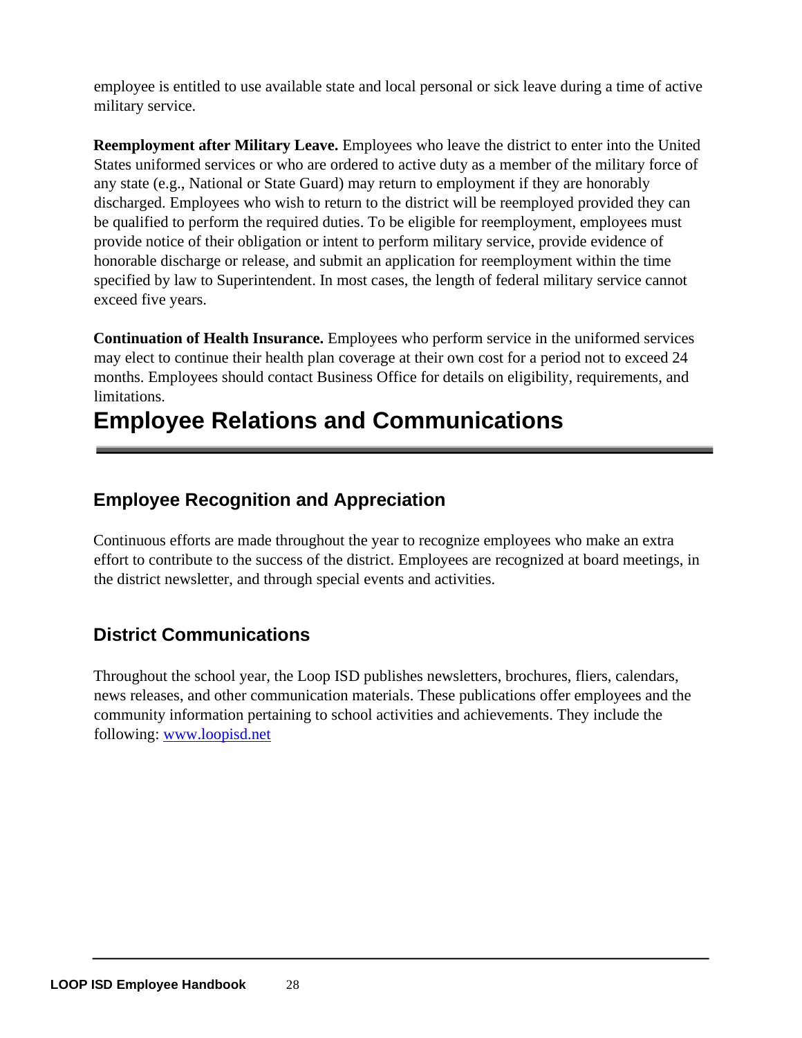employee is entitled to use available state and local personal or sick leave during a time of active military service.

**Reemployment after Military Leave.** Employees who leave the district to enter into the United States uniformed services or who are ordered to active duty as a member of the military force of any state (e.g., National or State Guard) may return to employment if they are honorably discharged. Employees who wish to return to the district will be reemployed provided they can be qualified to perform the required duties. To be eligible for reemployment, employees must provide notice of their obligation or intent to perform military service, provide evidence of honorable discharge or release, and submit an application for reemployment within the time specified by law to Superintendent. In most cases, the length of federal military service cannot exceed five years.

**Continuation of Health Insurance.** Employees who perform service in the uniformed services may elect to continue their health plan coverage at their own cost for a period not to exceed 24 months. Employees should contact Business Office for details on eligibility, requirements, and limitations.

# Employee Relations and Communications

## Employee Recognition and Appreciation

Continuous efforts are made throughout the year to recognize employees who make an extra effort to contribute to the success of the district. Employees are recognized at board meetings, in the district newsletter, and through special events and activities.

## District Communications

Throughout the school year, the Loop ISD publishes newsletters, brochures, fliers, calendars, news releases, and other communication materials. These publications offer employees and the community information pertaining to school activities and achievements. They include the following: [www.loopisd.net](http://www.loopisd.net)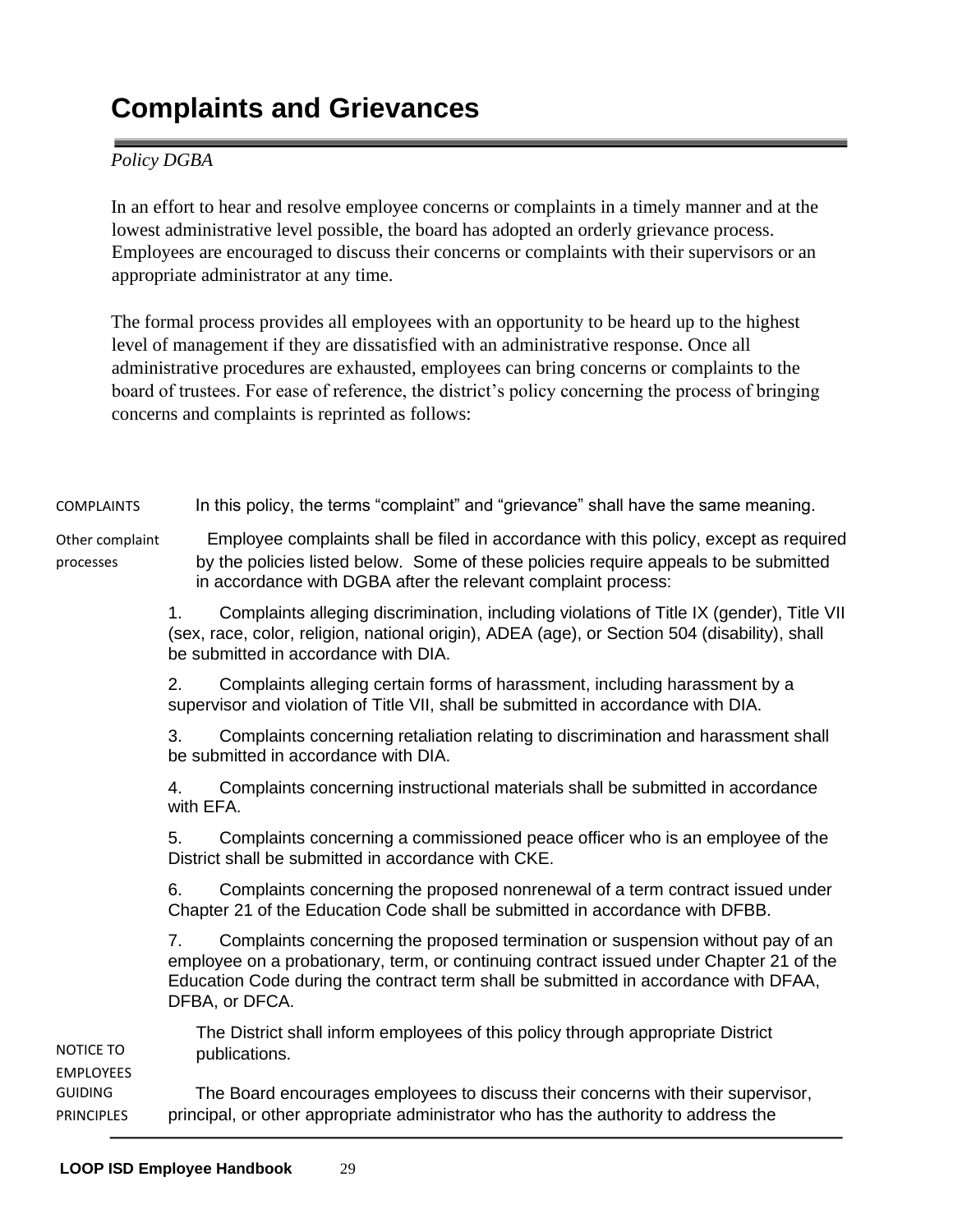# Complaints and Grievances

*Policy DGBA*

In an effort to hear and resolve employee concerns or complaints in a timely manner and at the lowest administrative level possible, the board has adopted an orderly grievance process. Employees are encouraged to discuss their concerns or complaints with their supervisors or an appropriate administrator at any time.

The formal process provides all employees with an opportunity to be heard up to the highest level of management if they are dissatisfied with an administrative response. Once all administrative procedures are exhausted, employees can bring concerns or complaints to the board of trustees. For ease of reference, the district's policy concerning the process of bringing concerns and complaints is reprinted as follows:

COMPLAINTS

In this policy, the terms "complaint" and "grievance" shall have the same meaning.

Other complaint processes

Employee complaints shall be filed in accordance with this policy, except as required by the policies listed below. Some of these policies require appeals to be submitted in accordance with DGBA after the relevant complaint process:

1. Complaints alleging discrimination, including violations of Title IX (gender), Title VII (sex, race, color, religion, national origin), ADEA (age), or Section 504 (disability), shall be submitted in accordance with DIA.
2. Complaints alleging certain forms of harassment, including harassment by a supervisor and violation of Title VII, shall be submitted in accordance with DIA.
3. Complaints concerning retaliation relating to discrimination and harassment shall be submitted in accordance with DIA.
4. Complaints concerning instructional materials shall be submitted in accordance with EFA.
5. Complaints concerning a commissioned peace officer who is an employee of the District shall be submitted in accordance with CKE.
6. Complaints concerning the proposed nonrenewal of a term contract issued under Chapter 21 of the Education Code shall be submitted in accordance with DFBB.
7. Complaints concerning the proposed termination or suspension without pay of an employee on a probationary, term, or continuing contract issued under Chapter 21 of the Education Code during the contract term shall be submitted in accordance with DFAA, DFBA, or DFCA.

NOTICE TO EMPLOYEES

The District shall inform employees of this policy through appropriate District publications.

GUIDING PRINCIPLES

The Board encourages employees to discuss their concerns with their supervisor, principal, or other appropriate administrator who has the authority to address the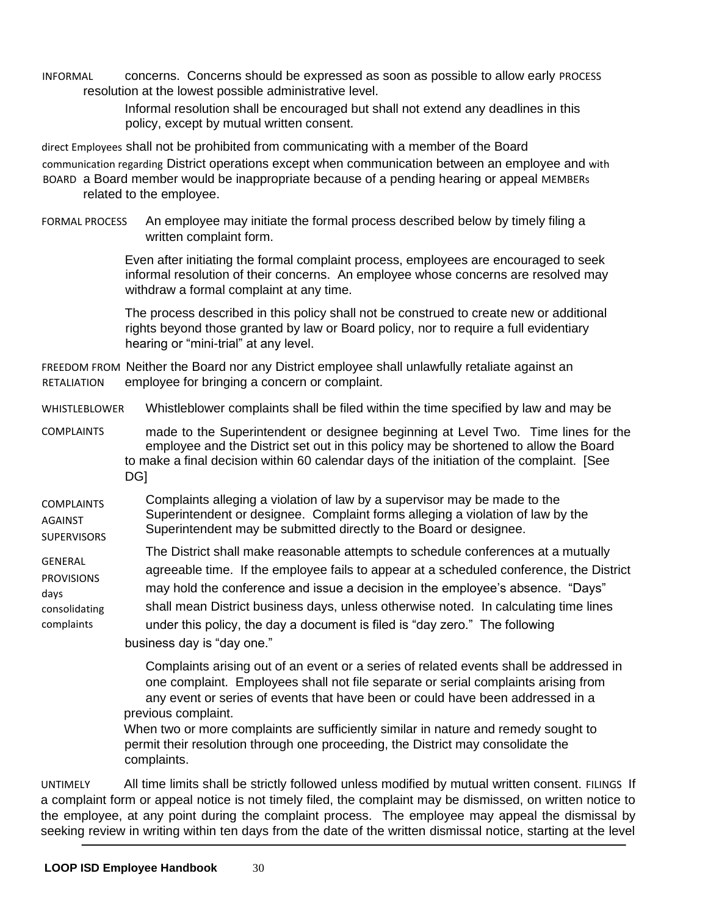**INFORMAL PROCESS**

concerns. Concerns should be expressed as soon as possible to allow early resolution at the lowest possible administrative level.

Informal resolution shall be encouraged but shall not extend any deadlines in this policy, except by mutual written consent.

**DIRECT COMMUNICATION WITH BOARD MEMBERS**

Employees shall not be prohibited from communicating with a member of the Board regarding District operations except when communication between an employee and a Board member would be inappropriate because of a pending hearing or appeal related to the employee.

**FORMAL PROCESS**

An employee may initiate the formal process described below by timely filing a written complaint form.

Even after initiating the formal complaint process, employees are encouraged to seek informal resolution of their concerns. An employee whose concerns are resolved may withdraw a formal complaint at any time.

The process described in this policy shall not be construed to create new or additional rights beyond those granted by law or Board policy, nor to require a full evidentiary hearing or "mini-trial" at any level.

**FREEDOM FROM RETALIATION**

Neither the Board nor any District employee shall unlawfully retaliate against an employee for bringing a concern or complaint.

**WHISTLEBLOWER COMPLAINTS**

Whistleblower complaints shall be filed within the time specified by law and may be made to the Superintendent or designee beginning at Level Two. Time lines for the employee and the District set out in this policy may be shortened to allow the Board to make a final decision within 60 calendar days of the initiation of the complaint. [See DG]

**COMPLAINTS AGAINST SUPERVISORS**

Complaints alleging a violation of law by a supervisor may be made to the Superintendent or designee. Complaint forms alleging a violation of law by the Superintendent may be submitted directly to the Board or designee.

**GENERAL PROVISIONS**

The District shall make reasonable attempts to schedule conferences at a mutually agreeable time. If the employee fails to appear at a scheduled conference, the District may hold the conference and issue a decision in the employee's absence.

**DAYS**

"Days" shall mean District business days, unless otherwise noted. In calculating time lines under this policy, the day a document is filed is "day zero." The following business day is "day one."

**CONSOLIDATING COMPLAINTS**

Complaints arising out of an event or a series of related events shall be addressed in one complaint. Employees shall not file separate or serial complaints arising from any event or series of events that have been or could have been addressed in a previous complaint.

When two or more complaints are sufficiently similar in nature and remedy sought to permit their resolution through one proceeding, the District may consolidate the complaints.

**UNTIMELY FILINGS**

All time limits shall be strictly followed unless modified by mutual written consent. If a complaint form or appeal notice is not timely filed, the complaint may be dismissed, on written notice to the employee, at any point during the complaint process. The employee may appeal the dismissal by seeking review in writing within ten days from the date of the written dismissal notice, starting at the level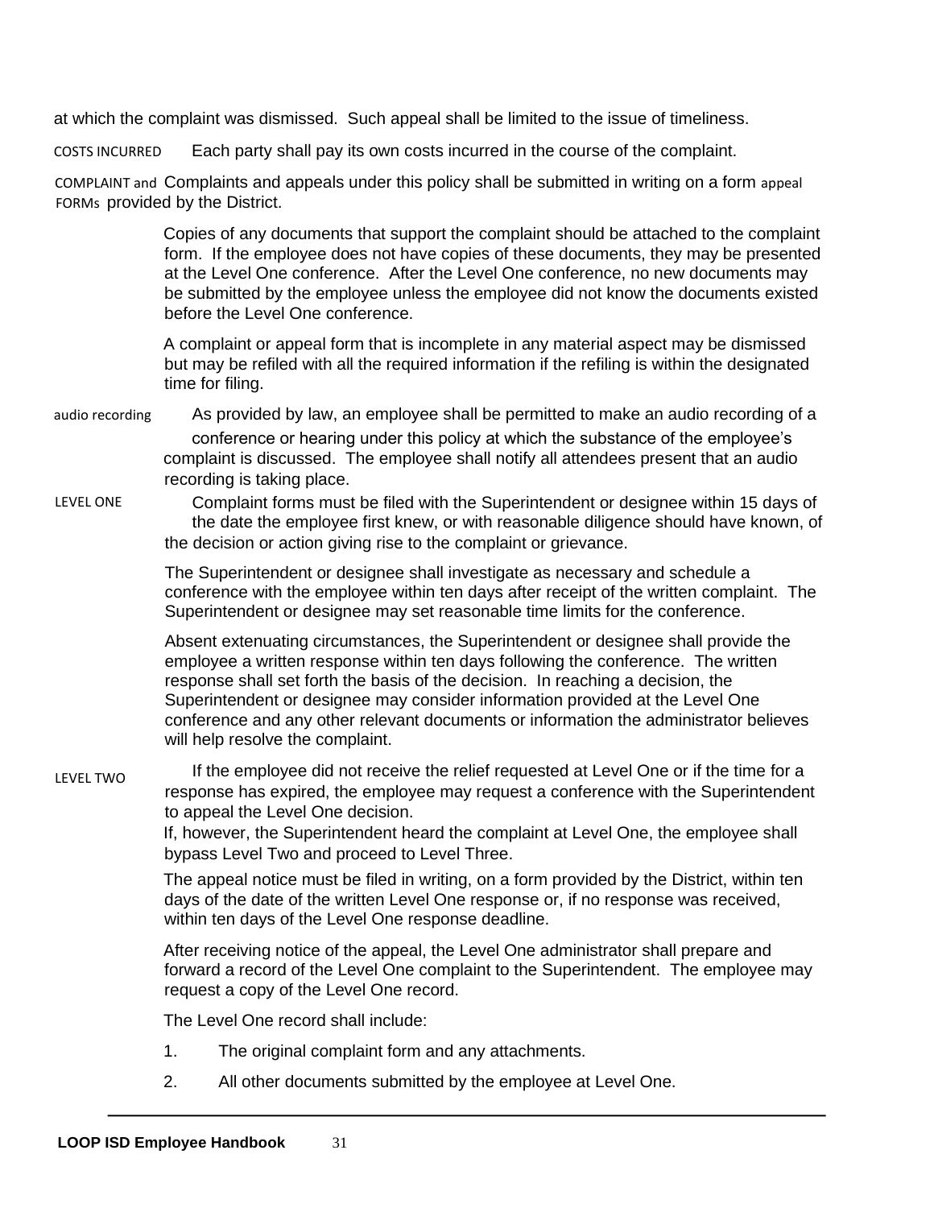at which the complaint was dismissed. Such appeal shall be limited to the issue of timeliness.

COSTS INCURRED Each party shall pay its own costs incurred in the course of the complaint.

COMPLAINT and appeal FORMs Complaints and appeals under this policy shall be submitted in writing on a form provided by the District.

Copies of any documents that support the complaint should be attached to the complaint form. If the employee does not have copies of these documents, they may be presented at the Level One conference. After the Level One conference, no new documents may be submitted by the employee unless the employee did not know the documents existed before the Level One conference.

A complaint or appeal form that is incomplete in any material aspect may be dismissed but may be refiled with all the required information if the refiling is within the designated time for filing.

audio recording As provided by law, an employee shall be permitted to make an audio recording of a conference or hearing under this policy at which the substance of the employee's complaint is discussed. The employee shall notify all attendees present that an audio recording is taking place.

LEVEL ONE Complaint forms must be filed with the Superintendent or designee within 15 days of the date the employee first knew, or with reasonable diligence should have known, of the decision or action giving rise to the complaint or grievance.

The Superintendent or designee shall investigate as necessary and schedule a conference with the employee within ten days after receipt of the written complaint. The Superintendent or designee may set reasonable time limits for the conference.

Absent extenuating circumstances, the Superintendent or designee shall provide the employee a written response within ten days following the conference. The written response shall set forth the basis of the decision. In reaching a decision, the Superintendent or designee may consider information provided at the Level One conference and any other relevant documents or information the administrator believes will help resolve the complaint.

LEVEL TWO If the employee did not receive the relief requested at Level One or if the time for a response has expired, the employee may request a conference with the Superintendent to appeal the Level One decision.
If, however, the Superintendent heard the complaint at Level One, the employee shall bypass Level Two and proceed to Level Three.

The appeal notice must be filed in writing, on a form provided by the District, within ten days of the date of the written Level One response or, if no response was received, within ten days of the Level One response deadline.

After receiving notice of the appeal, the Level One administrator shall prepare and forward a record of the Level One complaint to the Superintendent. The employee may request a copy of the Level One record.

The Level One record shall include:

1. The original complaint form and any attachments.
2. All other documents submitted by the employee at Level One.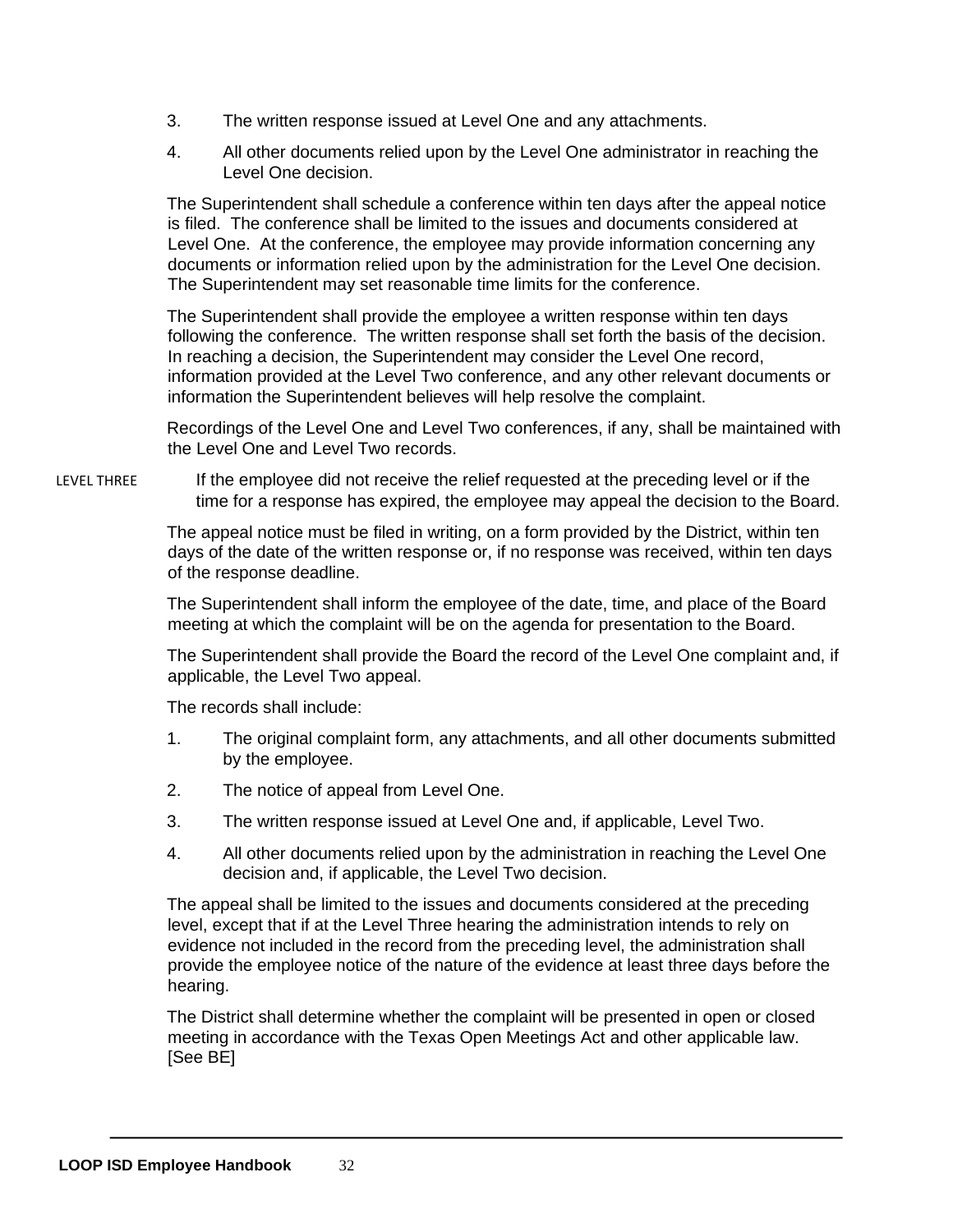3. The written response issued at Level One and any attachments.
4. All other documents relied upon by the Level One administrator in reaching the Level One decision.

The Superintendent shall schedule a conference within ten days after the appeal notice is filed. The conference shall be limited to the issues and documents considered at Level One. At the conference, the employee may provide information concerning any documents or information relied upon by the administration for the Level One decision. The Superintendent may set reasonable time limits for the conference.

The Superintendent shall provide the employee a written response within ten days following the conference. The written response shall set forth the basis of the decision. In reaching a decision, the Superintendent may consider the Level One record, information provided at the Level Two conference, and any other relevant documents or information the Superintendent believes will help resolve the complaint.

Recordings of the Level One and Level Two conferences, if any, shall be maintained with the Level One and Level Two records.

LEVEL THREE

If the employee did not receive the relief requested at the preceding level or if the time for a response has expired, the employee may appeal the decision to the Board.

The appeal notice must be filed in writing, on a form provided by the District, within ten days of the date of the written response or, if no response was received, within ten days of the response deadline.

The Superintendent shall inform the employee of the date, time, and place of the Board meeting at which the complaint will be on the agenda for presentation to the Board.

The Superintendent shall provide the Board the record of the Level One complaint and, if applicable, the Level Two appeal.

The records shall include:

1. The original complaint form, any attachments, and all other documents submitted by the employee.
2. The notice of appeal from Level One.
3. The written response issued at Level One and, if applicable, Level Two.
4. All other documents relied upon by the administration in reaching the Level One decision and, if applicable, the Level Two decision.

The appeal shall be limited to the issues and documents considered at the preceding level, except that if at the Level Three hearing the administration intends to rely on evidence not included in the record from the preceding level, the administration shall provide the employee notice of the nature of the evidence at least three days before the hearing.

The District shall determine whether the complaint will be presented in open or closed meeting in accordance with the Texas Open Meetings Act and other applicable law. [See BE]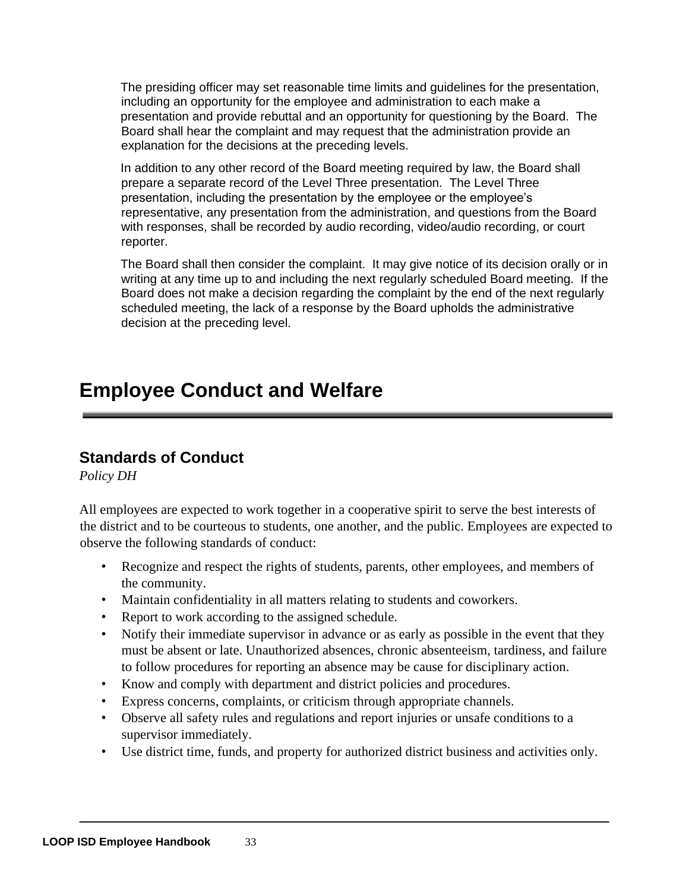The presiding officer may set reasonable time limits and guidelines for the presentation, including an opportunity for the employee and administration to each make a presentation and provide rebuttal and an opportunity for questioning by the Board. The Board shall hear the complaint and may request that the administration provide an explanation for the decisions at the preceding levels.

In addition to any other record of the Board meeting required by law, the Board shall prepare a separate record of the Level Three presentation. The Level Three presentation, including the presentation by the employee or the employee's representative, any presentation from the administration, and questions from the Board with responses, shall be recorded by audio recording, video/audio recording, or court reporter.

The Board shall then consider the complaint. It may give notice of its decision orally or in writing at any time up to and including the next regularly scheduled Board meeting. If the Board does not make a decision regarding the complaint by the end of the next regularly scheduled meeting, the lack of a response by the Board upholds the administrative decision at the preceding level.

# Employee Conduct and Welfare

## Standards of Conduct

*Policy DH*

All employees are expected to work together in a cooperative spirit to serve the best interests of the district and to be courteous to students, one another, and the public. Employees are expected to observe the following standards of conduct:

- Recognize and respect the rights of students, parents, other employees, and members of the community.
- Maintain confidentiality in all matters relating to students and coworkers.
- Report to work according to the assigned schedule.
- Notify their immediate supervisor in advance or as early as possible in the event that they must be absent or late. Unauthorized absences, chronic absenteeism, tardiness, and failure to follow procedures for reporting an absence may be cause for disciplinary action.
- Know and comply with department and district policies and procedures.
- Express concerns, complaints, or criticism through appropriate channels.
- Observe all safety rules and regulations and report injuries or unsafe conditions to a supervisor immediately.
- Use district time, funds, and property for authorized district business and activities only.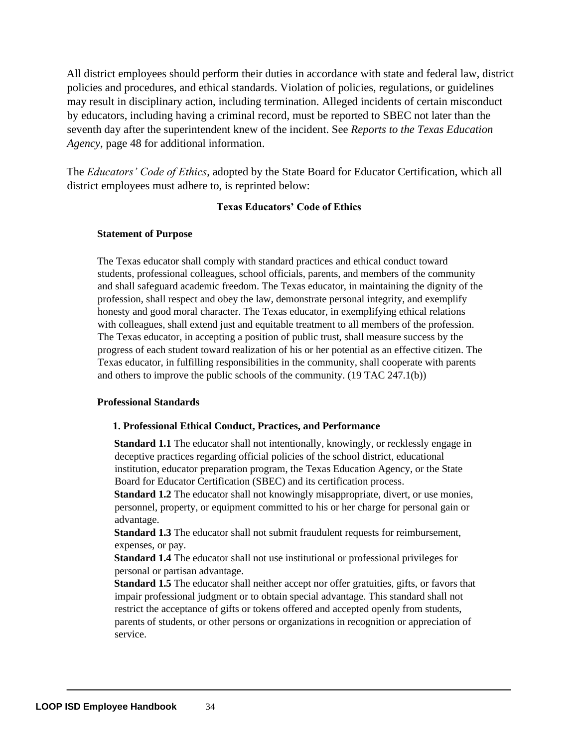All district employees should perform their duties in accordance with state and federal law, district policies and procedures, and ethical standards. Violation of policies, regulations, or guidelines may result in disciplinary action, including termination. Alleged incidents of certain misconduct by educators, including having a criminal record, must be reported to SBEC not later than the seventh day after the superintendent knew of the incident. See *Reports to the Texas Education Agency,* page 48 for additional information.

The *Educators' Code of Ethics*, adopted by the State Board for Educator Certification, which all district employees must adhere to, is reprinted below:

### Texas Educators' Code of Ethics

**Statement of Purpose**

The Texas educator shall comply with standard practices and ethical conduct toward students, professional colleagues, school officials, parents, and members of the community and shall safeguard academic freedom. The Texas educator, in maintaining the dignity of the profession, shall respect and obey the law, demonstrate personal integrity, and exemplify honesty and good moral character. The Texas educator, in exemplifying ethical relations with colleagues, shall extend just and equitable treatment to all members of the profession. The Texas educator, in accepting a position of public trust, shall measure success by the progress of each student toward realization of his or her potential as an effective citizen. The Texas educator, in fulfilling responsibilities in the community, shall cooperate with parents and others to improve the public schools of the community. (19 TAC 247.1(b))

**Professional Standards**

**1. Professional Ethical Conduct, Practices, and Performance**

**Standard 1.1** The educator shall not intentionally, knowingly, or recklessly engage in deceptive practices regarding official policies of the school district, educational institution, educator preparation program, the Texas Education Agency, or the State Board for Educator Certification (SBEC) and its certification process.

**Standard 1.2** The educator shall not knowingly misappropriate, divert, or use monies, personnel, property, or equipment committed to his or her charge for personal gain or advantage.

**Standard 1.3** The educator shall not submit fraudulent requests for reimbursement, expenses, or pay.

**Standard 1.4** The educator shall not use institutional or professional privileges for personal or partisan advantage.

**Standard 1.5** The educator shall neither accept nor offer gratuities, gifts, or favors that impair professional judgment or to obtain special advantage. This standard shall not restrict the acceptance of gifts or tokens offered and accepted openly from students, parents of students, or other persons or organizations in recognition or appreciation of service.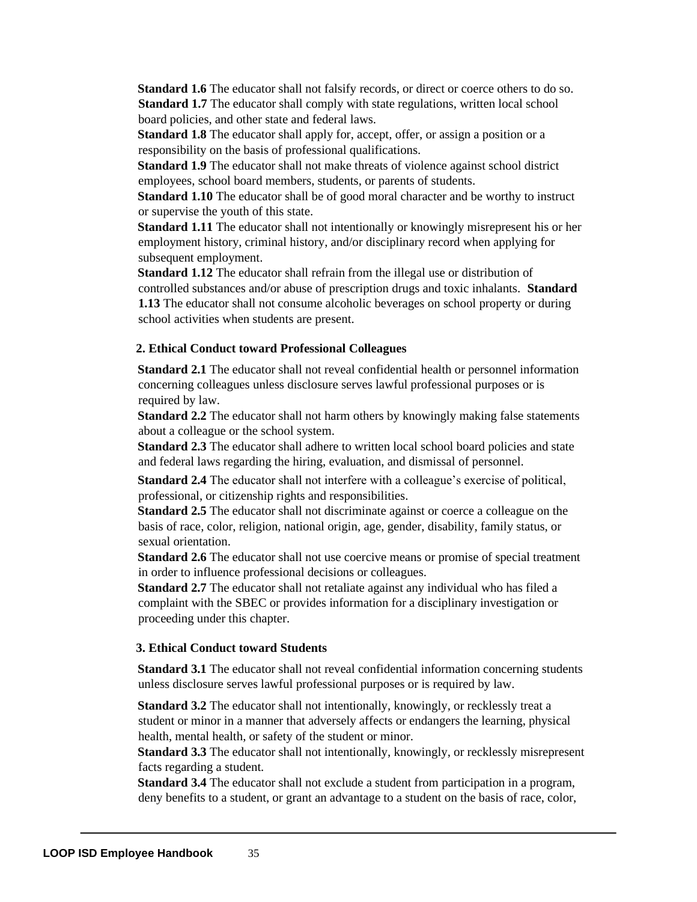**Standard 1.6** The educator shall not falsify records, or direct or coerce others to do so.

**Standard 1.7** The educator shall comply with state regulations, written local school board policies, and other state and federal laws.

**Standard 1.8** The educator shall apply for, accept, offer, or assign a position or a responsibility on the basis of professional qualifications.

**Standard 1.9** The educator shall not make threats of violence against school district employees, school board members, students, or parents of students.

**Standard 1.10** The educator shall be of good moral character and be worthy to instruct or supervise the youth of this state.

**Standard 1.11** The educator shall not intentionally or knowingly misrepresent his or her employment history, criminal history, and/or disciplinary record when applying for subsequent employment.

**Standard 1.12** The educator shall refrain from the illegal use or distribution of controlled substances and/or abuse of prescription drugs and toxic inhalants.

**Standard 1.13** The educator shall not consume alcoholic beverages on school property or during school activities when students are present.

**2. Ethical Conduct toward Professional Colleagues**

**Standard 2.1** The educator shall not reveal confidential health or personnel information concerning colleagues unless disclosure serves lawful professional purposes or is required by law.

**Standard 2.2** The educator shall not harm others by knowingly making false statements about a colleague or the school system.

**Standard 2.3** The educator shall adhere to written local school board policies and state and federal laws regarding the hiring, evaluation, and dismissal of personnel.

**Standard 2.4** The educator shall not interfere with a colleague's exercise of political, professional, or citizenship rights and responsibilities.

**Standard 2.5** The educator shall not discriminate against or coerce a colleague on the basis of race, color, religion, national origin, age, gender, disability, family status, or sexual orientation.

**Standard 2.6** The educator shall not use coercive means or promise of special treatment in order to influence professional decisions or colleagues.

**Standard 2.7** The educator shall not retaliate against any individual who has filed a complaint with the SBEC or provides information for a disciplinary investigation or proceeding under this chapter.

**3. Ethical Conduct toward Students**

**Standard 3.1** The educator shall not reveal confidential information concerning students unless disclosure serves lawful professional purposes or is required by law.

**Standard 3.2** The educator shall not intentionally, knowingly, or recklessly treat a student or minor in a manner that adversely affects or endangers the learning, physical health, mental health, or safety of the student or minor.

**Standard 3.3** The educator shall not intentionally, knowingly, or recklessly misrepresent facts regarding a student.

**Standard 3.4** The educator shall not exclude a student from participation in a program, deny benefits to a student, or grant an advantage to a student on the basis of race, color,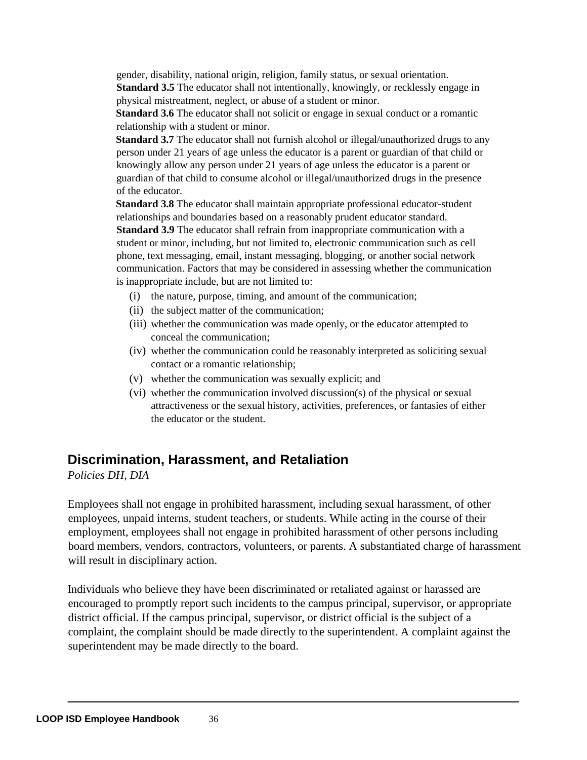gender, disability, national origin, religion, family status, or sexual orientation.

**Standard 3.5** The educator shall not intentionally, knowingly, or recklessly engage in physical mistreatment, neglect, or abuse of a student or minor.

**Standard 3.6** The educator shall not solicit or engage in sexual conduct or a romantic relationship with a student or minor.

**Standard 3.7** The educator shall not furnish alcohol or illegal/unauthorized drugs to any person under 21 years of age unless the educator is a parent or guardian of that child or knowingly allow any person under 21 years of age unless the educator is a parent or guardian of that child to consume alcohol or illegal/unauthorized drugs in the presence of the educator.

**Standard 3.8** The educator shall maintain appropriate professional educator-student relationships and boundaries based on a reasonably prudent educator standard.

**Standard 3.9** The educator shall refrain from inappropriate communication with a student or minor, including, but not limited to, electronic communication such as cell phone, text messaging, email, instant messaging, blogging, or another social network communication. Factors that may be considered in assessing whether the communication is inappropriate include, but are not limited to:

(i) the nature, purpose, timing, and amount of the communication;

(ii) the subject matter of the communication;

(iii) whether the communication was made openly, or the educator attempted to conceal the communication;

(iv) whether the communication could be reasonably interpreted as soliciting sexual contact or a romantic relationship;

(v) whether the communication was sexually explicit; and

(vi) whether the communication involved discussion(s) of the physical or sexual attractiveness or the sexual history, activities, preferences, or fantasies of either the educator or the student.

## Discrimination, Harassment, and Retaliation

*Policies DH, DIA*

Employees shall not engage in prohibited harassment, including sexual harassment, of other employees, unpaid interns, student teachers, or students. While acting in the course of their employment, employees shall not engage in prohibited harassment of other persons including board members, vendors, contractors, volunteers, or parents. A substantiated charge of harassment will result in disciplinary action.

Individuals who believe they have been discriminated or retaliated against or harassed are encouraged to promptly report such incidents to the campus principal, supervisor, or appropriate district official. If the campus principal, supervisor, or district official is the subject of a complaint, the complaint should be made directly to the superintendent. A complaint against the superintendent may be made directly to the board.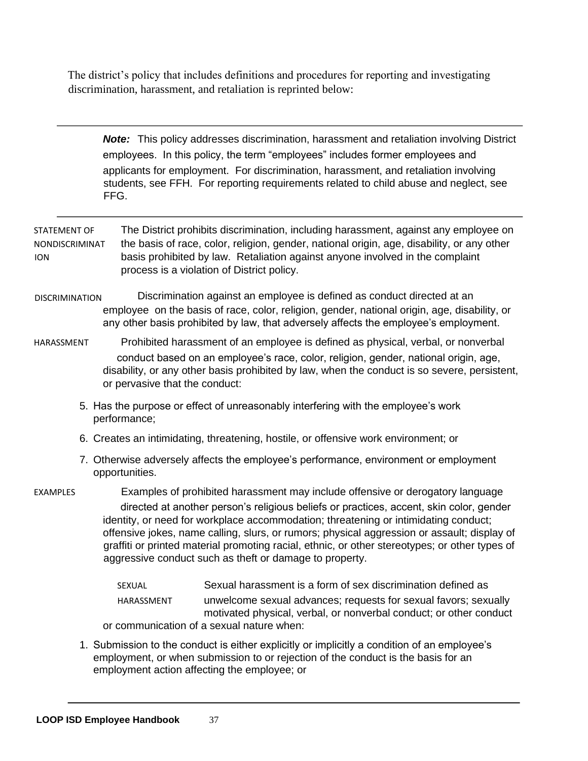The district's policy that includes definitions and procedures for reporting and investigating discrimination, harassment, and retaliation is reprinted below:

---

***Note:*** This policy addresses discrimination, harassment and retaliation involving District employees. In this policy, the term "employees" includes former employees and applicants for employment. For discrimination, harassment, and retaliation involving students, see FFH. For reporting requirements related to child abuse and neglect, see FFG.

---

STATEMENT OF NONDISCRIMINATION

The District prohibits discrimination, including harassment, against any employee on the basis of race, color, religion, gender, national origin, age, disability, or any other basis prohibited by law. Retaliation against anyone involved in the complaint process is a violation of District policy.

DISCRIMINATION

Discrimination against an employee is defined as conduct directed at an employee on the basis of race, color, religion, gender, national origin, age, disability, or any other basis prohibited by law, that adversely affects the employee's employment.

HARASSMENT

Prohibited harassment of an employee is defined as physical, verbal, or nonverbal conduct based on an employee's race, color, religion, gender, national origin, age, disability, or any other basis prohibited by law, when the conduct is so severe, persistent, or pervasive that the conduct:

5. Has the purpose or effect of unreasonably interfering with the employee's work performance;
6. Creates an intimidating, threatening, hostile, or offensive work environment; or
7. Otherwise adversely affects the employee's performance, environment or employment opportunities.

EXAMPLES

Examples of prohibited harassment may include offensive or derogatory language directed at another person's religious beliefs or practices, accent, skin color, gender identity, or need for workplace accommodation; threatening or intimidating conduct; offensive jokes, name calling, slurs, or rumors; physical aggression or assault; display of graffiti or printed material promoting racial, ethnic, or other stereotypes; or other types of aggressive conduct such as theft or damage to property.

SEXUAL HARASSMENT

Sexual harassment is a form of sex discrimination defined as unwelcome sexual advances; requests for sexual favors; sexually motivated physical, verbal, or nonverbal conduct; or other conduct or communication of a sexual nature when:

1. Submission to the conduct is either explicitly or implicitly a condition of an employee's employment, or when submission to or rejection of the conduct is the basis for an employment action affecting the employee; or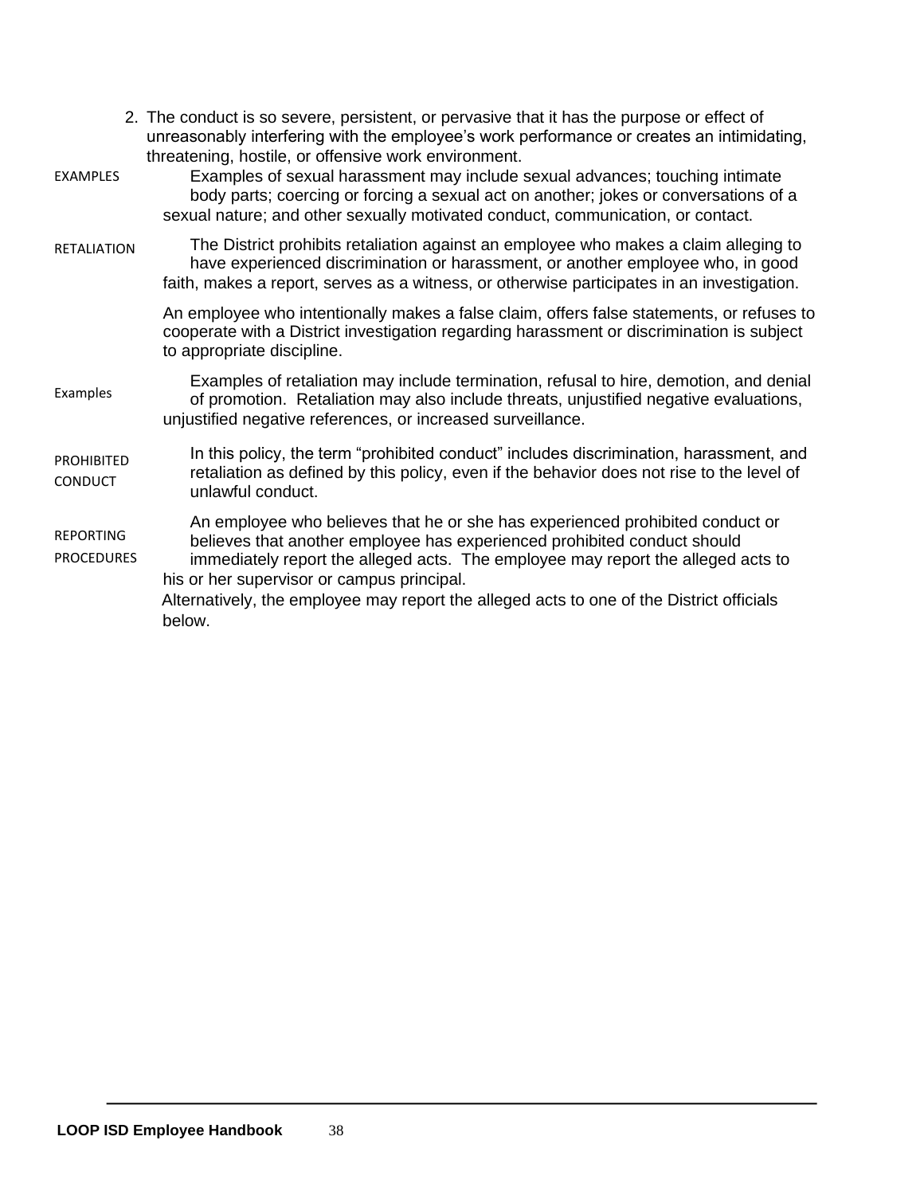2. The conduct is so severe, persistent, or pervasive that it has the purpose or effect of unreasonably interfering with the employee's work performance or creates an intimidating, threatening, hostile, or offensive work environment.

**EXAMPLES**

Examples of sexual harassment may include sexual advances; touching intimate body parts; coercing or forcing a sexual act on another; jokes or conversations of a sexual nature; and other sexually motivated conduct, communication, or contact.

**RETALIATION**

The District prohibits retaliation against an employee who makes a claim alleging to have experienced discrimination or harassment, or another employee who, in good faith, makes a report, serves as a witness, or otherwise participates in an investigation.

An employee who intentionally makes a false claim, offers false statements, or refuses to cooperate with a District investigation regarding harassment or discrimination is subject to appropriate discipline.

**Examples**

Examples of retaliation may include termination, refusal to hire, demotion, and denial of promotion. Retaliation may also include threats, unjustified negative evaluations, unjustified negative references, or increased surveillance.

**PROHIBITED CONDUCT**

In this policy, the term "prohibited conduct" includes discrimination, harassment, and retaliation as defined by this policy, even if the behavior does not rise to the level of unlawful conduct.

**REPORTING PROCEDURES**

An employee who believes that he or she has experienced prohibited conduct or believes that another employee has experienced prohibited conduct should immediately report the alleged acts. The employee may report the alleged acts to his or her supervisor or campus principal.

Alternatively, the employee may report the alleged acts to one of the District officials below.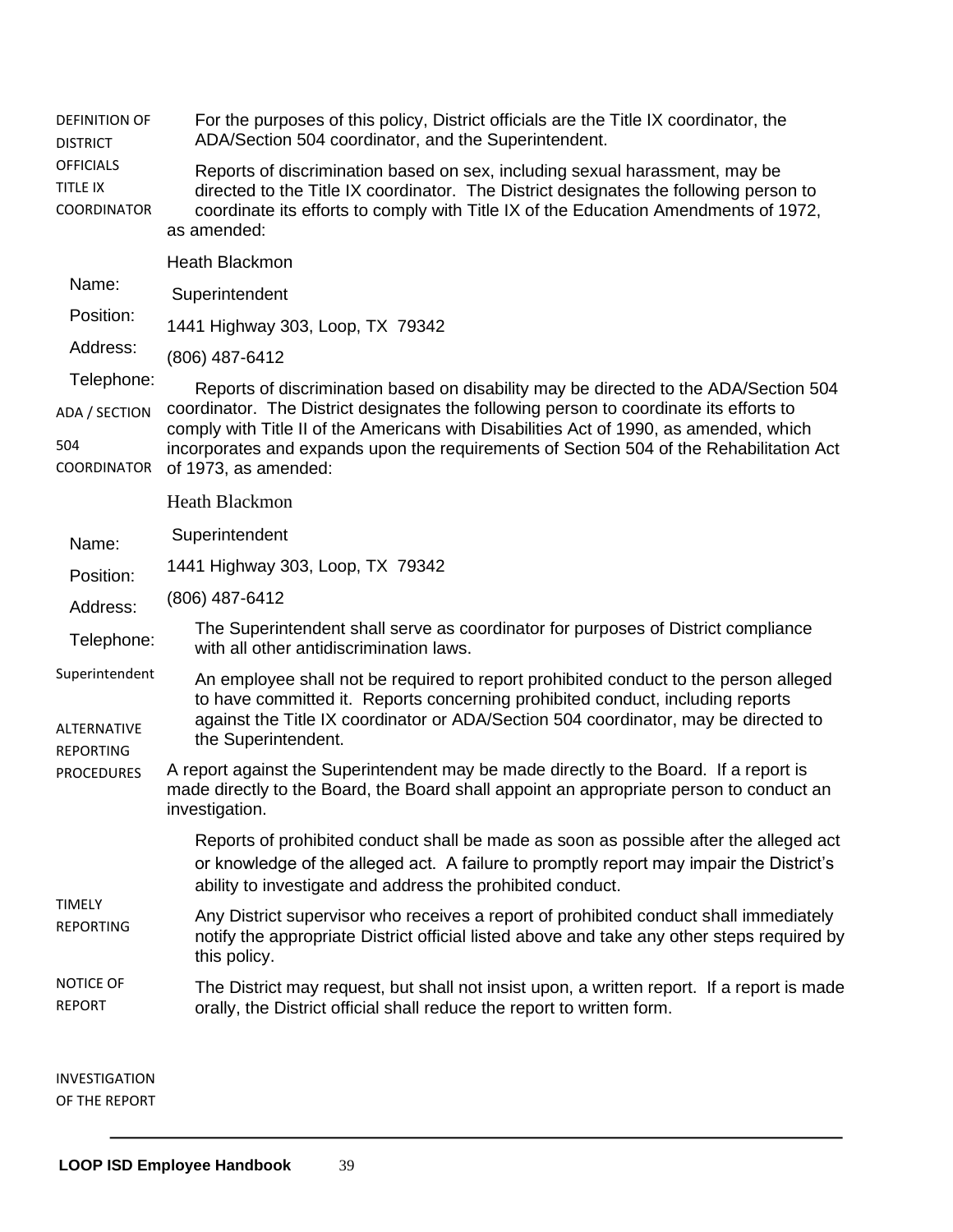**DEFINITION OF DISTRICT OFFICIALS**

For the purposes of this policy, District officials are the Title IX coordinator, the ADA/Section 504 coordinator, and the Superintendent.

**TITLE IX COORDINATOR**

Reports of discrimination based on sex, including sexual harassment, may be directed to the Title IX coordinator. The District designates the following person to coordinate its efforts to comply with Title IX of the Education Amendments of 1972, as amended:

Name: Heath Blackmon
Position: Superintendent
Address: 1441 Highway 303, Loop, TX 79342
Telephone: (806) 487-6412

**ADA / SECTION 504 COORDINATOR**

Reports of discrimination based on disability may be directed to the ADA/Section 504 coordinator. The District designates the following person to coordinate its efforts to comply with Title II of the Americans with Disabilities Act of 1990, as amended, which incorporates and expands upon the requirements of Section 504 of the Rehabilitation Act of 1973, as amended:

Name: Heath Blackmon
Position: Superintendent
Address: 1441 Highway 303, Loop, TX 79342
Telephone: (806) 487-6412

**Superintendent**

The Superintendent shall serve as coordinator for purposes of District compliance with all other antidiscrimination laws.

**ALTERNATIVE REPORTING PROCEDURES**

An employee shall not be required to report prohibited conduct to the person alleged to have committed it. Reports concerning prohibited conduct, including reports against the Title IX coordinator or ADA/Section 504 coordinator, may be directed to the Superintendent.

A report against the Superintendent may be made directly to the Board. If a report is made directly to the Board, the Board shall appoint an appropriate person to conduct an investigation.

**TIMELY REPORTING**

Reports of prohibited conduct shall be made as soon as possible after the alleged act or knowledge of the alleged act. A failure to promptly report may impair the District's ability to investigate and address the prohibited conduct.

**NOTICE OF REPORT**

Any District supervisor who receives a report of prohibited conduct shall immediately notify the appropriate District official listed above and take any other steps required by this policy.

**INVESTIGATION OF THE REPORT**

The District may request, but shall not insist upon, a written report. If a report is made orally, the District official shall reduce the report to written form.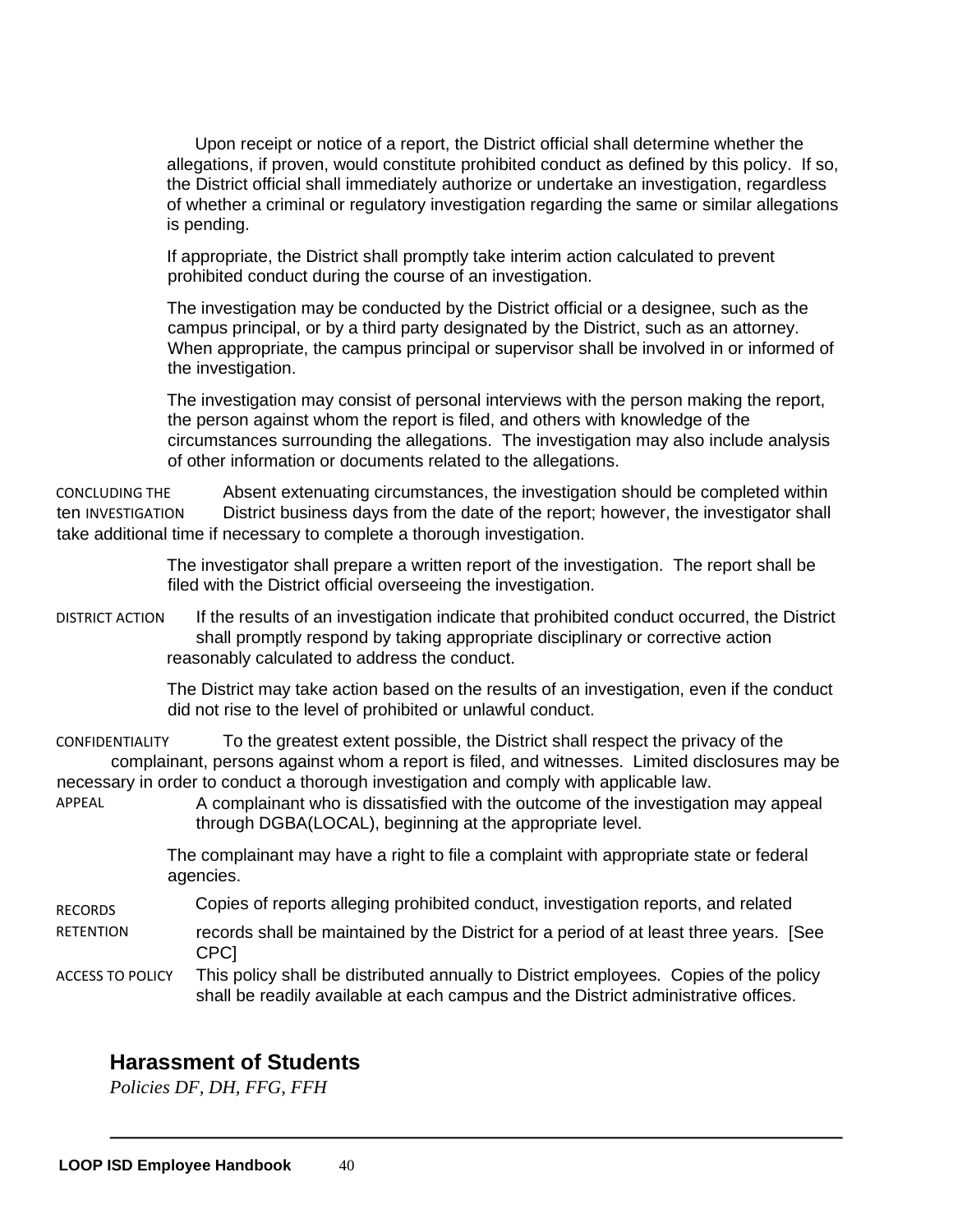Upon receipt or notice of a report, the District official shall determine whether the allegations, if proven, would constitute prohibited conduct as defined by this policy. If so, the District official shall immediately authorize or undertake an investigation, regardless of whether a criminal or regulatory investigation regarding the same or similar allegations is pending.

If appropriate, the District shall promptly take interim action calculated to prevent prohibited conduct during the course of an investigation.

The investigation may be conducted by the District official or a designee, such as the campus principal, or by a third party designated by the District, such as an attorney. When appropriate, the campus principal or supervisor shall be involved in or informed of the investigation.

The investigation may consist of personal interviews with the person making the report, the person against whom the report is filed, and others with knowledge of the circumstances surrounding the allegations. The investigation may also include analysis of other information or documents related to the allegations.

CONCLUDING THE INVESTIGATION

Absent extenuating circumstances, the investigation should be completed within ten District business days from the date of the report; however, the investigator shall take additional time if necessary to complete a thorough investigation.

The investigator shall prepare a written report of the investigation. The report shall be filed with the District official overseeing the investigation.

DISTRICT ACTION

If the results of an investigation indicate that prohibited conduct occurred, the District shall promptly respond by taking appropriate disciplinary or corrective action reasonably calculated to address the conduct.

The District may take action based on the results of an investigation, even if the conduct did not rise to the level of prohibited or unlawful conduct.

CONFIDENTIALITY

To the greatest extent possible, the District shall respect the privacy of the complainant, persons against whom a report is filed, and witnesses. Limited disclosures may be necessary in order to conduct a thorough investigation and comply with applicable law.

APPEAL

A complainant who is dissatisfied with the outcome of the investigation may appeal through DGBA(LOCAL), beginning at the appropriate level.

The complainant may have a right to file a complaint with appropriate state or federal agencies.

RECORDS RETENTION

Copies of reports alleging prohibited conduct, investigation reports, and related records shall be maintained by the District for a period of at least three years. [See CPC]

ACCESS TO POLICY

This policy shall be distributed annually to District employees. Copies of the policy shall be readily available at each campus and the District administrative offices.

## Harassment of Students

*Policies DF, DH, FFG, FFH*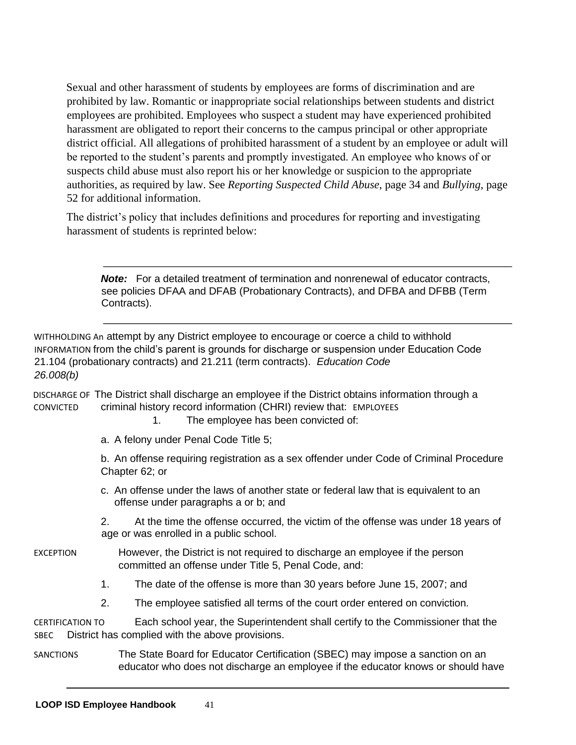Sexual and other harassment of students by employees are forms of discrimination and are prohibited by law. Romantic or inappropriate social relationships between students and district employees are prohibited. Employees who suspect a student may have experienced prohibited harassment are obligated to report their concerns to the campus principal or other appropriate district official. All allegations of prohibited harassment of a student by an employee or adult will be reported to the student's parents and promptly investigated. An employee who knows of or suspects child abuse must also report his or her knowledge or suspicion to the appropriate authorities, as required by law. See *Reporting Suspected Child Abuse*, page 34 and *Bullying*, page 52 for additional information.

The district's policy that includes definitions and procedures for reporting and investigating harassment of students is reprinted below:

---

***Note:*** For a detailed treatment of termination and nonrenewal of educator contracts, see policies DFAA and DFAB (Probationary Contracts), and DFBA and DFBB (Term Contracts).

---

WITHHOLDING INFORMATION

An attempt by any District employee to encourage or coerce a child to withhold information from the child's parent is grounds for discharge or suspension under Education Code 21.104 (probationary contracts) and 21.211 (term contracts). *Education Code 26.008(b)*

DISCHARGE OF CONVICTED EMPLOYEES

The District shall discharge an employee if the District obtains information through a criminal history record information (CHRI) review that:

1. The employee has been convicted of:

   a. A felony under Penal Code Title 5;

   b. An offense requiring registration as a sex offender under Code of Criminal Procedure Chapter 62; or

   c. An offense under the laws of another state or federal law that is equivalent to an offense under paragraphs a or b; and

2. At the time the offense occurred, the victim of the offense was under 18 years of age or was enrolled in a public school.

EXCEPTION

However, the District is not required to discharge an employee if the person committed an offense under Title 5, Penal Code, and:

1. The date of the offense is more than 30 years before June 15, 2007; and
2. The employee satisfied all terms of the court order entered on conviction.

CERTIFICATION TO SBEC

Each school year, the Superintendent shall certify to the Commissioner that the District has complied with the above provisions.

SANCTIONS

The State Board for Educator Certification (SBEC) may impose a sanction on an educator who does not discharge an employee if the educator knows or should have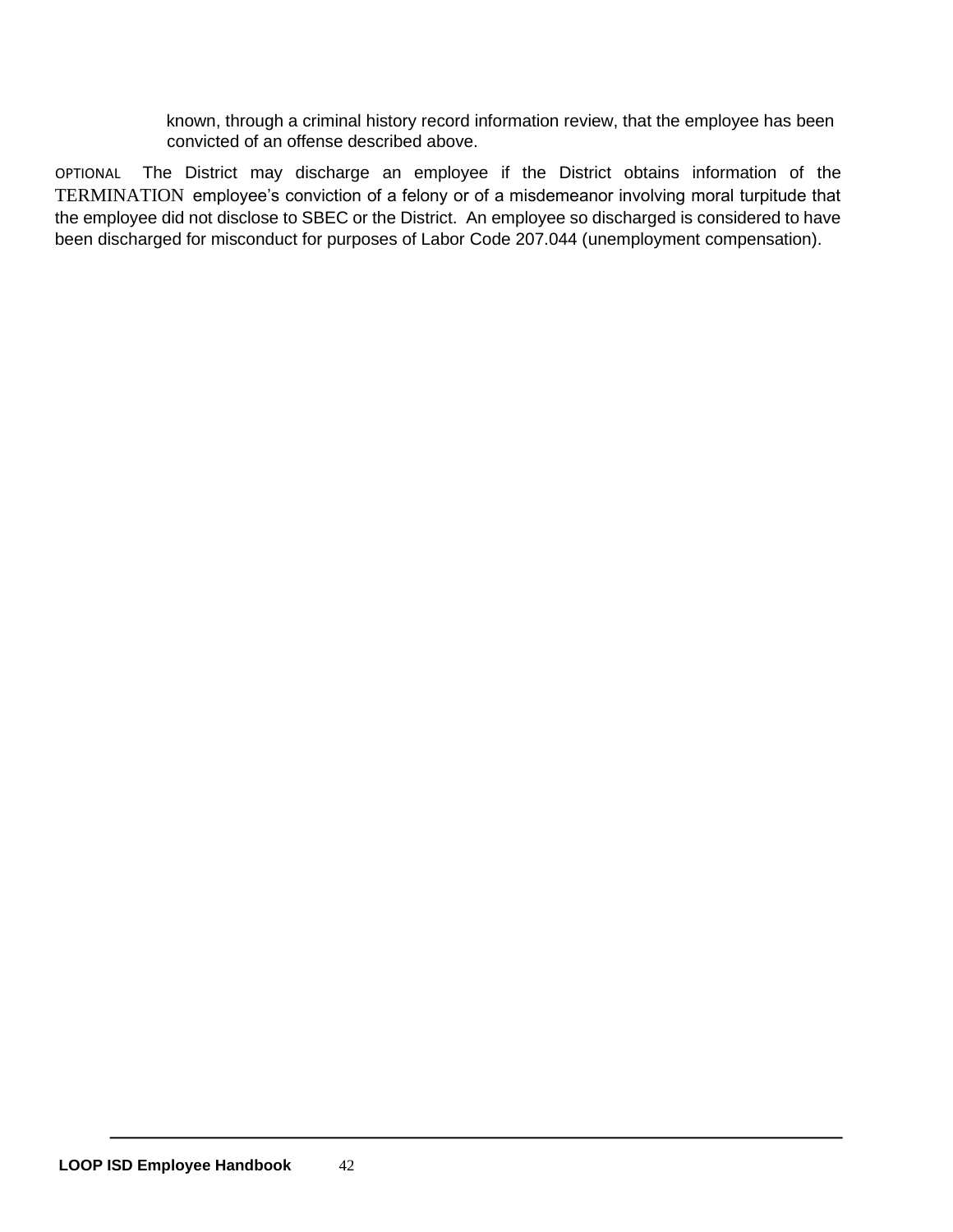known, through a criminal history record information review, that the employee has been convicted of an offense described above.

**OPTIONAL TERMINATION** The District may discharge an employee if the District obtains information of the employee's conviction of a felony or of a misdemeanor involving moral turpitude that the employee did not disclose to SBEC or the District. An employee so discharged is considered to have been discharged for misconduct for purposes of Labor Code 207.044 (unemployment compensation).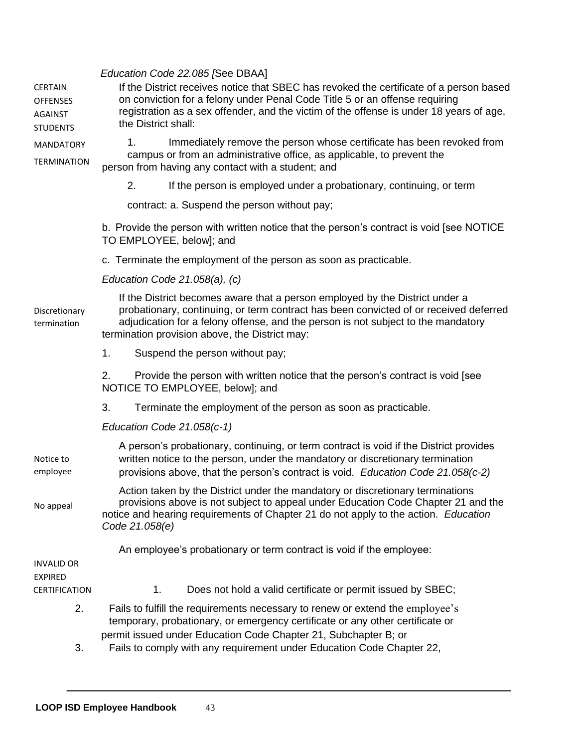*Education Code 22.085 [*See DBAA]

**CERTAIN OFFENSES AGAINST STUDENTS**

**MANDATORY TERMINATION**

If the District receives notice that SBEC has revoked the certificate of a person based on conviction for a felony under Penal Code Title 5 or an offense requiring registration as a sex offender, and the victim of the offense is under 18 years of age, the District shall:

1. Immediately remove the person whose certificate has been revoked from campus or from an administrative office, as applicable, to prevent the person from having any contact with a student; and
2. If the person is employed under a probationary, continuing, or term contract:
   a. Suspend the person without pay;
   b. Provide the person with written notice that the person's contract is void [see NOTICE TO EMPLOYEE, below]; and
   c. Terminate the employment of the person as soon as practicable.

*Education Code 21.058(a), (c)*

**Discretionary termination**

If the District becomes aware that a person employed by the District under a probationary, continuing, or term contract has been convicted of or received deferred adjudication for a felony offense, and the person is not subject to the mandatory termination provision above, the District may:

1. Suspend the person without pay;
2. Provide the person with written notice that the person's contract is void [see NOTICE TO EMPLOYEE, below]; and
3. Terminate the employment of the person as soon as practicable.

*Education Code 21.058(c-1)*

**Notice to employee**

A person's probationary, continuing, or term contract is void if the District provides written notice to the person, under the mandatory or discretionary termination provisions above, that the person's contract is void. *Education Code 21.058(c-2)*

**No appeal**

Action taken by the District under the mandatory or discretionary terminations provisions above is not subject to appeal under Education Code Chapter 21 and the notice and hearing requirements of Chapter 21 do not apply to the action. *Education Code 21.058(e)*

**INVALID OR EXPIRED CERTIFICATION**

An employee's probationary or term contract is void if the employee:

1. Does not hold a valid certificate or permit issued by SBEC;
2. Fails to fulfill the requirements necessary to renew or extend the employee's temporary, probationary, or emergency certificate or any other certificate or permit issued under Education Code Chapter 21, Subchapter B; or
3. Fails to comply with any requirement under Education Code Chapter 22,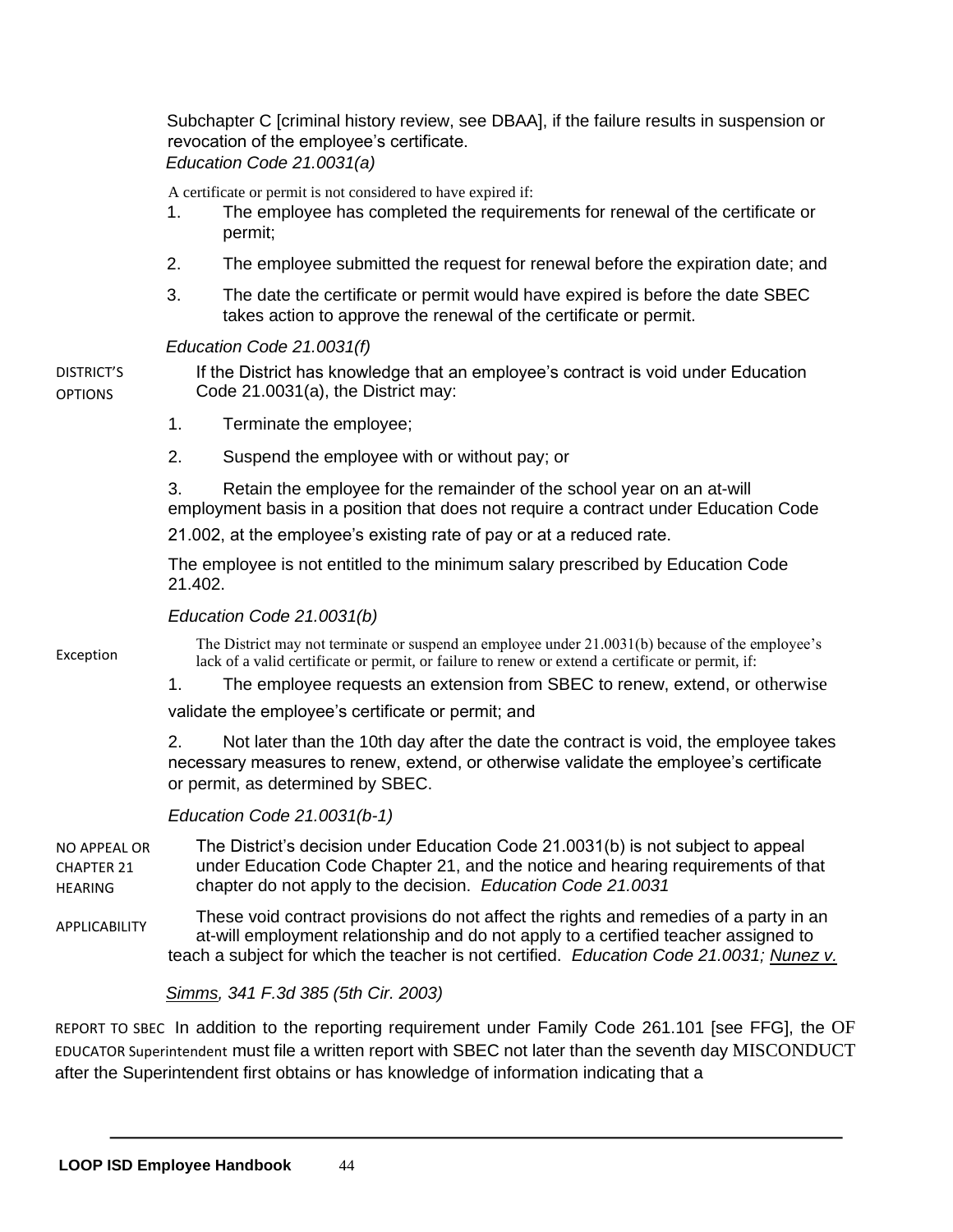Subchapter C [criminal history review, see DBAA], if the failure results in suspension or revocation of the employee's certificate.
*Education Code 21.0031(a)*

A certificate or permit is not considered to have expired if:

1. The employee has completed the requirements for renewal of the certificate or permit;
2. The employee submitted the request for renewal before the expiration date; and
3. The date the certificate or permit would have expired is before the date SBEC takes action to approve the renewal of the certificate or permit.

*Education Code 21.0031(f)*

**DISTRICT'S OPTIONS**

If the District has knowledge that an employee's contract is void under Education Code 21.0031(a), the District may:

1. Terminate the employee;
2. Suspend the employee with or without pay; or
3. Retain the employee for the remainder of the school year on an at-will employment basis in a position that does not require a contract under Education Code 21.002, at the employee's existing rate of pay or at a reduced rate.

The employee is not entitled to the minimum salary prescribed by Education Code 21.402.

*Education Code 21.0031(b)*

**Exception**

The District may not terminate or suspend an employee under 21.0031(b) because of the employee's lack of a valid certificate or permit, or failure to renew or extend a certificate or permit, if:

1. The employee requests an extension from SBEC to renew, extend, or otherwise validate the employee's certificate or permit; and
2. Not later than the 10th day after the date the contract is void, the employee takes necessary measures to renew, extend, or otherwise validate the employee's certificate or permit, as determined by SBEC.

*Education Code 21.0031(b-1)*

**NO APPEAL OR CHAPTER 21 HEARING**

The District's decision under Education Code 21.0031(b) is not subject to appeal under Education Code Chapter 21, and the notice and hearing requirements of that chapter do not apply to the decision. *Education Code 21.0031*

**APPLICABILITY**

These void contract provisions do not affect the rights and remedies of a party in an at-will employment relationship and do not apply to a certified teacher assigned to teach a subject for which the teacher is not certified. *Education Code 21.0031; Nunez v. Simms, 341 F.3d 385 (5th Cir. 2003)*

**REPORT TO SBEC OF EDUCATOR MISCONDUCT**

In addition to the reporting requirement under Family Code 261.101 [see FFG], the Superintendent must file a written report with SBEC not later than the seventh day after the Superintendent first obtains or has knowledge of information indicating that a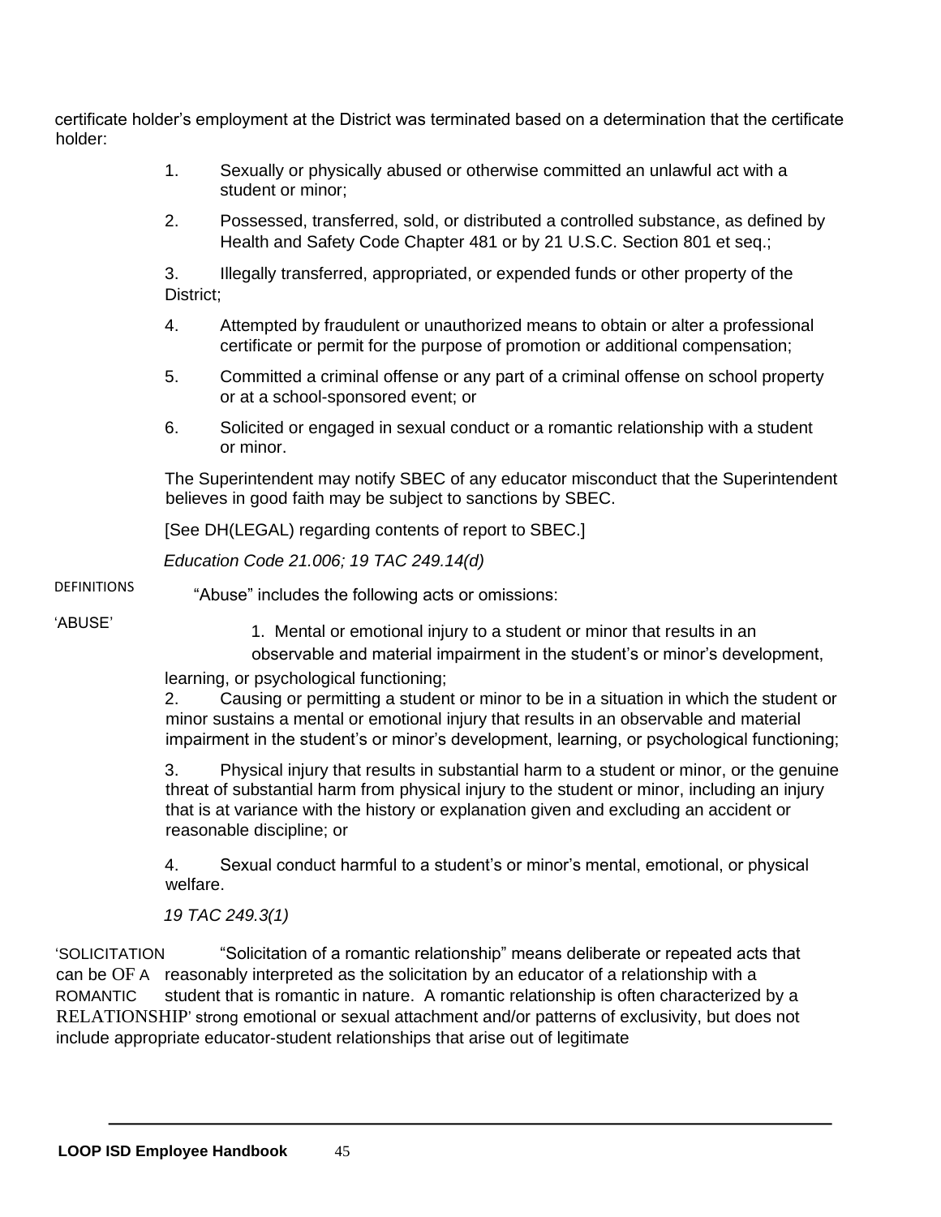certificate holder's employment at the District was terminated based on a determination that the certificate holder:

1. Sexually or physically abused or otherwise committed an unlawful act with a student or minor;
2. Possessed, transferred, sold, or distributed a controlled substance, as defined by Health and Safety Code Chapter 481 or by 21 U.S.C. Section 801 et seq.;
3. Illegally transferred, appropriated, or expended funds or other property of the District;
4. Attempted by fraudulent or unauthorized means to obtain or alter a professional certificate or permit for the purpose of promotion or additional compensation;
5. Committed a criminal offense or any part of a criminal offense on school property or at a school-sponsored event; or
6. Solicited or engaged in sexual conduct or a romantic relationship with a student or minor.

The Superintendent may notify SBEC of any educator misconduct that the Superintendent believes in good faith may be subject to sanctions by SBEC.

[See DH(LEGAL) regarding contents of report to SBEC.]

*Education Code 21.006; 19 TAC 249.14(d)*

DEFINITIONS

'ABUSE'

"Abuse" includes the following acts or omissions:

1. Mental or emotional injury to a student or minor that results in an observable and material impairment in the student's or minor's development, learning, or psychological functioning;
2. Causing or permitting a student or minor to be in a situation in which the student or minor sustains a mental or emotional injury that results in an observable and material impairment in the student's or minor's development, learning, or psychological functioning;
3. Physical injury that results in substantial harm to a student or minor, or the genuine threat of substantial harm from physical injury to the student or minor, including an injury that is at variance with the history or explanation given and excluding an accident or reasonable discipline; or
4. Sexual conduct harmful to a student's or minor's mental, emotional, or physical welfare.

*19 TAC 249.3(1)*

'SOLICITATION OF A ROMANTIC RELATIONSHIP'

"Solicitation of a romantic relationship" means deliberate or repeated acts that can be reasonably interpreted as the solicitation by an educator of a relationship with a student that is romantic in nature. A romantic relationship is often characterized by a strong emotional or sexual attachment and/or patterns of exclusivity, but does not include appropriate educator-student relationships that arise out of legitimate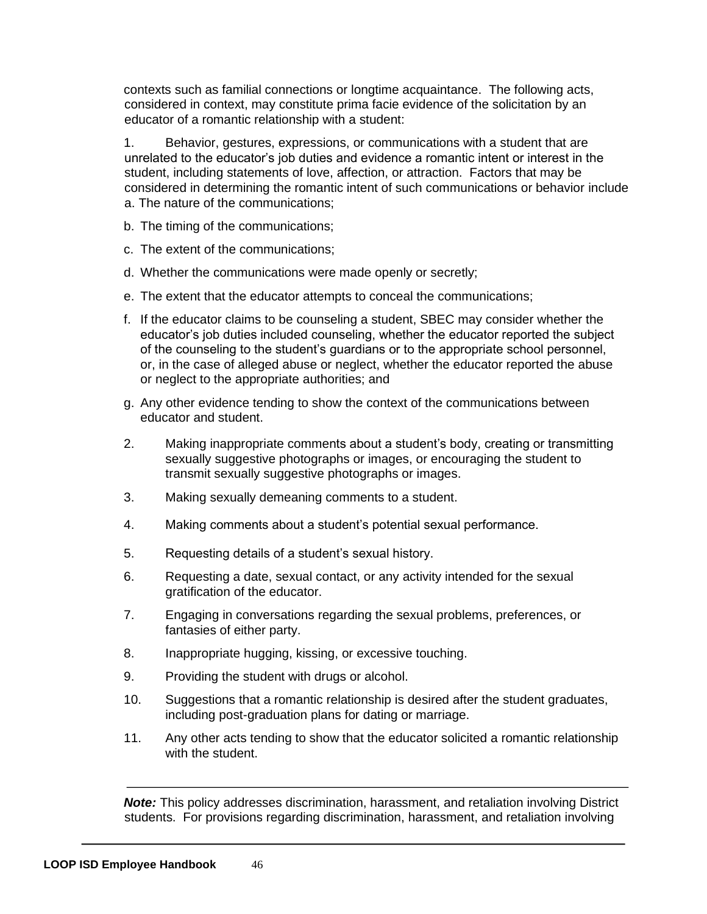contexts such as familial connections or longtime acquaintance. The following acts, considered in context, may constitute prima facie evidence of the solicitation by an educator of a romantic relationship with a student:

1. Behavior, gestures, expressions, or communications with a student that are unrelated to the educator's job duties and evidence a romantic intent or interest in the student, including statements of love, affection, or attraction. Factors that may be considered in determining the romantic intent of such communications or behavior include
   a. The nature of the communications;
   b. The timing of the communications;
   c. The extent of the communications;
   d. Whether the communications were made openly or secretly;
   e. The extent that the educator attempts to conceal the communications;
   f. If the educator claims to be counseling a student, SBEC may consider whether the educator's job duties included counseling, whether the educator reported the subject of the counseling to the student's guardians or to the appropriate school personnel, or, in the case of alleged abuse or neglect, whether the educator reported the abuse or neglect to the appropriate authorities; and
   g. Any other evidence tending to show the context of the communications between educator and student.
2. Making inappropriate comments about a student's body, creating or transmitting sexually suggestive photographs or images, or encouraging the student to transmit sexually suggestive photographs or images.
3. Making sexually demeaning comments to a student.
4. Making comments about a student's potential sexual performance.
5. Requesting details of a student's sexual history.
6. Requesting a date, sexual contact, or any activity intended for the sexual gratification of the educator.
7. Engaging in conversations regarding the sexual problems, preferences, or fantasies of either party.
8. Inappropriate hugging, kissing, or excessive touching.
9. Providing the student with drugs or alcohol.
10. Suggestions that a romantic relationship is desired after the student graduates, including post-graduation plans for dating or marriage.
11. Any other acts tending to show that the educator solicited a romantic relationship with the student.

---

***Note:*** This policy addresses discrimination, harassment, and retaliation involving District students. For provisions regarding discrimination, harassment, and retaliation involving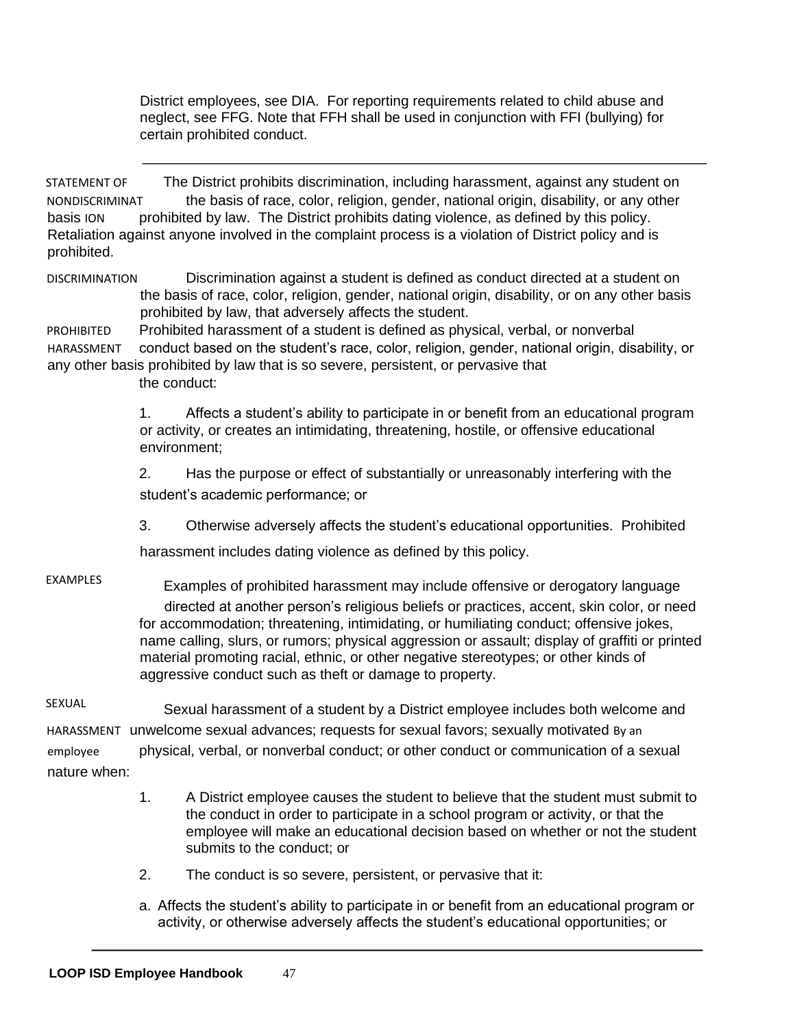District employees, see DIA. For reporting requirements related to child abuse and neglect, see FFG. Note that FFH shall be used in conjunction with FFI (bullying) for certain prohibited conduct.

---

**STATEMENT OF NONDISCRIMINATION BASIS**

The District prohibits discrimination, including harassment, against any student on the basis of race, color, religion, gender, national origin, disability, or any other basis prohibited by law. The District prohibits dating violence, as defined by this policy. Retaliation against anyone involved in the complaint process is a violation of District policy and is prohibited.

**DISCRIMINATION**

Discrimination against a student is defined as conduct directed at a student on the basis of race, color, religion, gender, national origin, disability, or on any other basis prohibited by law, that adversely affects the student.

**PROHIBITED HARASSMENT**

Prohibited harassment of a student is defined as physical, verbal, or nonverbal conduct based on the student's race, color, religion, gender, national origin, disability, or any other basis prohibited by law that is so severe, persistent, or pervasive that the conduct:

1. Affects a student's ability to participate in or benefit from an educational program or activity, or creates an intimidating, threatening, hostile, or offensive educational environment;
2. Has the purpose or effect of substantially or unreasonably interfering with the student's academic performance; or
3. Otherwise adversely affects the student's educational opportunities. Prohibited harassment includes dating violence as defined by this policy.

**EXAMPLES**

Examples of prohibited harassment may include offensive or derogatory language directed at another person's religious beliefs or practices, accent, skin color, or need for accommodation; threatening, intimidating, or humiliating conduct; offensive jokes, name calling, slurs, or rumors; physical aggression or assault; display of graffiti or printed material promoting racial, ethnic, or other negative stereotypes; or other kinds of aggressive conduct such as theft or damage to property.

**SEXUAL HARASSMENT By an employee**

Sexual harassment of a student by a District employee includes both welcome and unwelcome sexual advances; requests for sexual favors; sexually motivated physical, verbal, or nonverbal conduct; or other conduct or communication of a sexual nature when:

1. A District employee causes the student to believe that the student must submit to the conduct in order to participate in a school program or activity, or that the employee will make an educational decision based on whether or not the student submits to the conduct; or
2. The conduct is so severe, persistent, or pervasive that it:
   a. Affects the student's ability to participate in or benefit from an educational program or activity, or otherwise adversely affects the student's educational opportunities; or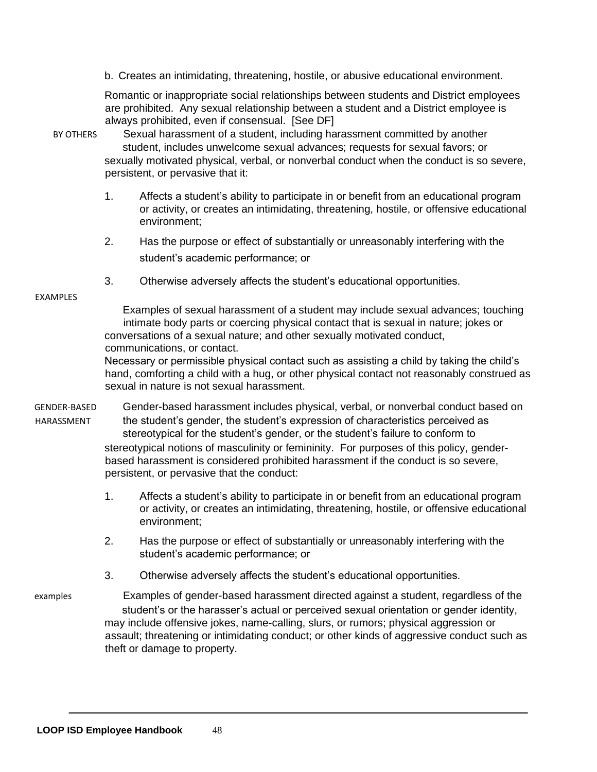b. Creates an intimidating, threatening, hostile, or abusive educational environment.

Romantic or inappropriate social relationships between students and District employees are prohibited. Any sexual relationship between a student and a District employee is always prohibited, even if consensual. [See DF]

**BY OTHERS**

Sexual harassment of a student, including harassment committed by another student, includes unwelcome sexual advances; requests for sexual favors; or sexually motivated physical, verbal, or nonverbal conduct when the conduct is so severe, persistent, or pervasive that it:

1. Affects a student's ability to participate in or benefit from an educational program or activity, or creates an intimidating, threatening, hostile, or offensive educational environment;
2. Has the purpose or effect of substantially or unreasonably interfering with the student's academic performance; or
3. Otherwise adversely affects the student's educational opportunities.

**EXAMPLES**

Examples of sexual harassment of a student may include sexual advances; touching intimate body parts or coercing physical contact that is sexual in nature; jokes or conversations of a sexual nature; and other sexually motivated conduct, communications, or contact.

Necessary or permissible physical contact such as assisting a child by taking the child's hand, comforting a child with a hug, or other physical contact not reasonably construed as sexual in nature is not sexual harassment.

**GENDER-BASED HARASSMENT**

Gender-based harassment includes physical, verbal, or nonverbal conduct based on the student's gender, the student's expression of characteristics perceived as stereotypical for the student's gender, or the student's failure to conform to stereotypical notions of masculinity or femininity. For purposes of this policy, gender-based harassment is considered prohibited harassment if the conduct is so severe, persistent, or pervasive that the conduct:

1. Affects a student's ability to participate in or benefit from an educational program or activity, or creates an intimidating, threatening, hostile, or offensive educational environment;
2. Has the purpose or effect of substantially or unreasonably interfering with the student's academic performance; or
3. Otherwise adversely affects the student's educational opportunities.

**examples**

Examples of gender-based harassment directed against a student, regardless of the student's or the harasser's actual or perceived sexual orientation or gender identity, may include offensive jokes, name-calling, slurs, or rumors; physical aggression or assault; threatening or intimidating conduct; or other kinds of aggressive conduct such as theft or damage to property.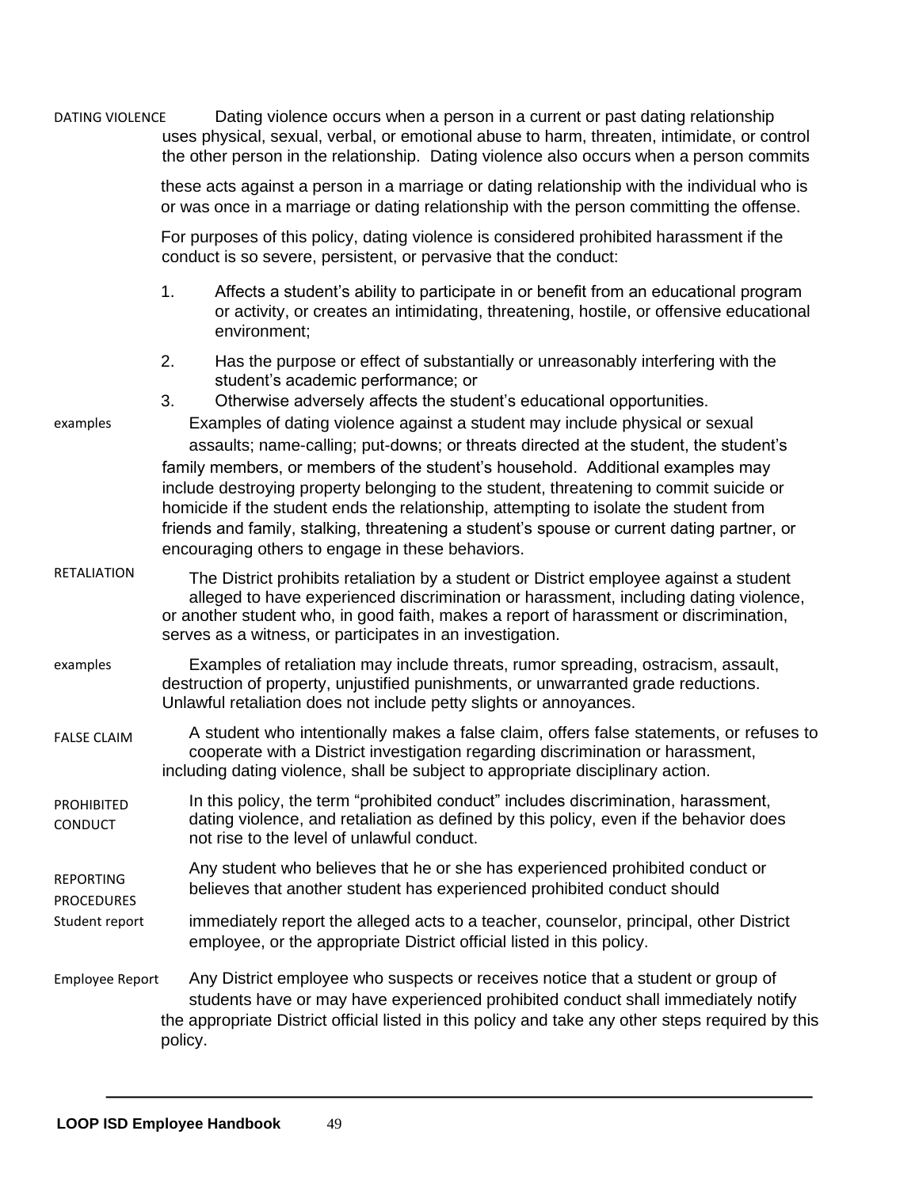**DATING VIOLENCE**

Dating violence occurs when a person in a current or past dating relationship uses physical, sexual, verbal, or emotional abuse to harm, threaten, intimidate, or control the other person in the relationship. Dating violence also occurs when a person commits these acts against a person in a marriage or dating relationship with the individual who is or was once in a marriage or dating relationship with the person committing the offense.

For purposes of this policy, dating violence is considered prohibited harassment if the conduct is so severe, persistent, or pervasive that the conduct:

1. Affects a student's ability to participate in or benefit from an educational program or activity, or creates an intimidating, threatening, hostile, or offensive educational environment;
2. Has the purpose or effect of substantially or unreasonably interfering with the student's academic performance; or
3. Otherwise adversely affects the student's educational opportunities.

**examples**

Examples of dating violence against a student may include physical or sexual assaults; name-calling; put-downs; or threats directed at the student, the student's family members, or members of the student's household. Additional examples may include destroying property belonging to the student, threatening to commit suicide or homicide if the student ends the relationship, attempting to isolate the student from friends and family, stalking, threatening a student's spouse or current dating partner, or encouraging others to engage in these behaviors.

**RETALIATION**

The District prohibits retaliation by a student or District employee against a student alleged to have experienced discrimination or harassment, including dating violence, or another student who, in good faith, makes a report of harassment or discrimination, serves as a witness, or participates in an investigation.

**examples**

Examples of retaliation may include threats, rumor spreading, ostracism, assault, destruction of property, unjustified punishments, or unwarranted grade reductions. Unlawful retaliation does not include petty slights or annoyances.

**FALSE CLAIM**

A student who intentionally makes a false claim, offers false statements, or refuses to cooperate with a District investigation regarding discrimination or harassment, including dating violence, shall be subject to appropriate disciplinary action.

**PROHIBITED CONDUCT**

In this policy, the term "prohibited conduct" includes discrimination, harassment, dating violence, and retaliation as defined by this policy, even if the behavior does not rise to the level of unlawful conduct.

**REPORTING PROCEDURES**

**Student report**

Any student who believes that he or she has experienced prohibited conduct or believes that another student has experienced prohibited conduct should immediately report the alleged acts to a teacher, counselor, principal, other District employee, or the appropriate District official listed in this policy.

**Employee Report**

Any District employee who suspects or receives notice that a student or group of students have or may have experienced prohibited conduct shall immediately notify the appropriate District official listed in this policy and take any other steps required by this policy.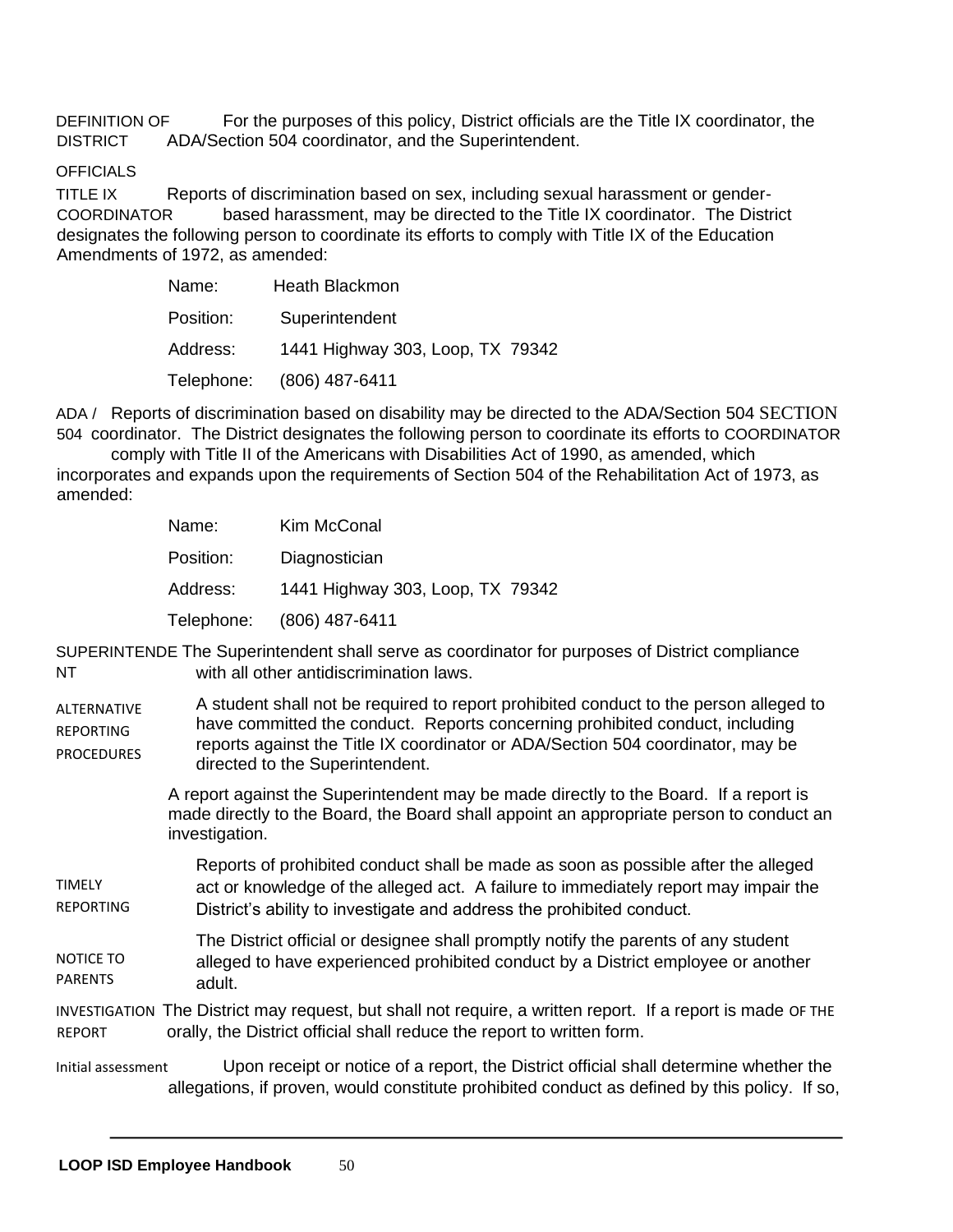**DEFINITION OF DISTRICT OFFICIALS**

For the purposes of this policy, District officials are the Title IX coordinator, the ADA/Section 504 coordinator, and the Superintendent.

**TITLE IX COORDINATOR**

Reports of discrimination based on sex, including sexual harassment or gender-based harassment, may be directed to the Title IX coordinator. The District designates the following person to coordinate its efforts to comply with Title IX of the Education Amendments of 1972, as amended:

Name: Heath Blackmon

Position: Superintendent

Address: 1441 Highway 303, Loop, TX 79342

Telephone: (806) 487-6411

**ADA / SECTION 504 COORDINATOR**

Reports of discrimination based on disability may be directed to the ADA/Section 504 coordinator. The District designates the following person to coordinate its efforts to comply with Title II of the Americans with Disabilities Act of 1990, as amended, which incorporates and expands upon the requirements of Section 504 of the Rehabilitation Act of 1973, as amended:

Name: Kim McConal

Position: Diagnostician

Address: 1441 Highway 303, Loop, TX 79342

Telephone: (806) 487-6411

**SUPERINTENDENT**

The Superintendent shall serve as coordinator for purposes of District compliance with all other antidiscrimination laws.

**ALTERNATIVE REPORTING PROCEDURES**

A student shall not be required to report prohibited conduct to the person alleged to have committed the conduct. Reports concerning prohibited conduct, including reports against the Title IX coordinator or ADA/Section 504 coordinator, may be directed to the Superintendent.

A report against the Superintendent may be made directly to the Board. If a report is made directly to the Board, the Board shall appoint an appropriate person to conduct an investigation.

**TIMELY REPORTING**

Reports of prohibited conduct shall be made as soon as possible after the alleged act or knowledge of the alleged act. A failure to immediately report may impair the District's ability to investigate and address the prohibited conduct.

**NOTICE TO PARENTS**

The District official or designee shall promptly notify the parents of any student alleged to have experienced prohibited conduct by a District employee or another adult.

**INVESTIGATION OF THE REPORT**

The District may request, but shall not require, a written report. If a report is made orally, the District official shall reduce the report to written form.

**Initial assessment**

Upon receipt or notice of a report, the District official shall determine whether the allegations, if proven, would constitute prohibited conduct as defined by this policy. If so,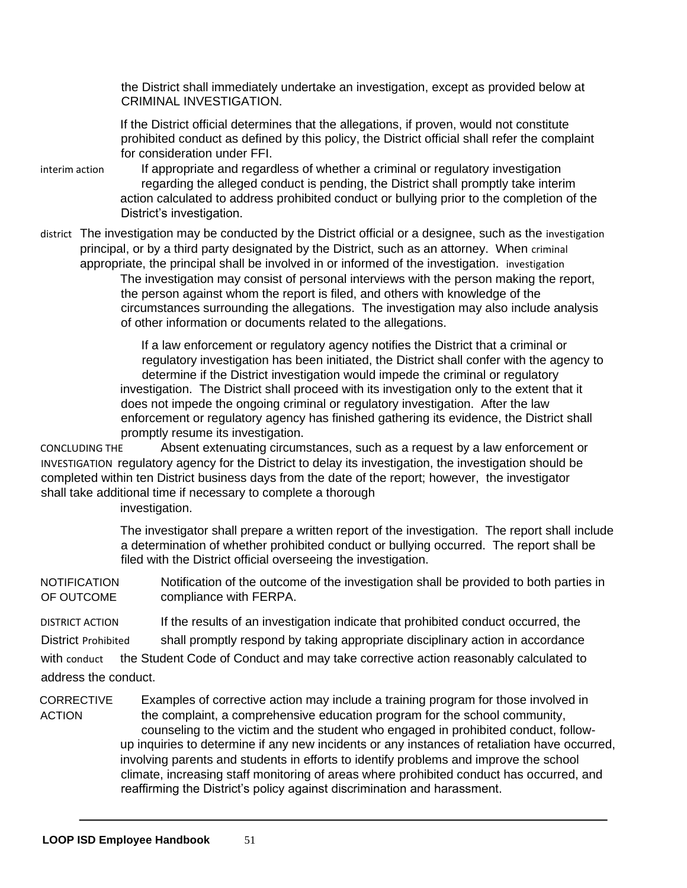the District shall immediately undertake an investigation, except as provided below at CRIMINAL INVESTIGATION.

If the District official determines that the allegations, if proven, would not constitute prohibited conduct as defined by this policy, the District official shall refer the complaint for consideration under FFI.

**Interim Action**

If appropriate and regardless of whether a criminal or regulatory investigation regarding the alleged conduct is pending, the District shall promptly take interim action calculated to address prohibited conduct or bullying prior to the completion of the District's investigation.

**District Investigation**

The investigation may be conducted by the District official or a designee, such as the principal, or by a third party designated by the District, such as an attorney. When appropriate, the principal shall be involved in or informed of the investigation.

The investigation may consist of personal interviews with the person making the report, the person against whom the report is filed, and others with knowledge of the circumstances surrounding the allegations. The investigation may also include analysis of other information or documents related to the allegations.

**Criminal Investigation**

If a law enforcement or regulatory agency notifies the District that a criminal or regulatory investigation has been initiated, the District shall confer with the agency to determine if the District investigation would impede the criminal or regulatory investigation. The District shall proceed with its investigation only to the extent that it does not impede the ongoing criminal or regulatory investigation. After the law enforcement or regulatory agency has finished gathering its evidence, the District shall promptly resume its investigation.

**Concluding the Investigation**

Absent extenuating circumstances, such as a request by a law enforcement or regulatory agency for the District to delay its investigation, the investigation should be completed within ten District business days from the date of the report; however, the investigator shall take additional time if necessary to complete a thorough investigation.

The investigator shall prepare a written report of the investigation. The report shall include a determination of whether prohibited conduct or bullying occurred. The report shall be filed with the District official overseeing the investigation.

**Notification of Outcome**

Notification of the outcome of the investigation shall be provided to both parties in compliance with FERPA.

**District Action Prohibited Conduct**

If the results of an investigation indicate that prohibited conduct occurred, the District shall promptly respond by taking appropriate disciplinary action in accordance with the Student Code of Conduct and may take corrective action reasonably calculated to address the conduct.

**Corrective Action**

Examples of corrective action may include a training program for those involved in the complaint, a comprehensive education program for the school community, counseling to the victim and the student who engaged in prohibited conduct, follow-up inquiries to determine if any new incidents or any instances of retaliation have occurred, involving parents and students in efforts to identify problems and improve the school climate, increasing staff monitoring of areas where prohibited conduct has occurred, and reaffirming the District's policy against discrimination and harassment.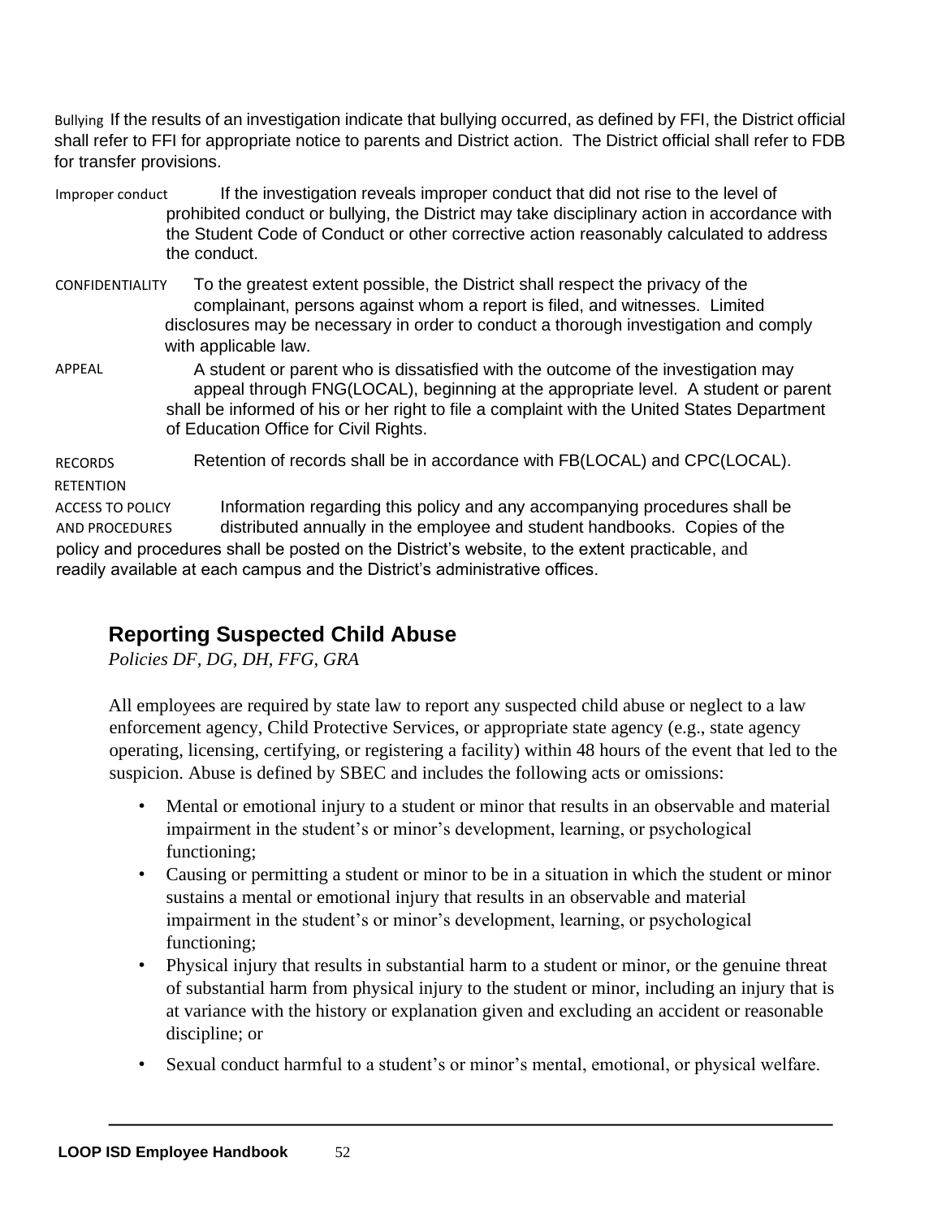**Bullying** If the results of an investigation indicate that bullying occurred, as defined by FFI, the District official shall refer to FFI for appropriate notice to parents and District action. The District official shall refer to FDB for transfer provisions.

**Improper conduct** If the investigation reveals improper conduct that did not rise to the level of prohibited conduct or bullying, the District may take disciplinary action in accordance with the Student Code of Conduct or other corrective action reasonably calculated to address the conduct.

**CONFIDENTIALITY** To the greatest extent possible, the District shall respect the privacy of the complainant, persons against whom a report is filed, and witnesses. Limited disclosures may be necessary in order to conduct a thorough investigation and comply with applicable law.

**APPEAL** A student or parent who is dissatisfied with the outcome of the investigation may appeal through FNG(LOCAL), beginning at the appropriate level. A student or parent shall be informed of his or her right to file a complaint with the United States Department of Education Office for Civil Rights.

**RECORDS RETENTION** Retention of records shall be in accordance with FB(LOCAL) and CPC(LOCAL).

**ACCESS TO POLICY AND PROCEDURES** Information regarding this policy and any accompanying procedures shall be distributed annually in the employee and student handbooks. Copies of the policy and procedures shall be posted on the District's website, to the extent practicable, and readily available at each campus and the District's administrative offices.

## Reporting Suspected Child Abuse

*Policies DF, DG, DH, FFG, GRA*

All employees are required by state law to report any suspected child abuse or neglect to a law enforcement agency, Child Protective Services, or appropriate state agency (e.g., state agency operating, licensing, certifying, or registering a facility) within 48 hours of the event that led to the suspicion. Abuse is defined by SBEC and includes the following acts or omissions:

- Mental or emotional injury to a student or minor that results in an observable and material impairment in the student's or minor's development, learning, or psychological functioning;
- Causing or permitting a student or minor to be in a situation in which the student or minor sustains a mental or emotional injury that results in an observable and material impairment in the student's or minor's development, learning, or psychological functioning;
- Physical injury that results in substantial harm to a student or minor, or the genuine threat of substantial harm from physical injury to the student or minor, including an injury that is at variance with the history or explanation given and excluding an accident or reasonable discipline; or
- Sexual conduct harmful to a student's or minor's mental, emotional, or physical welfare.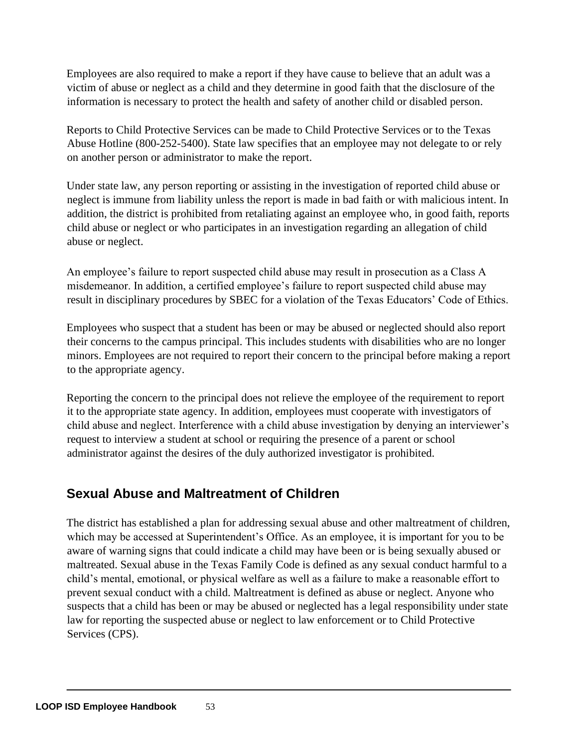Employees are also required to make a report if they have cause to believe that an adult was a victim of abuse or neglect as a child and they determine in good faith that the disclosure of the information is necessary to protect the health and safety of another child or disabled person.

Reports to Child Protective Services can be made to Child Protective Services or to the Texas Abuse Hotline (800-252-5400). State law specifies that an employee may not delegate to or rely on another person or administrator to make the report.

Under state law, any person reporting or assisting in the investigation of reported child abuse or neglect is immune from liability unless the report is made in bad faith or with malicious intent. In addition, the district is prohibited from retaliating against an employee who, in good faith, reports child abuse or neglect or who participates in an investigation regarding an allegation of child abuse or neglect.

An employee's failure to report suspected child abuse may result in prosecution as a Class A misdemeanor. In addition, a certified employee's failure to report suspected child abuse may result in disciplinary procedures by SBEC for a violation of the Texas Educators' Code of Ethics.

Employees who suspect that a student has been or may be abused or neglected should also report their concerns to the campus principal. This includes students with disabilities who are no longer minors. Employees are not required to report their concern to the principal before making a report to the appropriate agency.

Reporting the concern to the principal does not relieve the employee of the requirement to report it to the appropriate state agency. In addition, employees must cooperate with investigators of child abuse and neglect. Interference with a child abuse investigation by denying an interviewer's request to interview a student at school or requiring the presence of a parent or school administrator against the desires of the duly authorized investigator is prohibited.

## Sexual Abuse and Maltreatment of Children

The district has established a plan for addressing sexual abuse and other maltreatment of children, which may be accessed at Superintendent's Office. As an employee, it is important for you to be aware of warning signs that could indicate a child may have been or is being sexually abused or maltreated. Sexual abuse in the Texas Family Code is defined as any sexual conduct harmful to a child's mental, emotional, or physical welfare as well as a failure to make a reasonable effort to prevent sexual conduct with a child. Maltreatment is defined as abuse or neglect. Anyone who suspects that a child has been or may be abused or neglected has a legal responsibility under state law for reporting the suspected abuse or neglect to law enforcement or to Child Protective Services (CPS).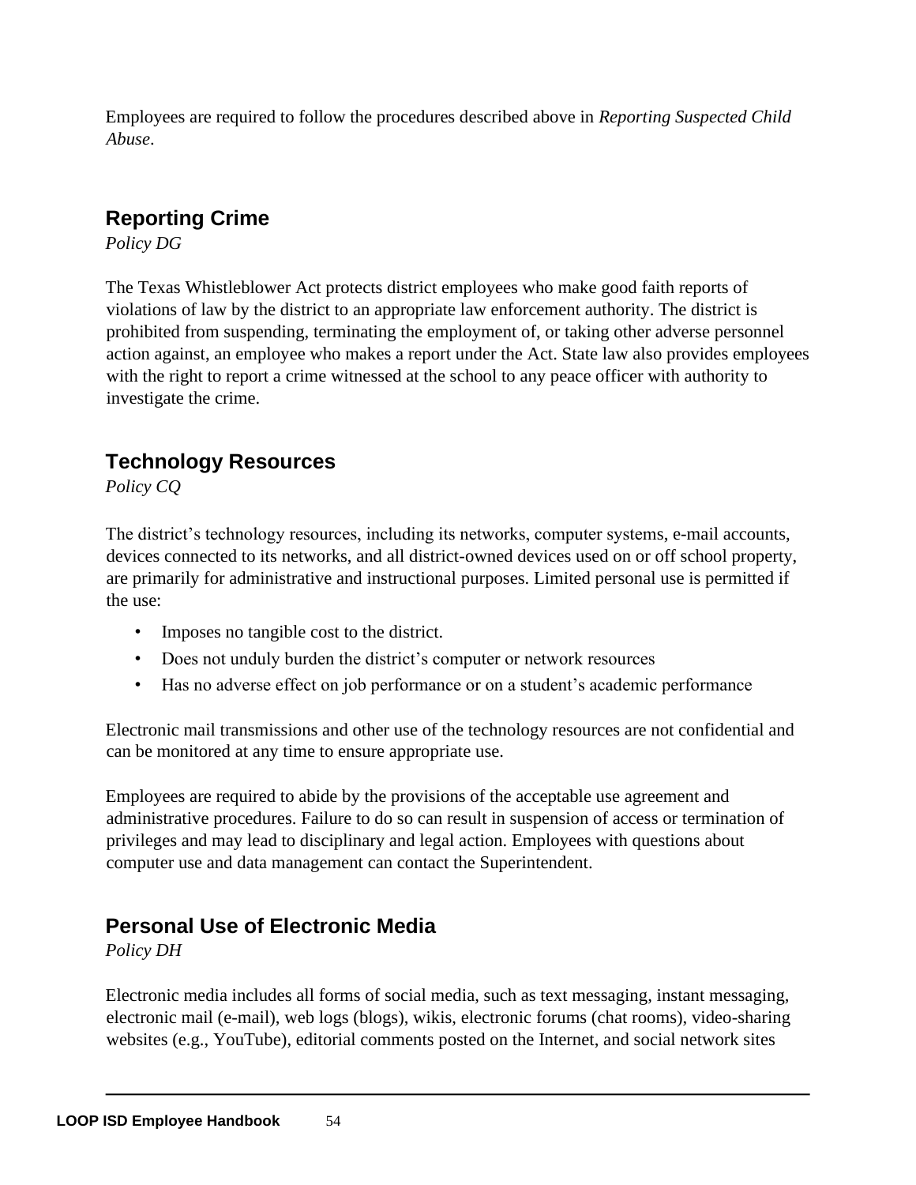Employees are required to follow the procedures described above in *Reporting Suspected Child Abuse*.

## Reporting Crime

*Policy DG*

The Texas Whistleblower Act protects district employees who make good faith reports of violations of law by the district to an appropriate law enforcement authority. The district is prohibited from suspending, terminating the employment of, or taking other adverse personnel action against, an employee who makes a report under the Act. State law also provides employees with the right to report a crime witnessed at the school to any peace officer with authority to investigate the crime.

## Technology Resources

*Policy CQ*

The district's technology resources, including its networks, computer systems, e-mail accounts, devices connected to its networks, and all district-owned devices used on or off school property, are primarily for administrative and instructional purposes. Limited personal use is permitted if the use:

- Imposes no tangible cost to the district.
- Does not unduly burden the district's computer or network resources
- Has no adverse effect on job performance or on a student's academic performance

Electronic mail transmissions and other use of the technology resources are not confidential and can be monitored at any time to ensure appropriate use.

Employees are required to abide by the provisions of the acceptable use agreement and administrative procedures. Failure to do so can result in suspension of access or termination of privileges and may lead to disciplinary and legal action. Employees with questions about computer use and data management can contact the Superintendent.

## Personal Use of Electronic Media

*Policy DH*

Electronic media includes all forms of social media, such as text messaging, instant messaging, electronic mail (e-mail), web logs (blogs), wikis, electronic forums (chat rooms), video-sharing websites (e.g., YouTube), editorial comments posted on the Internet, and social network sites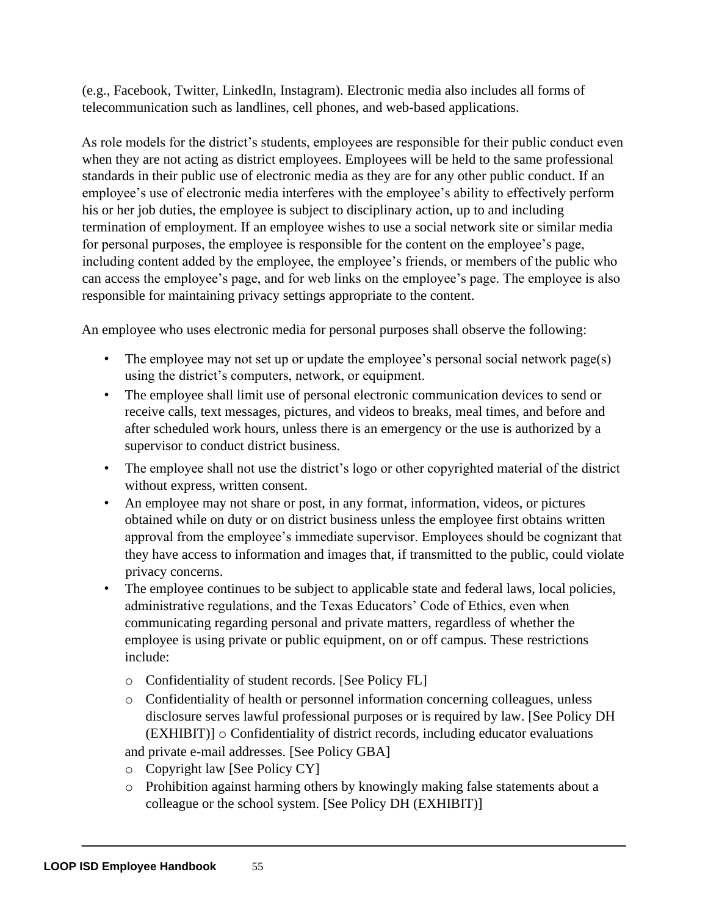(e.g., Facebook, Twitter, LinkedIn, Instagram). Electronic media also includes all forms of telecommunication such as landlines, cell phones, and web-based applications.

As role models for the district's students, employees are responsible for their public conduct even when they are not acting as district employees. Employees will be held to the same professional standards in their public use of electronic media as they are for any other public conduct. If an employee's use of electronic media interferes with the employee's ability to effectively perform his or her job duties, the employee is subject to disciplinary action, up to and including termination of employment. If an employee wishes to use a social network site or similar media for personal purposes, the employee is responsible for the content on the employee's page, including content added by the employee, the employee's friends, or members of the public who can access the employee's page, and for web links on the employee's page. The employee is also responsible for maintaining privacy settings appropriate to the content.

An employee who uses electronic media for personal purposes shall observe the following:

- The employee may not set up or update the employee's personal social network page(s) using the district's computers, network, or equipment.
- The employee shall limit use of personal electronic communication devices to send or receive calls, text messages, pictures, and videos to breaks, meal times, and before and after scheduled work hours, unless there is an emergency or the use is authorized by a supervisor to conduct district business.
- The employee shall not use the district's logo or other copyrighted material of the district without express, written consent.
- An employee may not share or post, in any format, information, videos, or pictures obtained while on duty or on district business unless the employee first obtains written approval from the employee's immediate supervisor. Employees should be cognizant that they have access to information and images that, if transmitted to the public, could violate privacy concerns.
- The employee continues to be subject to applicable state and federal laws, local policies, administrative regulations, and the Texas Educators' Code of Ethics, even when communicating regarding personal and private matters, regardless of whether the employee is using private or public equipment, on or off campus. These restrictions include:
  - Confidentiality of student records. [See Policy FL]
  - Confidentiality of health or personnel information concerning colleagues, unless disclosure serves lawful professional purposes or is required by law. [See Policy DH (EXHIBIT)]
  - Confidentiality of district records, including educator evaluations and private e-mail addresses. [See Policy GBA]
  - Copyright law [See Policy CY]
  - Prohibition against harming others by knowingly making false statements about a colleague or the school system. [See Policy DH (EXHIBIT)]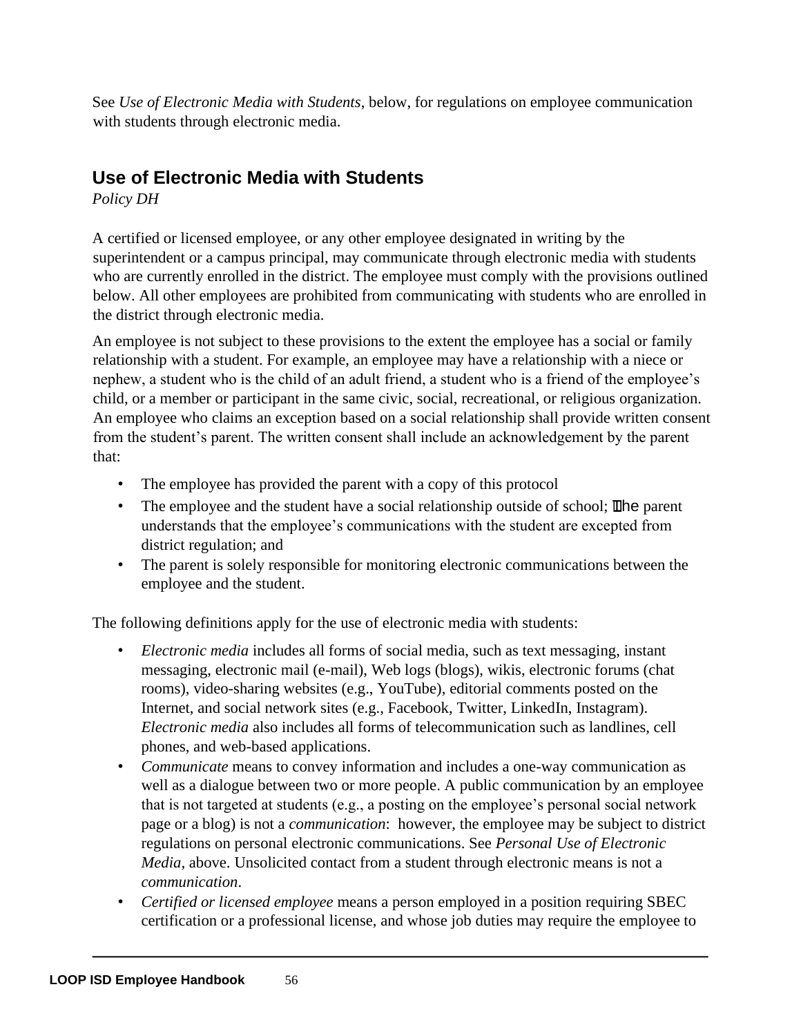See *Use of Electronic Media with Students*, below, for regulations on employee communication with students through electronic media.

## Use of Electronic Media with Students

*Policy DH*

A certified or licensed employee, or any other employee designated in writing by the superintendent or a campus principal, may communicate through electronic media with students who are currently enrolled in the district. The employee must comply with the provisions outlined below. All other employees are prohibited from communicating with students who are enrolled in the district through electronic media.

An employee is not subject to these provisions to the extent the employee has a social or family relationship with a student. For example, an employee may have a relationship with a niece or nephew, a student who is the child of an adult friend, a student who is a friend of the employee's child, or a member or participant in the same civic, social, recreational, or religious organization. An employee who claims an exception based on a social relationship shall provide written consent from the student's parent. The written consent shall include an acknowledgement by the parent that:

- The employee has provided the parent with a copy of this protocol
- The employee and the student have a social relationship outside of school; The parent understands that the employee's communications with the student are excepted from district regulation; and
- The parent is solely responsible for monitoring electronic communications between the employee and the student.

The following definitions apply for the use of electronic media with students:

- *Electronic media* includes all forms of social media, such as text messaging, instant messaging, electronic mail (e-mail), Web logs (blogs), wikis, electronic forums (chat rooms), video-sharing websites (e.g., YouTube), editorial comments posted on the Internet, and social network sites (e.g., Facebook, Twitter, LinkedIn, Instagram). *Electronic media* also includes all forms of telecommunication such as landlines, cell phones, and web-based applications.
- *Communicate* means to convey information and includes a one-way communication as well as a dialogue between two or more people. A public communication by an employee that is not targeted at students (e.g., a posting on the employee's personal social network page or a blog) is not a *communication*: however, the employee may be subject to district regulations on personal electronic communications. See *Personal Use of Electronic Media*, above. Unsolicited contact from a student through electronic means is not a *communication*.
- *Certified or licensed employee* means a person employed in a position requiring SBEC certification or a professional license, and whose job duties may require the employee to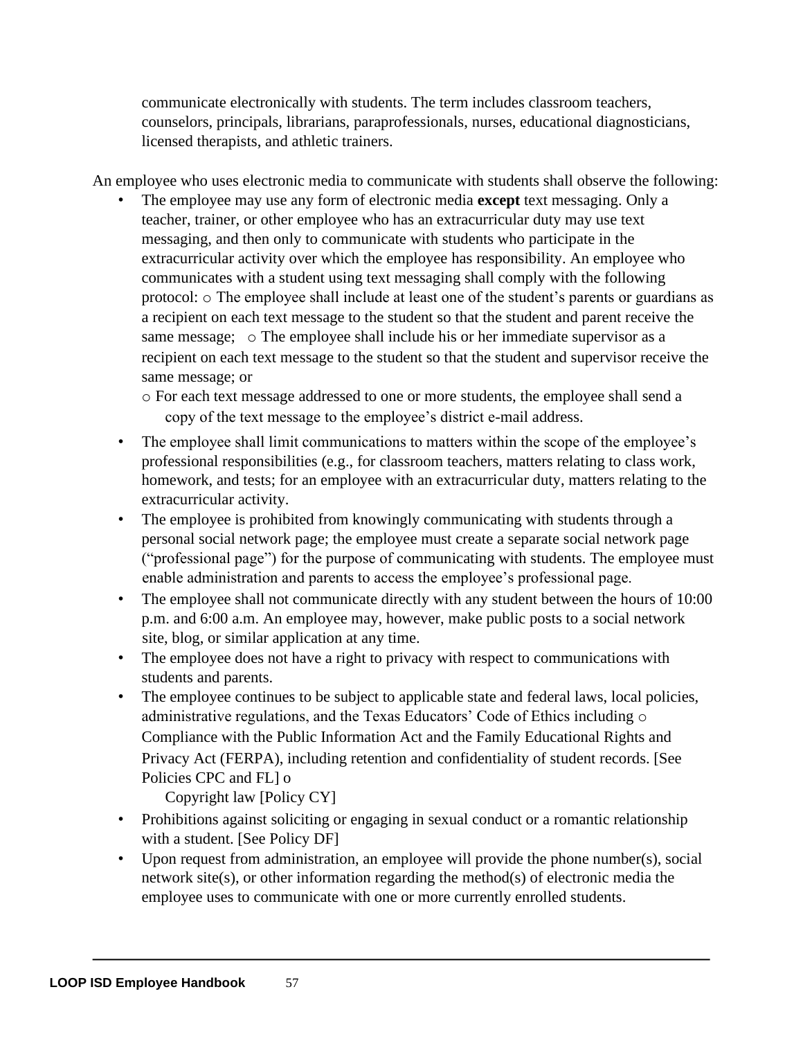communicate electronically with students. The term includes classroom teachers, counselors, principals, librarians, paraprofessionals, nurses, educational diagnosticians, licensed therapists, and athletic trainers.

An employee who uses electronic media to communicate with students shall observe the following:

- The employee may use any form of electronic media **except** text messaging. Only a teacher, trainer, or other employee who has an extracurricular duty may use text messaging, and then only to communicate with students who participate in the extracurricular activity over which the employee has responsibility. An employee who communicates with a student using text messaging shall comply with the following protocol:
  - The employee shall include at least one of the student's parents or guardians as a recipient on each text message to the student so that the student and parent receive the same message;
  - The employee shall include his or her immediate supervisor as a recipient on each text message to the student so that the student and supervisor receive the same message; or
  - For each text message addressed to one or more students, the employee shall send a copy of the text message to the employee's district e-mail address.
- The employee shall limit communications to matters within the scope of the employee's professional responsibilities (e.g., for classroom teachers, matters relating to class work, homework, and tests; for an employee with an extracurricular duty, matters relating to the extracurricular activity.
- The employee is prohibited from knowingly communicating with students through a personal social network page; the employee must create a separate social network page ("professional page") for the purpose of communicating with students. The employee must enable administration and parents to access the employee's professional page.
- The employee shall not communicate directly with any student between the hours of 10:00 p.m. and 6:00 a.m. An employee may, however, make public posts to a social network site, blog, or similar application at any time.
- The employee does not have a right to privacy with respect to communications with students and parents.
- The employee continues to be subject to applicable state and federal laws, local policies, administrative regulations, and the Texas Educators' Code of Ethics including
  - Compliance with the Public Information Act and the Family Educational Rights and Privacy Act (FERPA), including retention and confidentiality of student records. [See Policies CPC and FL]
  - Copyright law [Policy CY]
- Prohibitions against soliciting or engaging in sexual conduct or a romantic relationship with a student. [See Policy DF]
- Upon request from administration, an employee will provide the phone number(s), social network site(s), or other information regarding the method(s) of electronic media the employee uses to communicate with one or more currently enrolled students.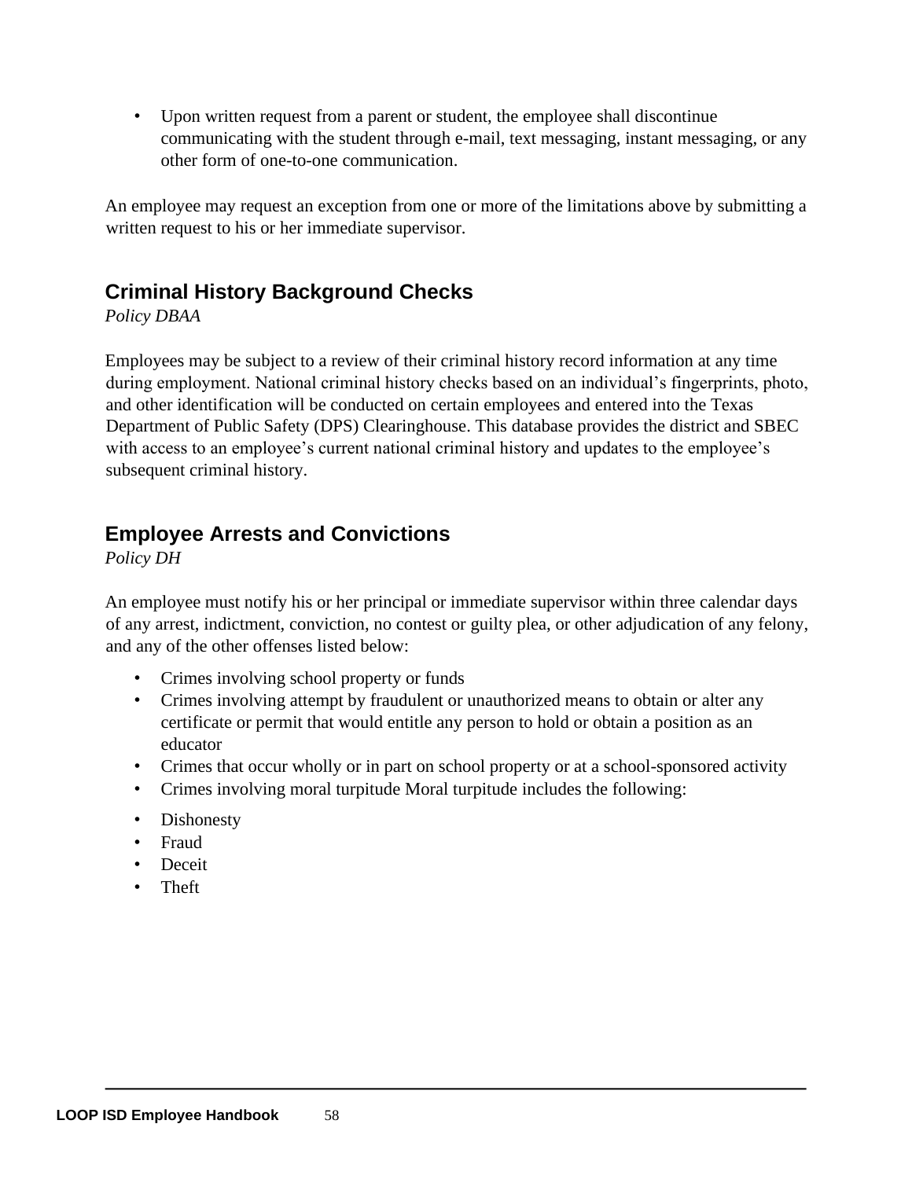- Upon written request from a parent or student, the employee shall discontinue communicating with the student through e-mail, text messaging, instant messaging, or any other form of one-to-one communication.

An employee may request an exception from one or more of the limitations above by submitting a written request to his or her immediate supervisor.

## Criminal History Background Checks

*Policy DBAA*

Employees may be subject to a review of their criminal history record information at any time during employment. National criminal history checks based on an individual's fingerprints, photo, and other identification will be conducted on certain employees and entered into the Texas Department of Public Safety (DPS) Clearinghouse. This database provides the district and SBEC with access to an employee's current national criminal history and updates to the employee's subsequent criminal history.

## Employee Arrests and Convictions

*Policy DH*

An employee must notify his or her principal or immediate supervisor within three calendar days of any arrest, indictment, conviction, no contest or guilty plea, or other adjudication of any felony, and any of the other offenses listed below:

- Crimes involving school property or funds
- Crimes involving attempt by fraudulent or unauthorized means to obtain or alter any certificate or permit that would entitle any person to hold or obtain a position as an educator
- Crimes that occur wholly or in part on school property or at a school-sponsored activity
- Crimes involving moral turpitude Moral turpitude includes the following:

- Dishonesty
- Fraud
- Deceit
- Theft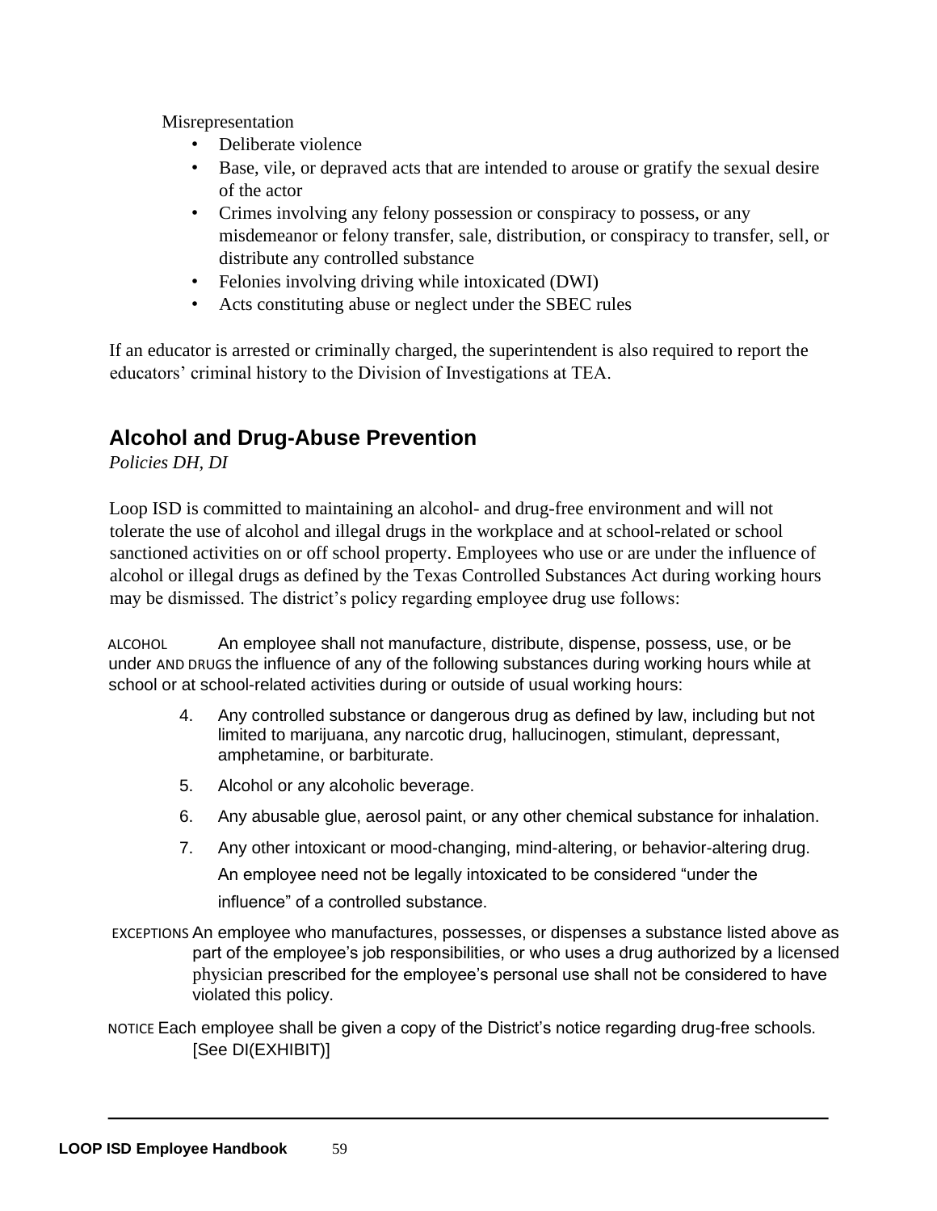Misrepresentation

- Deliberate violence
- Base, vile, or depraved acts that are intended to arouse or gratify the sexual desire of the actor
- Crimes involving any felony possession or conspiracy to possess, or any misdemeanor or felony transfer, sale, distribution, or conspiracy to transfer, sell, or distribute any controlled substance
- Felonies involving driving while intoxicated (DWI)
- Acts constituting abuse or neglect under the SBEC rules

If an educator is arrested or criminally charged, the superintendent is also required to report the educators' criminal history to the Division of Investigations at TEA.

## Alcohol and Drug-Abuse Prevention

*Policies DH, DI*

Loop ISD is committed to maintaining an alcohol- and drug-free environment and will not tolerate the use of alcohol and illegal drugs in the workplace and at school-related or school sanctioned activities on or off school property. Employees who use or are under the influence of alcohol or illegal drugs as defined by the Texas Controlled Substances Act during working hours may be dismissed. The district's policy regarding employee drug use follows:

ALCOHOL AND DRUGS An employee shall not manufacture, distribute, dispense, possess, use, or be under the influence of any of the following substances during working hours while at school or at school-related activities during or outside of usual working hours:

4. Any controlled substance or dangerous drug as defined by law, including but not limited to marijuana, any narcotic drug, hallucinogen, stimulant, depressant, amphetamine, or barbiturate.
5. Alcohol or any alcoholic beverage.
6. Any abusable glue, aerosol paint, or any other chemical substance for inhalation.
7. Any other intoxicant or mood-changing, mind-altering, or behavior-altering drug. An employee need not be legally intoxicated to be considered "under the influence" of a controlled substance.

EXCEPTIONS An employee who manufactures, possesses, or dispenses a substance listed above as part of the employee's job responsibilities, or who uses a drug authorized by a licensed physician prescribed for the employee's personal use shall not be considered to have violated this policy.

NOTICE Each employee shall be given a copy of the District's notice regarding drug-free schools. [See DI(EXHIBIT)]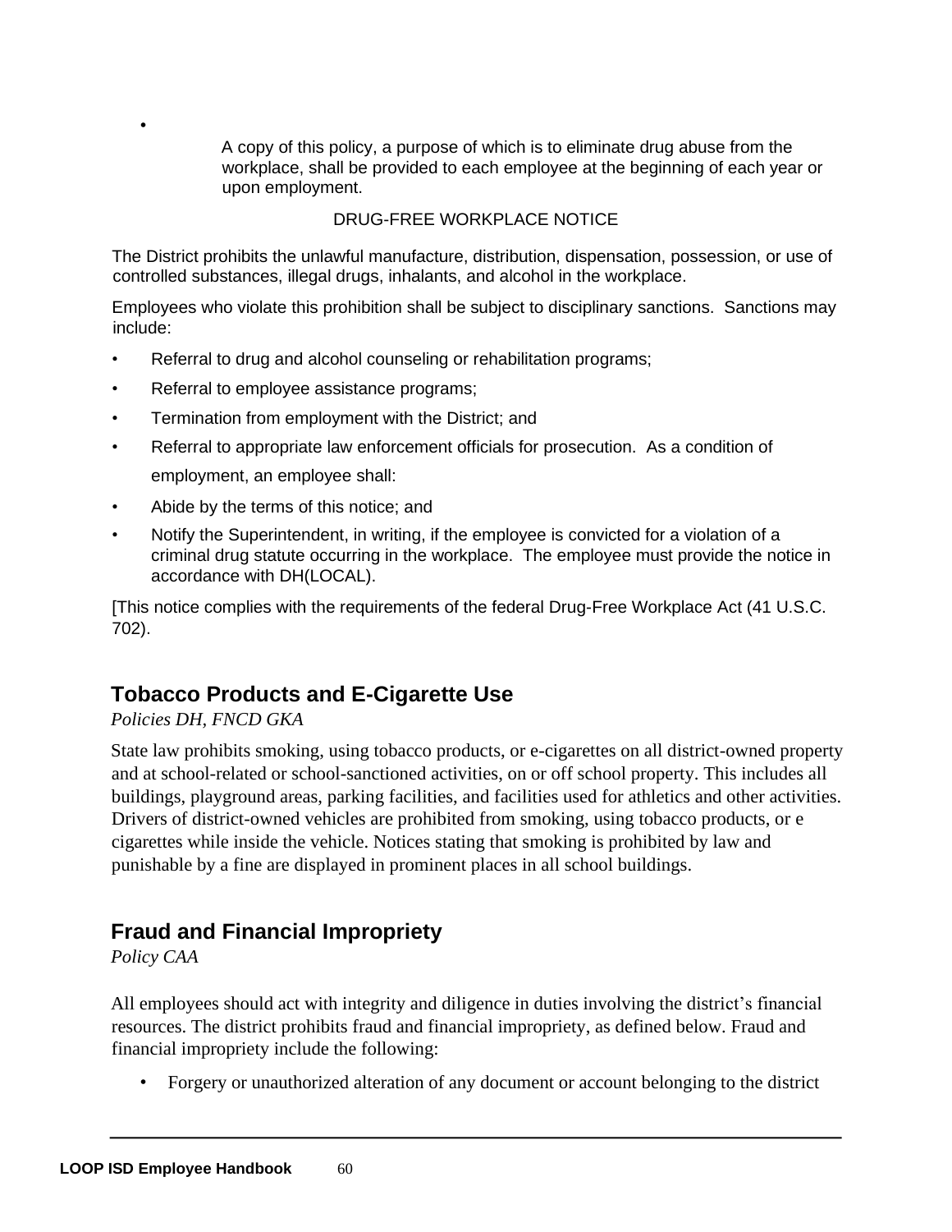- A copy of this policy, a purpose of which is to eliminate drug abuse from the workplace, shall be provided to each employee at the beginning of each year or upon employment.

DRUG-FREE WORKPLACE NOTICE

The District prohibits the unlawful manufacture, distribution, dispensation, possession, or use of controlled substances, illegal drugs, inhalants, and alcohol in the workplace.

Employees who violate this prohibition shall be subject to disciplinary sanctions. Sanctions may include:

- Referral to drug and alcohol counseling or rehabilitation programs;
- Referral to employee assistance programs;
- Termination from employment with the District; and
- Referral to appropriate law enforcement officials for prosecution. As a condition of employment, an employee shall:
- Abide by the terms of this notice; and
- Notify the Superintendent, in writing, if the employee is convicted for a violation of a criminal drug statute occurring in the workplace. The employee must provide the notice in accordance with DH(LOCAL).

[This notice complies with the requirements of the federal Drug-Free Workplace Act (41 U.S.C. 702).

## Tobacco Products and E-Cigarette Use

*Policies DH, FNCD GKA*

State law prohibits smoking, using tobacco products, or e-cigarettes on all district-owned property and at school-related or school-sanctioned activities, on or off school property. This includes all buildings, playground areas, parking facilities, and facilities used for athletics and other activities. Drivers of district-owned vehicles are prohibited from smoking, using tobacco products, or e cigarettes while inside the vehicle. Notices stating that smoking is prohibited by law and punishable by a fine are displayed in prominent places in all school buildings.

## Fraud and Financial Impropriety

*Policy CAA*

All employees should act with integrity and diligence in duties involving the district's financial resources. The district prohibits fraud and financial impropriety, as defined below. Fraud and financial impropriety include the following:

- Forgery or unauthorized alteration of any document or account belonging to the district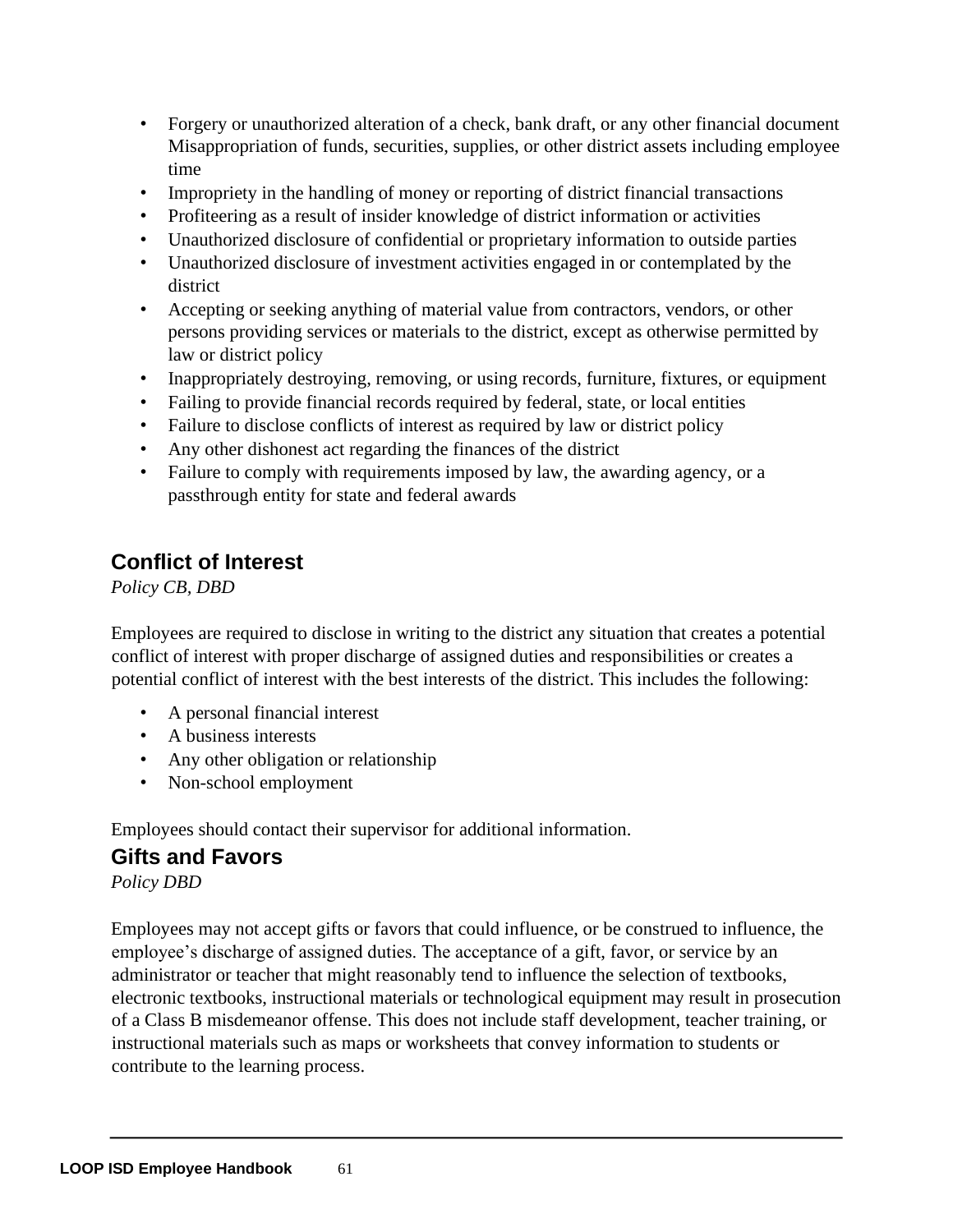- Forgery or unauthorized alteration of a check, bank draft, or any other financial document Misappropriation of funds, securities, supplies, or other district assets including employee time
- Impropriety in the handling of money or reporting of district financial transactions
- Profiteering as a result of insider knowledge of district information or activities
- Unauthorized disclosure of confidential or proprietary information to outside parties
- Unauthorized disclosure of investment activities engaged in or contemplated by the district
- Accepting or seeking anything of material value from contractors, vendors, or other persons providing services or materials to the district, except as otherwise permitted by law or district policy
- Inappropriately destroying, removing, or using records, furniture, fixtures, or equipment
- Failing to provide financial records required by federal, state, or local entities
- Failure to disclose conflicts of interest as required by law or district policy
- Any other dishonest act regarding the finances of the district
- Failure to comply with requirements imposed by law, the awarding agency, or a passthrough entity for state and federal awards

## Conflict of Interest

*Policy CB, DBD*

Employees are required to disclose in writing to the district any situation that creates a potential conflict of interest with proper discharge of assigned duties and responsibilities or creates a potential conflict of interest with the best interests of the district. This includes the following:

- A personal financial interest
- A business interests
- Any other obligation or relationship
- Non-school employment

Employees should contact their supervisor for additional information.

## Gifts and Favors

*Policy DBD*

Employees may not accept gifts or favors that could influence, or be construed to influence, the employee's discharge of assigned duties. The acceptance of a gift, favor, or service by an administrator or teacher that might reasonably tend to influence the selection of textbooks, electronic textbooks, instructional materials or technological equipment may result in prosecution of a Class B misdemeanor offense. This does not include staff development, teacher training, or instructional materials such as maps or worksheets that convey information to students or contribute to the learning process.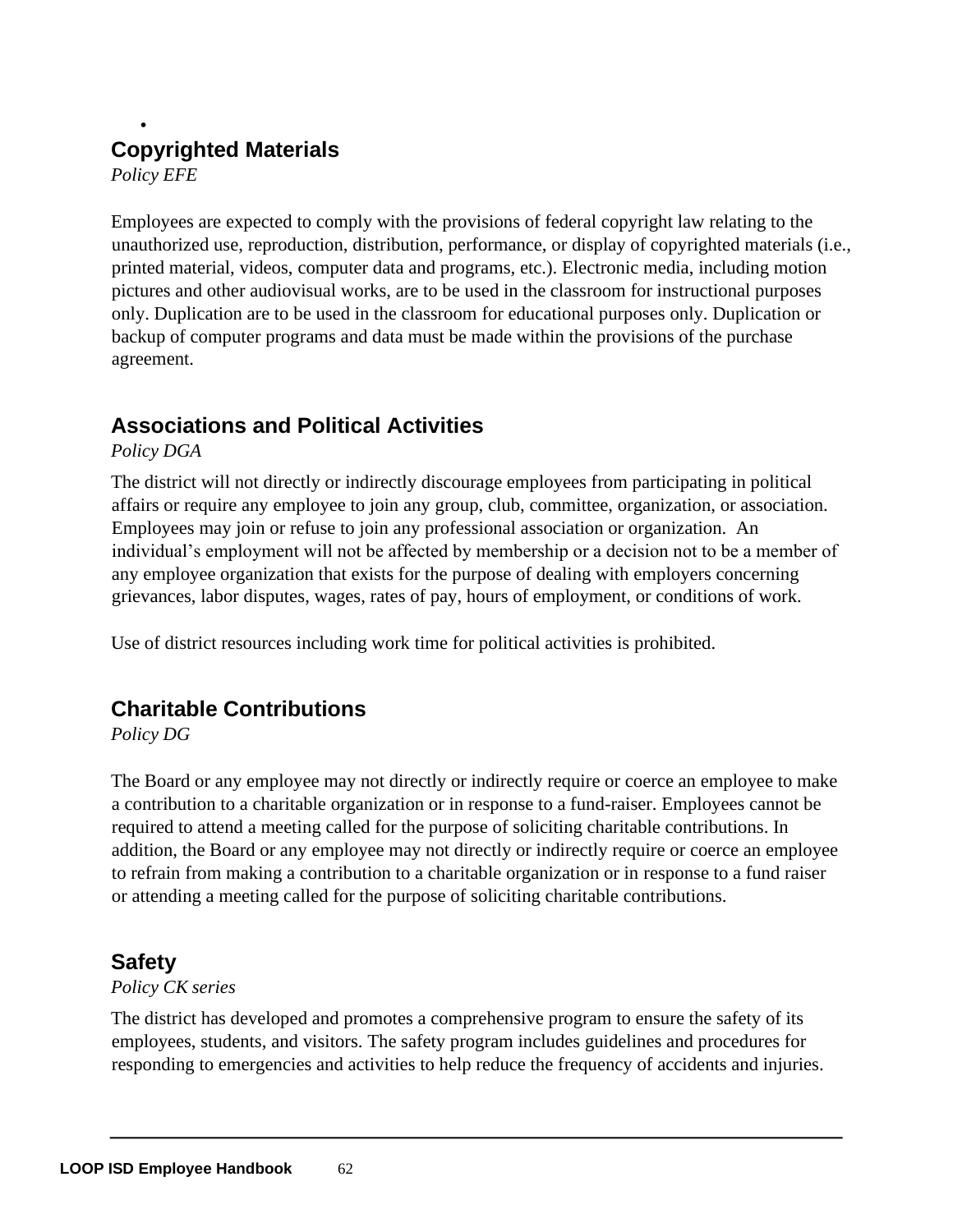## Copyrighted Materials

*Policy EFE*

Employees are expected to comply with the provisions of federal copyright law relating to the unauthorized use, reproduction, distribution, performance, or display of copyrighted materials (i.e., printed material, videos, computer data and programs, etc.). Electronic media, including motion pictures and other audiovisual works, are to be used in the classroom for instructional purposes only. Duplication are to be used in the classroom for educational purposes only. Duplication or backup of computer programs and data must be made within the provisions of the purchase agreement.

## Associations and Political Activities

*Policy DGA*

The district will not directly or indirectly discourage employees from participating in political affairs or require any employee to join any group, club, committee, organization, or association. Employees may join or refuse to join any professional association or organization. An individual's employment will not be affected by membership or a decision not to be a member of any employee organization that exists for the purpose of dealing with employers concerning grievances, labor disputes, wages, rates of pay, hours of employment, or conditions of work.

Use of district resources including work time for political activities is prohibited.

## Charitable Contributions

*Policy DG*

The Board or any employee may not directly or indirectly require or coerce an employee to make a contribution to a charitable organization or in response to a fund-raiser. Employees cannot be required to attend a meeting called for the purpose of soliciting charitable contributions. In addition, the Board or any employee may not directly or indirectly require or coerce an employee to refrain from making a contribution to a charitable organization or in response to a fund raiser or attending a meeting called for the purpose of soliciting charitable contributions.

## Safety

*Policy CK series*

The district has developed and promotes a comprehensive program to ensure the safety of its employees, students, and visitors. The safety program includes guidelines and procedures for responding to emergencies and activities to help reduce the frequency of accidents and injuries.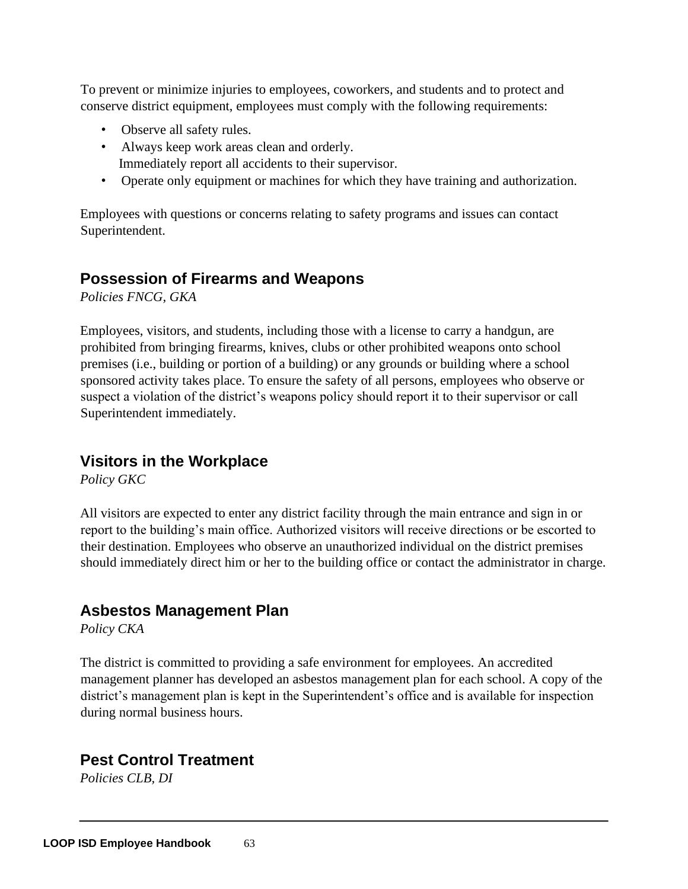To prevent or minimize injuries to employees, coworkers, and students and to protect and conserve district equipment, employees must comply with the following requirements:

- Observe all safety rules.
- Always keep work areas clean and orderly.
  Immediately report all accidents to their supervisor.
- Operate only equipment or machines for which they have training and authorization.

Employees with questions or concerns relating to safety programs and issues can contact Superintendent.

## Possession of Firearms and Weapons

*Policies FNCG, GKA*

Employees, visitors, and students, including those with a license to carry a handgun, are prohibited from bringing firearms, knives, clubs or other prohibited weapons onto school premises (i.e., building or portion of a building) or any grounds or building where a school sponsored activity takes place. To ensure the safety of all persons, employees who observe or suspect a violation of the district's weapons policy should report it to their supervisor or call Superintendent immediately.

## Visitors in the Workplace

*Policy GKC*

All visitors are expected to enter any district facility through the main entrance and sign in or report to the building's main office. Authorized visitors will receive directions or be escorted to their destination. Employees who observe an unauthorized individual on the district premises should immediately direct him or her to the building office or contact the administrator in charge.

## Asbestos Management Plan

*Policy CKA*

The district is committed to providing a safe environment for employees. An accredited management planner has developed an asbestos management plan for each school. A copy of the district's management plan is kept in the Superintendent's office and is available for inspection during normal business hours.

## Pest Control Treatment

*Policies CLB, DI*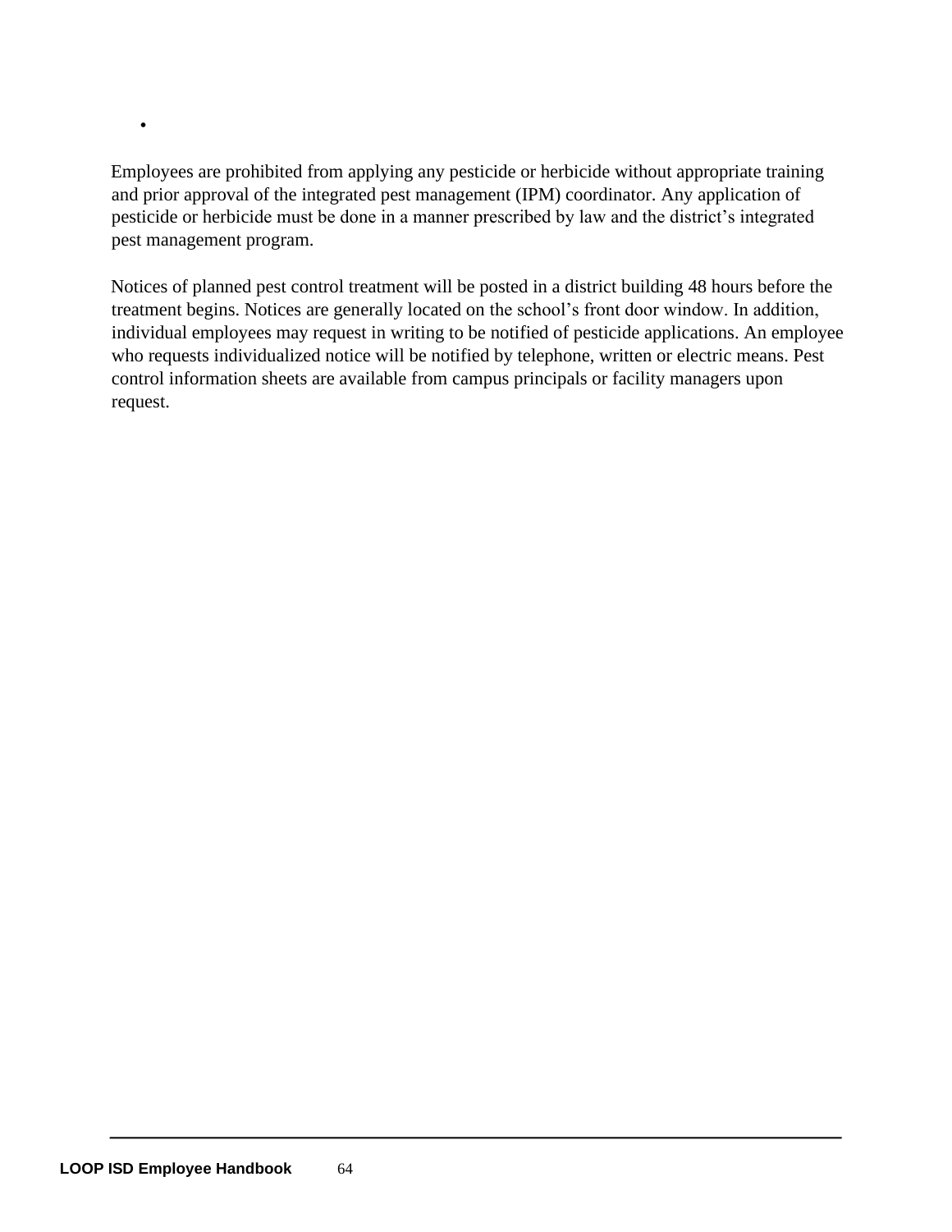- 

Employees are prohibited from applying any pesticide or herbicide without appropriate training and prior approval of the integrated pest management (IPM) coordinator. Any application of pesticide or herbicide must be done in a manner prescribed by law and the district's integrated pest management program.

Notices of planned pest control treatment will be posted in a district building 48 hours before the treatment begins. Notices are generally located on the school's front door window. In addition, individual employees may request in writing to be notified of pesticide applications. An employee who requests individualized notice will be notified by telephone, written or electric means. Pest control information sheets are available from campus principals or facility managers upon request.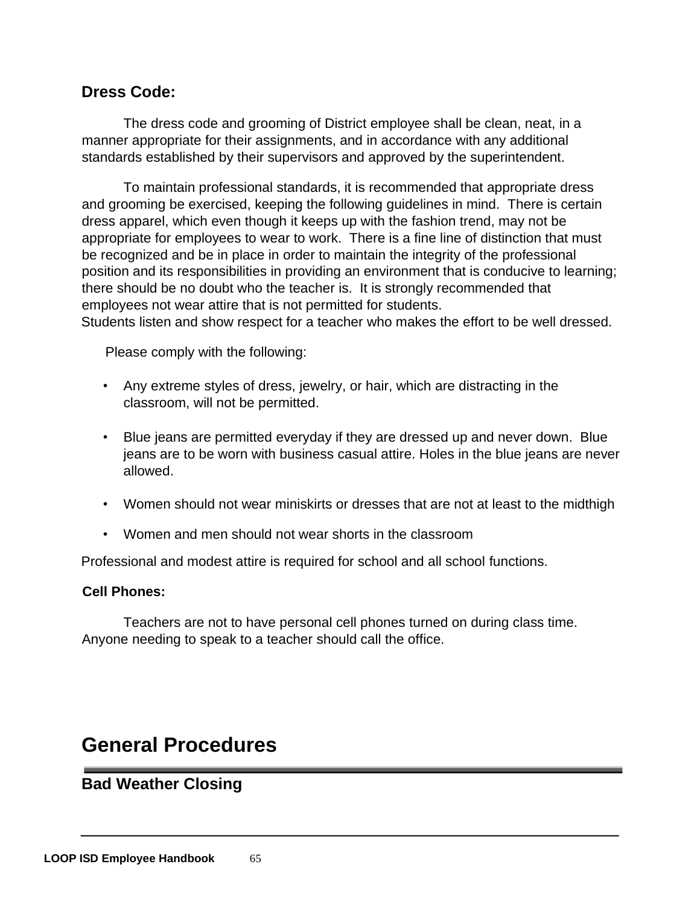### Dress Code:

The dress code and grooming of District employee shall be clean, neat, in a manner appropriate for their assignments, and in accordance with any additional standards established by their supervisors and approved by the superintendent.

To maintain professional standards, it is recommended that appropriate dress and grooming be exercised, keeping the following guidelines in mind. There is certain dress apparel, which even though it keeps up with the fashion trend, may not be appropriate for employees to wear to work. There is a fine line of distinction that must be recognized and be in place in order to maintain the integrity of the professional position and its responsibilities in providing an environment that is conducive to learning; there should be no doubt who the teacher is. It is strongly recommended that employees not wear attire that is not permitted for students.
Students listen and show respect for a teacher who makes the effort to be well dressed.

Please comply with the following:

- Any extreme styles of dress, jewelry, or hair, which are distracting in the classroom, will not be permitted.
- Blue jeans are permitted everyday if they are dressed up and never down. Blue jeans are to be worn with business casual attire. Holes in the blue jeans are never allowed.
- Women should not wear miniskirts or dresses that are not at least to the midthigh
- Women and men should not wear shorts in the classroom

Professional and modest attire is required for school and all school functions.

### Cell Phones:

Teachers are not to have personal cell phones turned on during class time. Anyone needing to speak to a teacher should call the office.

# General Procedures

## Bad Weather Closing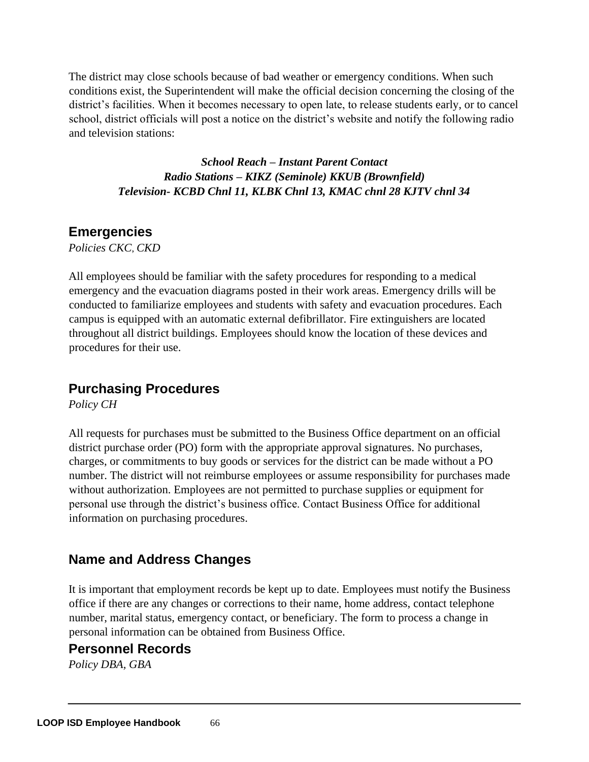The district may close schools because of bad weather or emergency conditions. When such conditions exist, the Superintendent will make the official decision concerning the closing of the district's facilities. When it becomes necessary to open late, to release students early, or to cancel school, district officials will post a notice on the district's website and notify the following radio and television stations:

***School Reach – Instant Parent Contact***
***Radio Stations – KIKZ (Seminole) KKUB (Brownfield)***
***Television- KCBD Chnl 11, KLBK Chnl 13, KMAC chnl 28 KJTV chnl 34***

## Emergencies

*Policies CKC, CKD*

All employees should be familiar with the safety procedures for responding to a medical emergency and the evacuation diagrams posted in their work areas. Emergency drills will be conducted to familiarize employees and students with safety and evacuation procedures. Each campus is equipped with an automatic external defibrillator. Fire extinguishers are located throughout all district buildings. Employees should know the location of these devices and procedures for their use.

## Purchasing Procedures

*Policy CH*

All requests for purchases must be submitted to the Business Office department on an official district purchase order (PO) form with the appropriate approval signatures. No purchases, charges, or commitments to buy goods or services for the district can be made without a PO number. The district will not reimburse employees or assume responsibility for purchases made without authorization. Employees are not permitted to purchase supplies or equipment for personal use through the district's business office. Contact Business Office for additional information on purchasing procedures.

## Name and Address Changes

It is important that employment records be kept up to date. Employees must notify the Business office if there are any changes or corrections to their name, home address, contact telephone number, marital status, emergency contact, or beneficiary. The form to process a change in personal information can be obtained from Business Office.

## Personnel Records

*Policy DBA, GBA*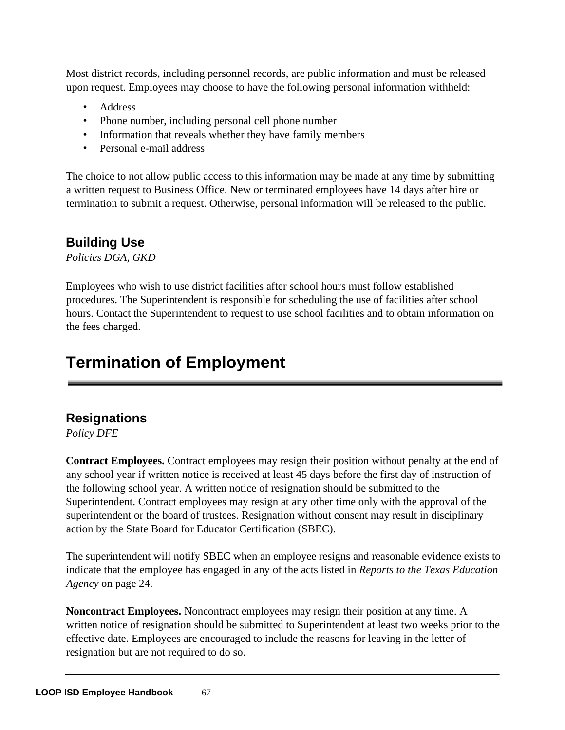Most district records, including personnel records, are public information and must be released upon request. Employees may choose to have the following personal information withheld:

- Address
- Phone number, including personal cell phone number
- Information that reveals whether they have family members
- Personal e-mail address

The choice to not allow public access to this information may be made at any time by submitting a written request to Business Office. New or terminated employees have 14 days after hire or termination to submit a request. Otherwise, personal information will be released to the public.

### Building Use

*Policies DGA, GKD*

Employees who wish to use district facilities after school hours must follow established procedures. The Superintendent is responsible for scheduling the use of facilities after school hours. Contact the Superintendent to request to use school facilities and to obtain information on the fees charged.

## Termination of Employment

### Resignations

*Policy DFE*

**Contract Employees.** Contract employees may resign their position without penalty at the end of any school year if written notice is received at least 45 days before the first day of instruction of the following school year. A written notice of resignation should be submitted to the Superintendent. Contract employees may resign at any other time only with the approval of the superintendent or the board of trustees. Resignation without consent may result in disciplinary action by the State Board for Educator Certification (SBEC).

The superintendent will notify SBEC when an employee resigns and reasonable evidence exists to indicate that the employee has engaged in any of the acts listed in *Reports to the Texas Education Agency* on page 24.

**Noncontract Employees.** Noncontract employees may resign their position at any time. A written notice of resignation should be submitted to Superintendent at least two weeks prior to the effective date. Employees are encouraged to include the reasons for leaving in the letter of resignation but are not required to do so.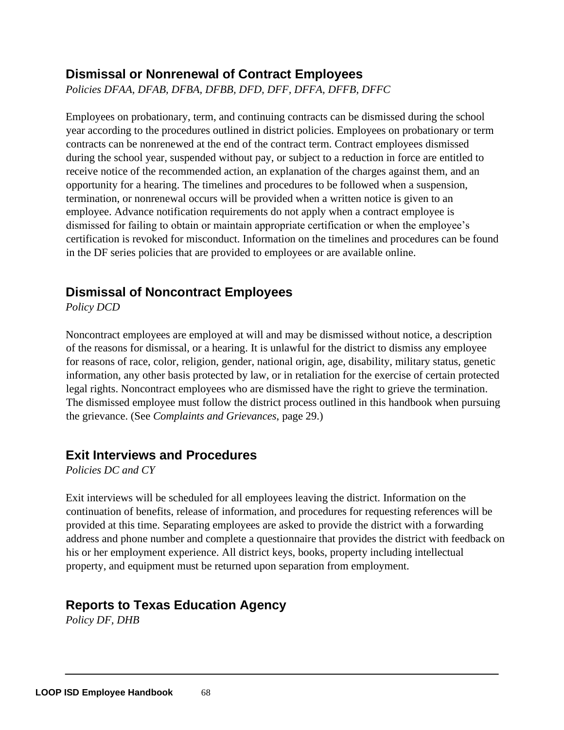## Dismissal or Nonrenewal of Contract Employees

*Policies DFAA, DFAB, DFBA, DFBB, DFD, DFF, DFFA, DFFB, DFFC*

Employees on probationary, term, and continuing contracts can be dismissed during the school year according to the procedures outlined in district policies. Employees on probationary or term contracts can be nonrenewed at the end of the contract term. Contract employees dismissed during the school year, suspended without pay, or subject to a reduction in force are entitled to receive notice of the recommended action, an explanation of the charges against them, and an opportunity for a hearing. The timelines and procedures to be followed when a suspension, termination, or nonrenewal occurs will be provided when a written notice is given to an employee. Advance notification requirements do not apply when a contract employee is dismissed for failing to obtain or maintain appropriate certification or when the employee's certification is revoked for misconduct. Information on the timelines and procedures can be found in the DF series policies that are provided to employees or are available online.

## Dismissal of Noncontract Employees

*Policy DCD*

Noncontract employees are employed at will and may be dismissed without notice, a description of the reasons for dismissal, or a hearing. It is unlawful for the district to dismiss any employee for reasons of race, color, religion, gender, national origin, age, disability, military status, genetic information, any other basis protected by law, or in retaliation for the exercise of certain protected legal rights. Noncontract employees who are dismissed have the right to grieve the termination. The dismissed employee must follow the district process outlined in this handbook when pursuing the grievance. (See *Complaints and Grievances*, page 29.)

## Exit Interviews and Procedures

*Policies DC and CY*

Exit interviews will be scheduled for all employees leaving the district. Information on the continuation of benefits, release of information, and procedures for requesting references will be provided at this time. Separating employees are asked to provide the district with a forwarding address and phone number and complete a questionnaire that provides the district with feedback on his or her employment experience. All district keys, books, property including intellectual property, and equipment must be returned upon separation from employment.

## Reports to Texas Education Agency

*Policy DF, DHB*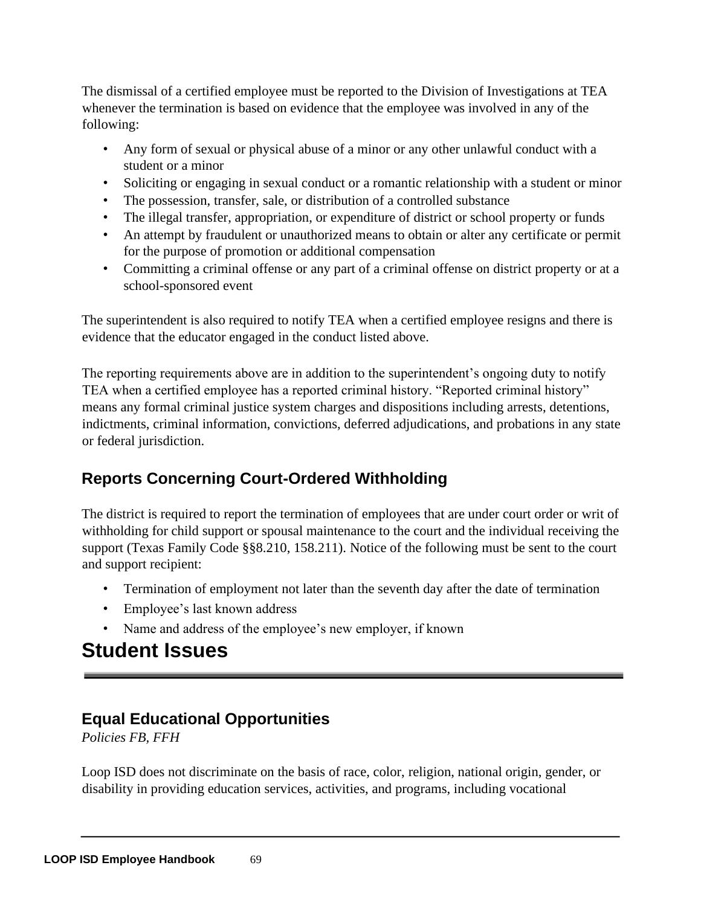The dismissal of a certified employee must be reported to the Division of Investigations at TEA whenever the termination is based on evidence that the employee was involved in any of the following:

- Any form of sexual or physical abuse of a minor or any other unlawful conduct with a student or a minor
- Soliciting or engaging in sexual conduct or a romantic relationship with a student or minor
- The possession, transfer, sale, or distribution of a controlled substance
- The illegal transfer, appropriation, or expenditure of district or school property or funds
- An attempt by fraudulent or unauthorized means to obtain or alter any certificate or permit for the purpose of promotion or additional compensation
- Committing a criminal offense or any part of a criminal offense on district property or at a school-sponsored event

The superintendent is also required to notify TEA when a certified employee resigns and there is evidence that the educator engaged in the conduct listed above.

The reporting requirements above are in addition to the superintendent's ongoing duty to notify TEA when a certified employee has a reported criminal history. "Reported criminal history" means any formal criminal justice system charges and dispositions including arrests, detentions, indictments, criminal information, convictions, deferred adjudications, and probations in any state or federal jurisdiction.

### Reports Concerning Court-Ordered Withholding

The district is required to report the termination of employees that are under court order or writ of withholding for child support or spousal maintenance to the court and the individual receiving the support (Texas Family Code §§8.210, 158.211). Notice of the following must be sent to the court and support recipient:

- Termination of employment not later than the seventh day after the date of termination
- Employee's last known address
- Name and address of the employee's new employer, if known

## Student Issues

### Equal Educational Opportunities

*Policies FB, FFH*

Loop ISD does not discriminate on the basis of race, color, religion, national origin, gender, or disability in providing education services, activities, and programs, including vocational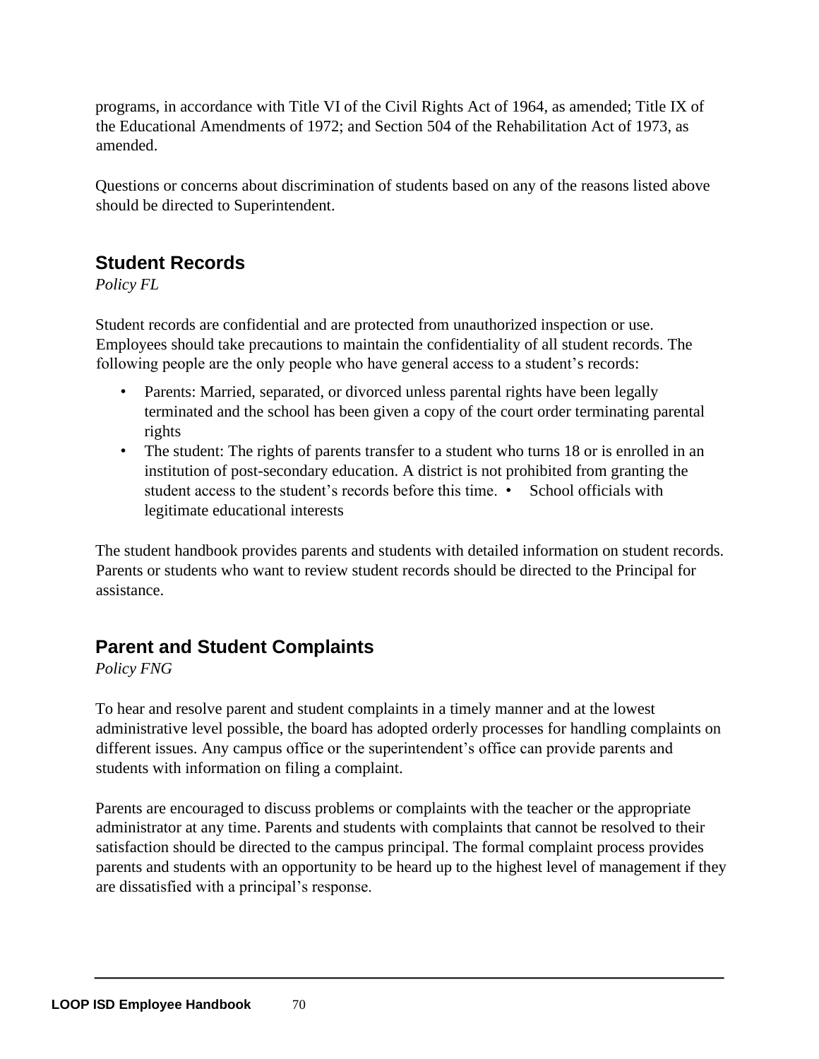programs, in accordance with Title VI of the Civil Rights Act of 1964, as amended; Title IX of the Educational Amendments of 1972; and Section 504 of the Rehabilitation Act of 1973, as amended.

Questions or concerns about discrimination of students based on any of the reasons listed above should be directed to Superintendent.

## Student Records

*Policy FL*

Student records are confidential and are protected from unauthorized inspection or use. Employees should take precautions to maintain the confidentiality of all student records. The following people are the only people who have general access to a student's records:

- Parents: Married, separated, or divorced unless parental rights have been legally terminated and the school has been given a copy of the court order terminating parental rights
- The student: The rights of parents transfer to a student who turns 18 or is enrolled in an institution of post-secondary education. A district is not prohibited from granting the student access to the student's records before this time.
- School officials with legitimate educational interests

The student handbook provides parents and students with detailed information on student records. Parents or students who want to review student records should be directed to the Principal for assistance.

## Parent and Student Complaints

*Policy FNG*

To hear and resolve parent and student complaints in a timely manner and at the lowest administrative level possible, the board has adopted orderly processes for handling complaints on different issues. Any campus office or the superintendent's office can provide parents and students with information on filing a complaint.

Parents are encouraged to discuss problems or complaints with the teacher or the appropriate administrator at any time. Parents and students with complaints that cannot be resolved to their satisfaction should be directed to the campus principal. The formal complaint process provides parents and students with an opportunity to be heard up to the highest level of management if they are dissatisfied with a principal's response.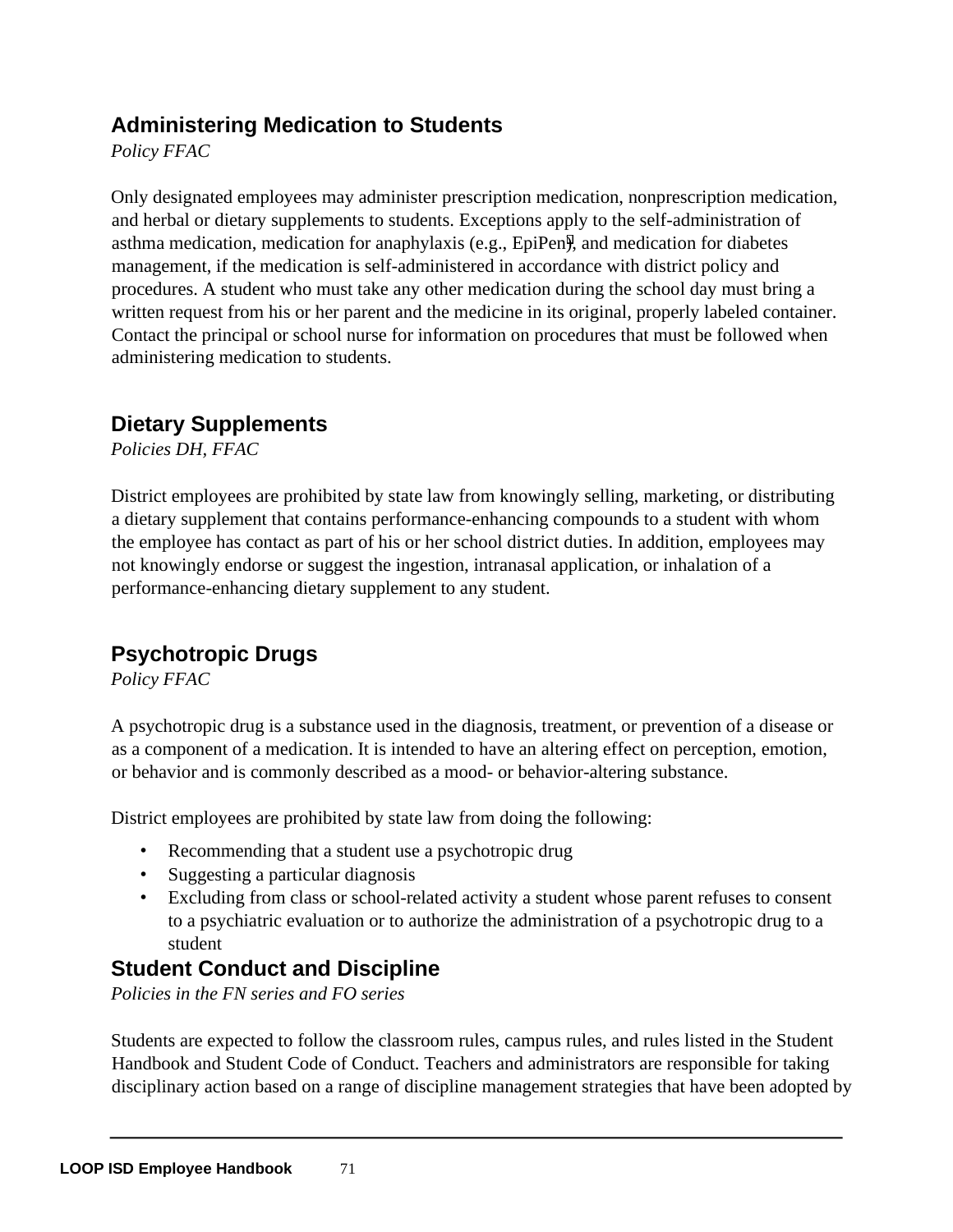## Administering Medication to Students

*Policy FFAC*

Only designated employees may administer prescription medication, nonprescription medication, and herbal or dietary supplements to students. Exceptions apply to the self-administration of asthma medication, medication for anaphylaxis (e.g., EpiPen®), and medication for diabetes management, if the medication is self-administered in accordance with district policy and procedures. A student who must take any other medication during the school day must bring a written request from his or her parent and the medicine in its original, properly labeled container. Contact the principal or school nurse for information on procedures that must be followed when administering medication to students.

## Dietary Supplements

*Policies DH, FFAC*

District employees are prohibited by state law from knowingly selling, marketing, or distributing a dietary supplement that contains performance-enhancing compounds to a student with whom the employee has contact as part of his or her school district duties. In addition, employees may not knowingly endorse or suggest the ingestion, intranasal application, or inhalation of a performance-enhancing dietary supplement to any student.

## Psychotropic Drugs

*Policy FFAC*

A psychotropic drug is a substance used in the diagnosis, treatment, or prevention of a disease or as a component of a medication. It is intended to have an altering effect on perception, emotion, or behavior and is commonly described as a mood- or behavior-altering substance.

District employees are prohibited by state law from doing the following:

- Recommending that a student use a psychotropic drug
- Suggesting a particular diagnosis
- Excluding from class or school-related activity a student whose parent refuses to consent to a psychiatric evaluation or to authorize the administration of a psychotropic drug to a student

## Student Conduct and Discipline

*Policies in the FN series and FO series*

Students are expected to follow the classroom rules, campus rules, and rules listed in the Student Handbook and Student Code of Conduct. Teachers and administrators are responsible for taking disciplinary action based on a range of discipline management strategies that have been adopted by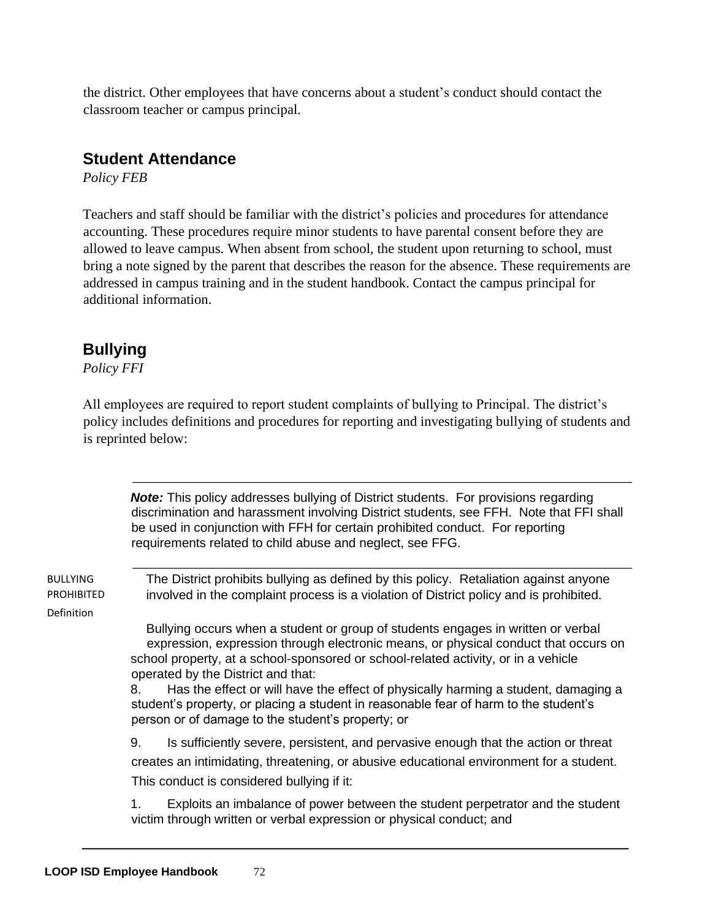the district. Other employees that have concerns about a student's conduct should contact the classroom teacher or campus principal.

## Student Attendance

*Policy FEB*

Teachers and staff should be familiar with the district's policies and procedures for attendance accounting. These procedures require minor students to have parental consent before they are allowed to leave campus. When absent from school, the student upon returning to school, must bring a note signed by the parent that describes the reason for the absence. These requirements are addressed in campus training and in the student handbook. Contact the campus principal for additional information.

## Bullying

*Policy FFI*

All employees are required to report student complaints of bullying to Principal. The district's policy includes definitions and procedures for reporting and investigating bullying of students and is reprinted below:

---

***Note:*** This policy addresses bullying of District students. For provisions regarding discrimination and harassment involving District students, see FFH. Note that FFI shall be used in conjunction with FFH for certain prohibited conduct. For reporting requirements related to child abuse and neglect, see FFG.

---

**BULLYING PROHIBITED**

The District prohibits bullying as defined by this policy. Retaliation against anyone involved in the complaint process is a violation of District policy and is prohibited.

**Definition**

Bullying occurs when a student or group of students engages in written or verbal expression, expression through electronic means, or physical conduct that occurs on school property, at a school-sponsored or school-related activity, or in a vehicle operated by the District and that:

8. Has the effect or will have the effect of physically harming a student, damaging a student's property, or placing a student in reasonable fear of harm to the student's person or of damage to the student's property; or

9. Is sufficiently severe, persistent, and pervasive enough that the action or threat creates an intimidating, threatening, or abusive educational environment for a student.

This conduct is considered bullying if it:

1. Exploits an imbalance of power between the student perpetrator and the student victim through written or verbal expression or physical conduct; and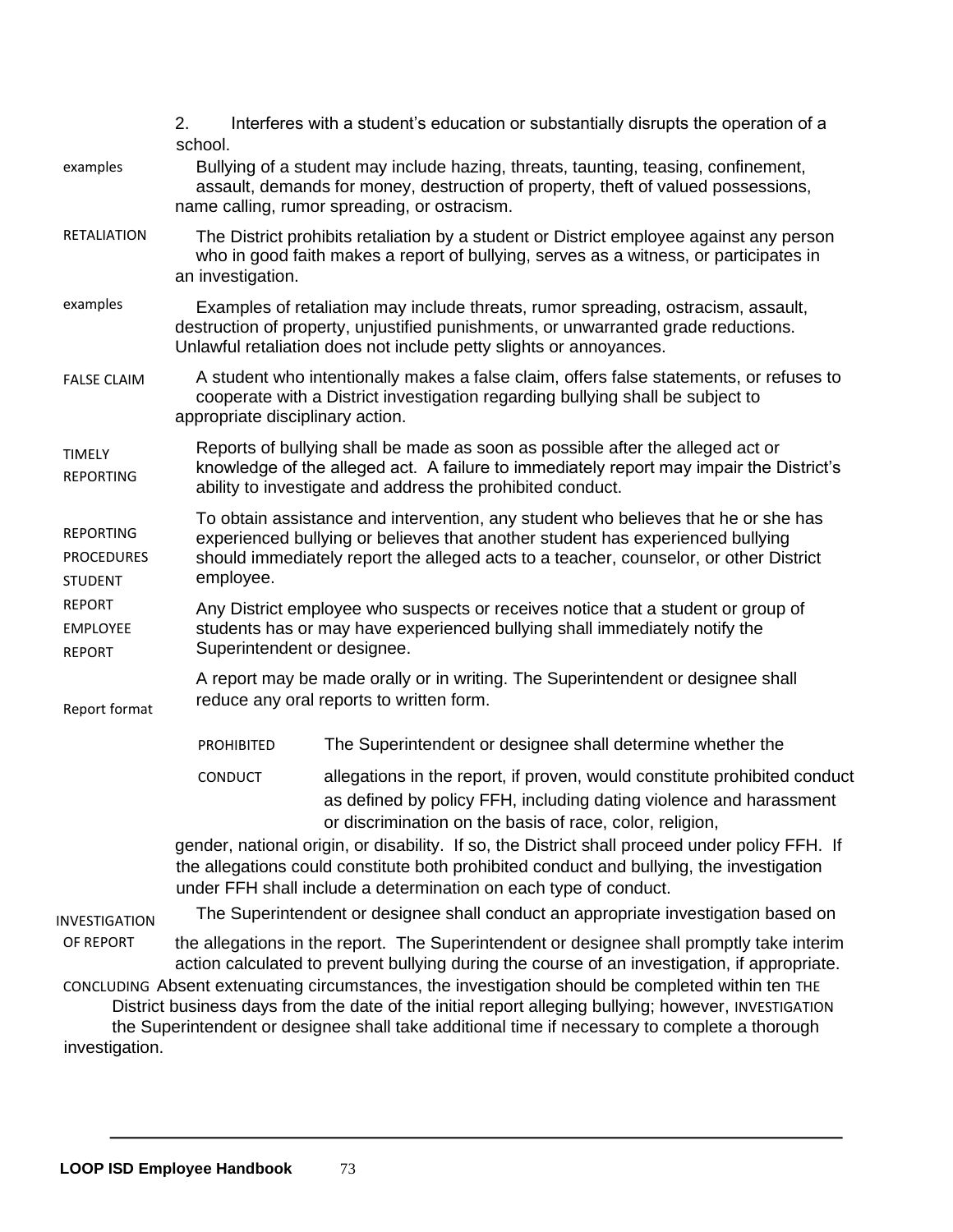2. Interferes with a student's education or substantially disrupts the operation of a school.

**examples**

Bullying of a student may include hazing, threats, taunting, teasing, confinement, assault, demands for money, destruction of property, theft of valued possessions, name calling, rumor spreading, or ostracism.

**RETALIATION**

The District prohibits retaliation by a student or District employee against any person who in good faith makes a report of bullying, serves as a witness, or participates in an investigation.

**examples**

Examples of retaliation may include threats, rumor spreading, ostracism, assault, destruction of property, unjustified punishments, or unwarranted grade reductions. Unlawful retaliation does not include petty slights or annoyances.

**FALSE CLAIM**

A student who intentionally makes a false claim, offers false statements, or refuses to cooperate with a District investigation regarding bullying shall be subject to appropriate disciplinary action.

**TIMELY REPORTING**

Reports of bullying shall be made as soon as possible after the alleged act or knowledge of the alleged act. A failure to immediately report may impair the District's ability to investigate and address the prohibited conduct.

**REPORTING PROCEDURES**

**STUDENT REPORT**

To obtain assistance and intervention, any student who believes that he or she has experienced bullying or believes that another student has experienced bullying should immediately report the alleged acts to a teacher, counselor, or other District employee.

**EMPLOYEE REPORT**

Any District employee who suspects or receives notice that a student or group of students has or may have experienced bullying shall immediately notify the Superintendent or designee.

**Report format**

A report may be made orally or in writing. The Superintendent or designee shall reduce any oral reports to written form.

**PROHIBITED CONDUCT**

The Superintendent or designee shall determine whether the allegations in the report, if proven, would constitute prohibited conduct as defined by policy FFH, including dating violence and harassment or discrimination on the basis of race, color, religion, gender, national origin, or disability. If so, the District shall proceed under policy FFH. If the allegations could constitute both prohibited conduct and bullying, the investigation under FFH shall include a determination on each type of conduct.

**INVESTIGATION OF REPORT**

The Superintendent or designee shall conduct an appropriate investigation based on the allegations in the report. The Superintendent or designee shall promptly take interim action calculated to prevent bullying during the course of an investigation, if appropriate.

**CONCLUDING THE INVESTIGATION**

Absent extenuating circumstances, the investigation should be completed within ten District business days from the date of the initial report alleging bullying; however, the Superintendent or designee shall take additional time if necessary to complete a thorough investigation.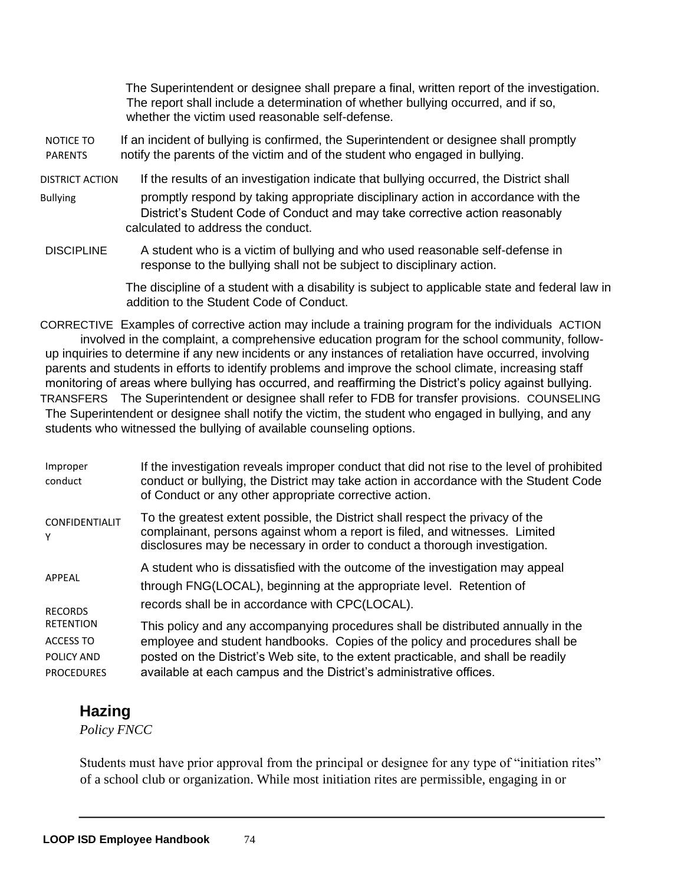The Superintendent or designee shall prepare a final, written report of the investigation. The report shall include a determination of whether bullying occurred, and if so, whether the victim used reasonable self-defense.

**NOTICE TO PARENTS**

If an incident of bullying is confirmed, the Superintendent or designee shall promptly notify the parents of the victim and of the student who engaged in bullying.

**DISTRICT ACTION**

**Bullying**

If the results of an investigation indicate that bullying occurred, the District shall promptly respond by taking appropriate disciplinary action in accordance with the District's Student Code of Conduct and may take corrective action reasonably calculated to address the conduct.

**DISCIPLINE**

A student who is a victim of bullying and who used reasonable self-defense in response to the bullying shall not be subject to disciplinary action.

The discipline of a student with a disability is subject to applicable state and federal law in addition to the Student Code of Conduct.

**CORRECTIVE ACTION**

Examples of corrective action may include a training program for the individuals involved in the complaint, a comprehensive education program for the school community, follow-up inquiries to determine if any new incidents or any instances of retaliation have occurred, involving parents and students in efforts to identify problems and improve the school climate, increasing staff monitoring of areas where bullying has occurred, and reaffirming the District's policy against bullying.

**TRANSFERS**

The Superintendent or designee shall refer to FDB for transfer provisions.

**COUNSELING**

The Superintendent or designee shall notify the victim, the student who engaged in bullying, and any students who witnessed the bullying of available counseling options.

**Improper conduct**

If the investigation reveals improper conduct that did not rise to the level of prohibited conduct or bullying, the District may take action in accordance with the Student Code of Conduct or any other appropriate corrective action.

**CONFIDENTIALITY**

To the greatest extent possible, the District shall respect the privacy of the complainant, persons against whom a report is filed, and witnesses. Limited disclosures may be necessary in order to conduct a thorough investigation.

**APPEAL**

A student who is dissatisfied with the outcome of the investigation may appeal through FNG(LOCAL), beginning at the appropriate level.

**RECORDS RETENTION**

Retention of records shall be in accordance with CPC(LOCAL).

**ACCESS TO POLICY AND PROCEDURES**

This policy and any accompanying procedures shall be distributed annually in the employee and student handbooks. Copies of the policy and procedures shall be posted on the District's Web site, to the extent practicable, and shall be readily available at each campus and the District's administrative offices.

## Hazing

*Policy FNCC*

Students must have prior approval from the principal or designee for any type of "initiation rites" of a school club or organization. While most initiation rites are permissible, engaging in or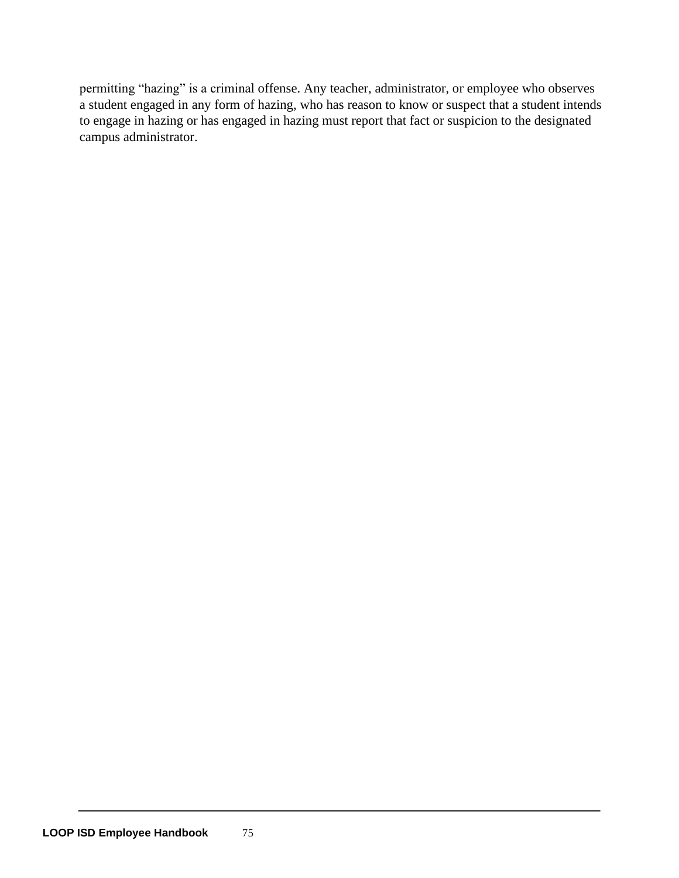permitting “hazing” is a criminal offense. Any teacher, administrator, or employee who observes a student engaged in any form of hazing, who has reason to know or suspect that a student intends to engage in hazing or has engaged in hazing must report that fact or suspicion to the designated campus administrator.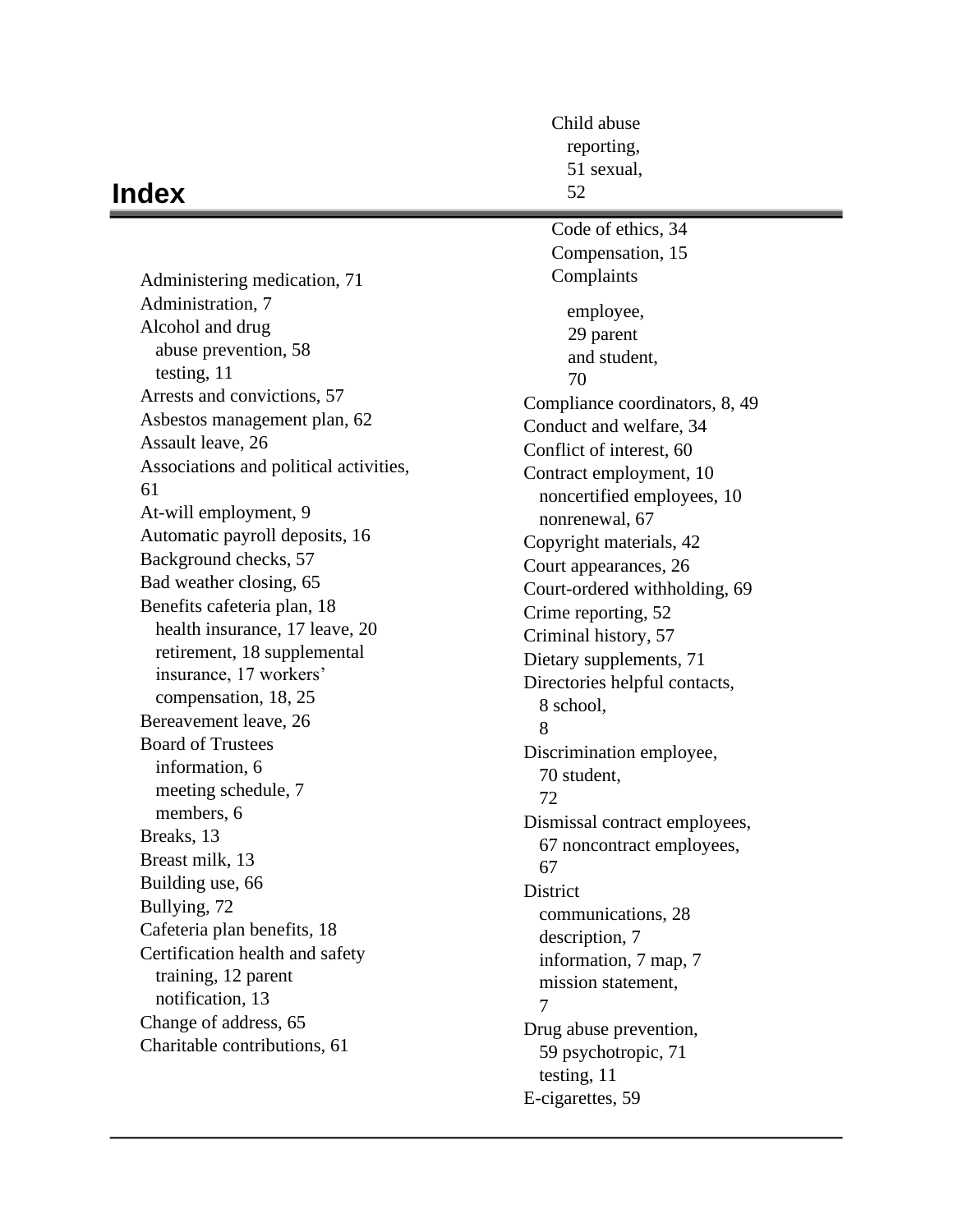# Index

Administering medication, 71
Administration, 7
Alcohol and drug
  abuse prevention, 58
  testing, 11
Arrests and convictions, 57
Asbestos management plan, 62
Assault leave, 26
Associations and political activities, 61
At-will employment, 9
Automatic payroll deposits, 16
Background checks, 57
Bad weather closing, 65
Benefits cafeteria plan, 18
  health insurance, 17 leave, 20
  retirement, 18 supplemental
  insurance, 17 workers'
  compensation, 18, 25
Bereavement leave, 26
Board of Trustees
  information, 6
  meeting schedule, 7
  members, 6
Breaks, 13
Breast milk, 13
Building use, 66
Bullying, 72
Cafeteria plan benefits, 18
Certification health and safety
  training, 12 parent
  notification, 13
Change of address, 65
Charitable contributions, 61

Child abuse
  reporting,
  51 sexual,
  52

Code of ethics, 34
Compensation, 15
Complaints

  employee,
  29 parent
  and student,
  70
Compliance coordinators, 8, 49
Conduct and welfare, 34
Conflict of interest, 60
Contract employment, 10
  noncertified employees, 10
  nonrenewal, 67
Copyright materials, 42
Court appearances, 26
Court-ordered withholding, 69
Crime reporting, 52
Criminal history, 57
Dietary supplements, 71
Directories helpful contacts,
  8 school,
  8
Discrimination employee,
  70 student,
  72
Dismissal contract employees,
  67 noncontract employees,
  67
District
  communications, 28
  description, 7
  information, 7 map, 7
  mission statement,
  7
Drug abuse prevention,
  59 psychotropic, 71
  testing, 11
E-cigarettes, 59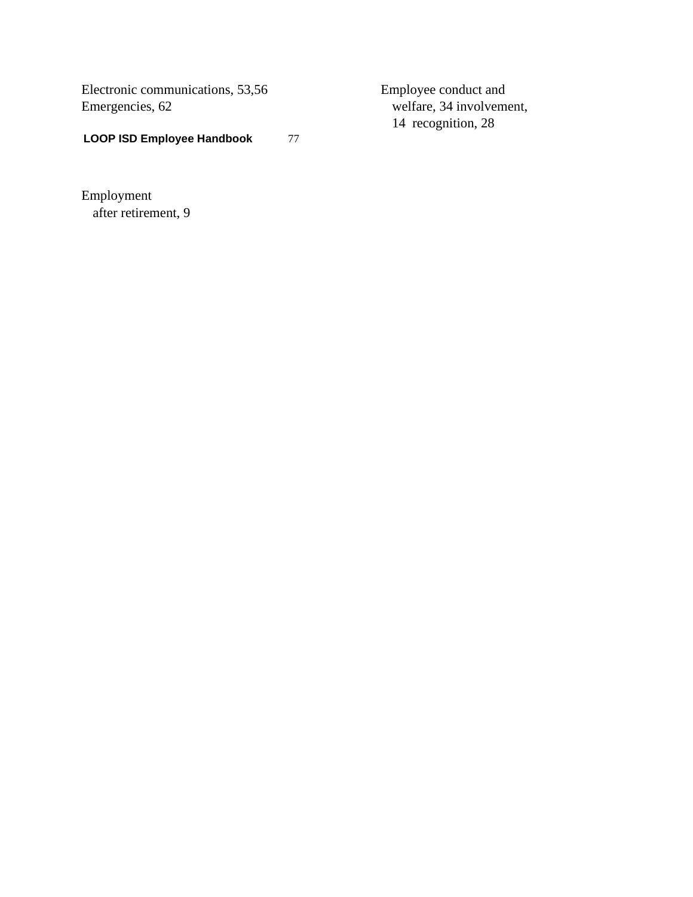Electronic communications, 53,56
Emergencies, 62

Employee conduct and
  welfare, 34 involvement,
  14 recognition, 28

Employment
  after retirement, 9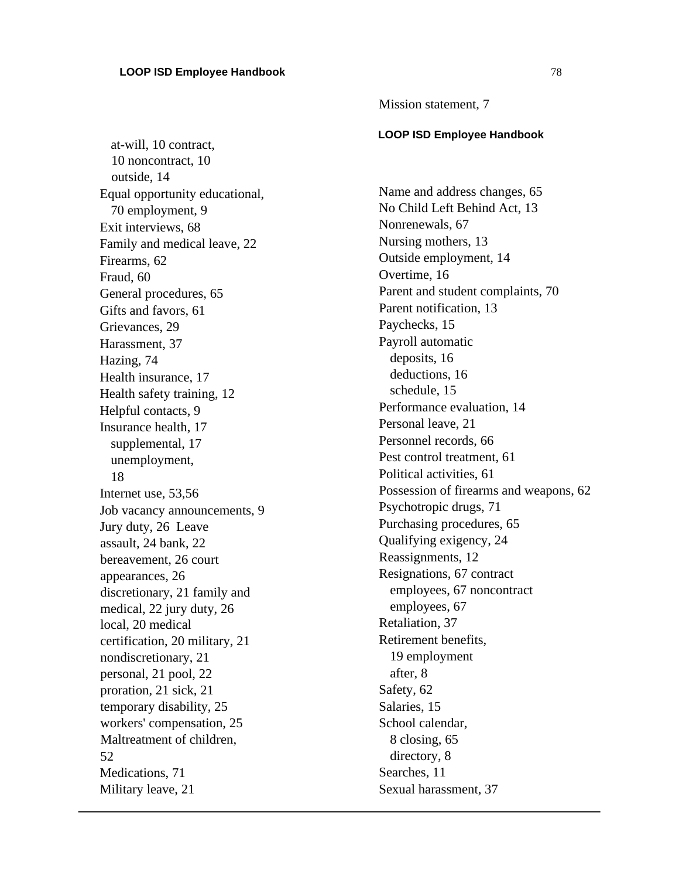at-will, 10 contract,
10 noncontract, 10
outside, 14
Equal opportunity educational,
70 employment, 9
Exit interviews, 68
Family and medical leave, 22
Firearms, 62
Fraud, 60
General procedures, 65
Gifts and favors, 61
Grievances, 29
Harassment, 37
Hazing, 74
Health insurance, 17
Health safety training, 12
Helpful contacts, 9
Insurance health, 17
supplemental, 17
unemployment,
18
Internet use, 53,56
Job vacancy announcements, 9
Jury duty, 26 Leave
assault, 24 bank, 22
bereavement, 26 court
appearances, 26
discretionary, 21 family and
medical, 22 jury duty, 26
local, 20 medical
certification, 20 military, 21
nondiscretionary, 21
personal, 21 pool, 22
proration, 21 sick, 21
temporary disability, 25
workers' compensation, 25
Maltreatment of children,
52
Medications, 71
Military leave, 21

Mission statement, 7

Name and address changes, 65
No Child Left Behind Act, 13
Nonrenewals, 67
Nursing mothers, 13
Outside employment, 14
Overtime, 16
Parent and student complaints, 70
Parent notification, 13
Paychecks, 15
Payroll automatic
deposits, 16
deductions, 16
schedule, 15
Performance evaluation, 14
Personal leave, 21
Personnel records, 66
Pest control treatment, 61
Political activities, 61
Possession of firearms and weapons, 62
Psychotropic drugs, 71
Purchasing procedures, 65
Qualifying exigency, 24
Reassignments, 12
Resignations, 67 contract
employees, 67 noncontract
employees, 67
Retaliation, 37
Retirement benefits,
19 employment
after, 8
Safety, 62
Salaries, 15
School calendar,
8 closing, 65
directory, 8
Searches, 11
Sexual harassment, 37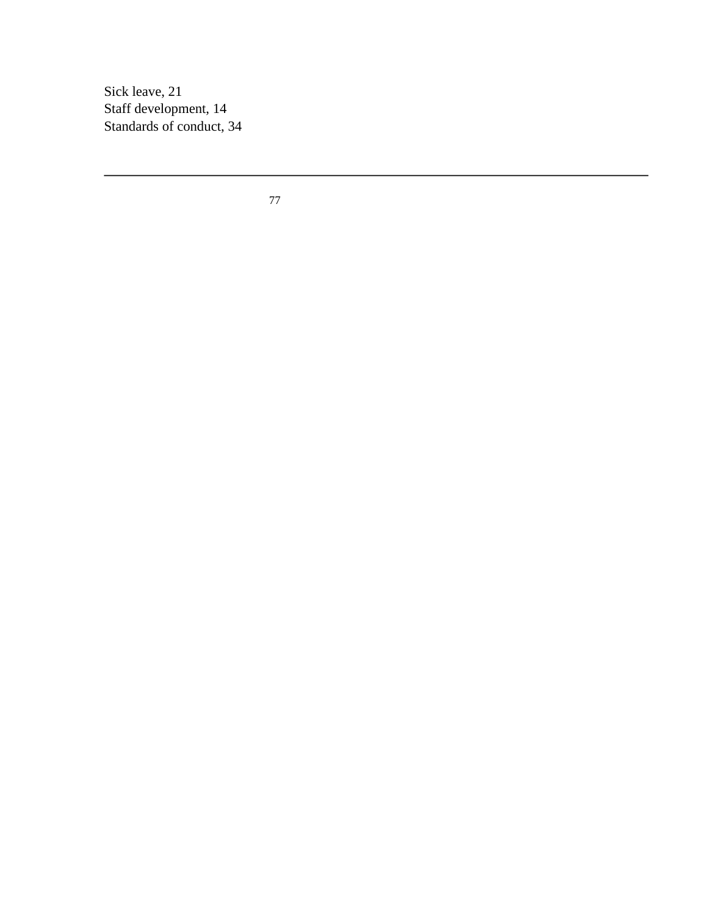Sick leave, 21
Staff development, 14
Standards of conduct, 34

---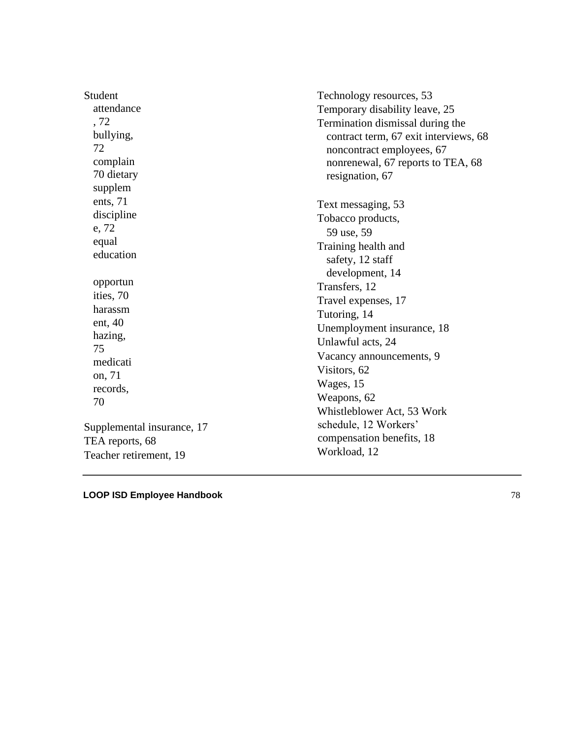Student
- attendance, 72
- bullying, 72
- complain 70
- dietary supplements, 71
- discipline, 72
- equal education opportunities, 70
- harassment, 40
- hazing, 75
- medication, 71
- records, 70

Supplemental insurance, 17
TEA reports, 68
Teacher retirement, 19

Technology resources, 53
Temporary disability leave, 25
Termination
- dismissal during the contract term, 67
- exit interviews, 68
- noncontract employees, 67
- nonrenewal, 67
- reports to TEA, 68
- resignation, 67

Text messaging, 53
Tobacco products, 59
- use, 59

Training
- health and safety, 12
- staff development, 14

Transfers, 12
Travel expenses, 17
Tutoring, 14
Unemployment insurance, 18
Unlawful acts, 24
Vacancy announcements, 9
Visitors, 62
Wages, 15
Weapons, 62
Whistleblower Act, 53
Work schedule, 12
Workers' compensation benefits, 18
Workload, 12